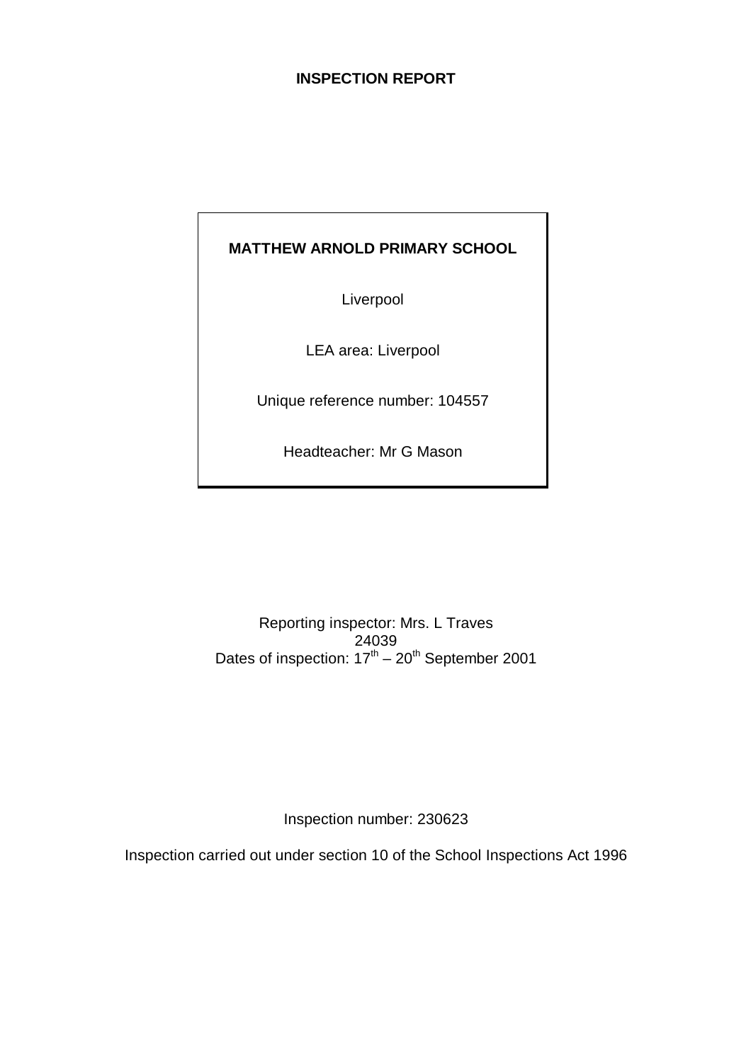# INSPECTION REPORT

**MATTHEW ARNOLD PRIMARY SCHOOL**

Liverpool

LEA area: Liverpool

Unique reference number: 104557

Headteacher: Mr G Mason

Reporting inspector: Mrs. L Traves
24039
Dates of inspection: 17th – 20th September 2001

Inspection number: 230623

Inspection carried out under section 10 of the School Inspections Act 1996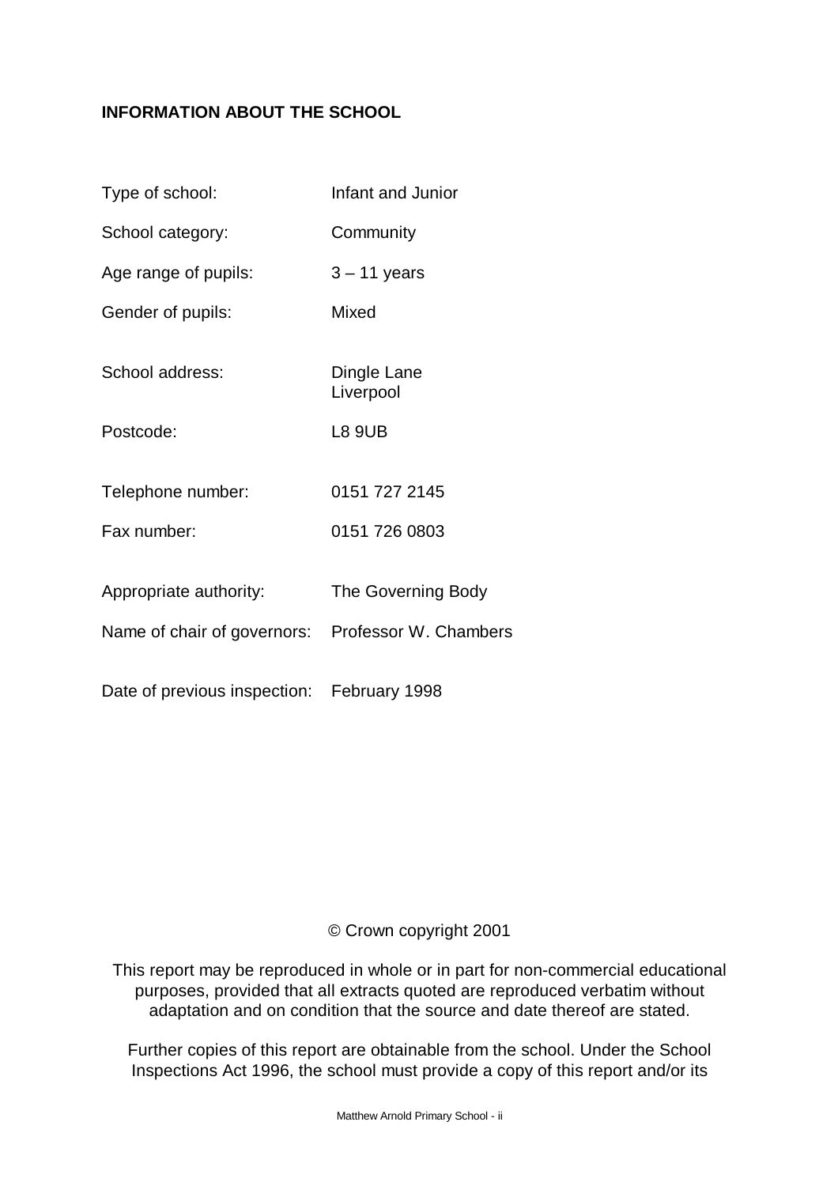**INFORMATION ABOUT THE SCHOOL**

| | |
|---|---|
| Type of school: | Infant and Junior |
| School category: | Community |
| Age range of pupils: | 3 – 11 years |
| Gender of pupils: | Mixed |
| School address: | Dingle Lane<br>Liverpool |
| Postcode: | L8 9UB |
| Telephone number: | 0151 727 2145 |
| Fax number: | 0151 726 0803 |
| Appropriate authority: | The Governing Body |
| Name of chair of governors: | Professor W. Chambers |
| Date of previous inspection: | February 1998 |

© Crown copyright 2001

This report may be reproduced in whole or in part for non-commercial educational purposes, provided that all extracts quoted are reproduced verbatim without adaptation and on condition that the source and date thereof are stated.

Further copies of this report are obtainable from the school. Under the School Inspections Act 1996, the school must provide a copy of this report and/or its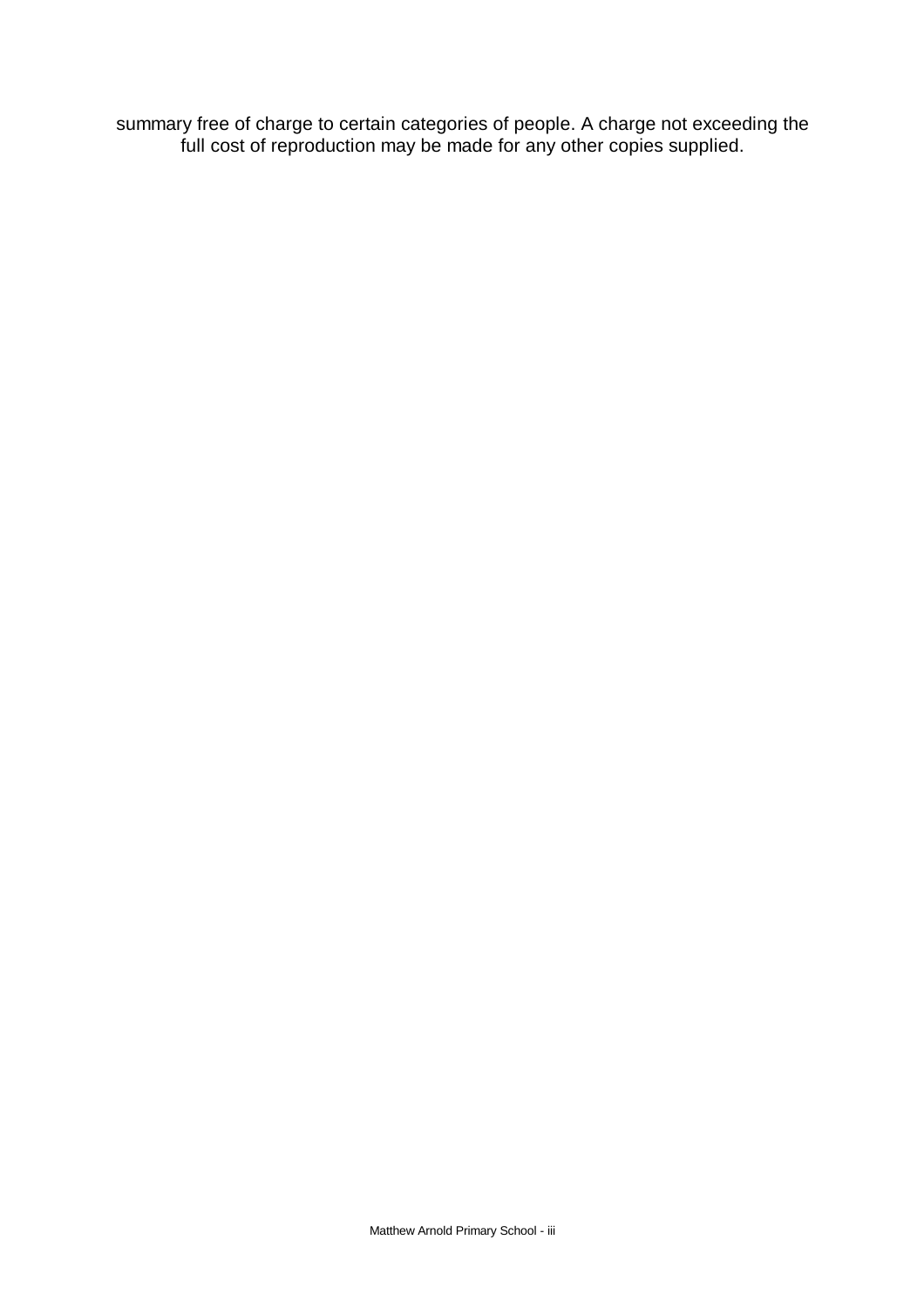summary free of charge to certain categories of people. A charge not exceeding the full cost of reproduction may be made for any other copies supplied.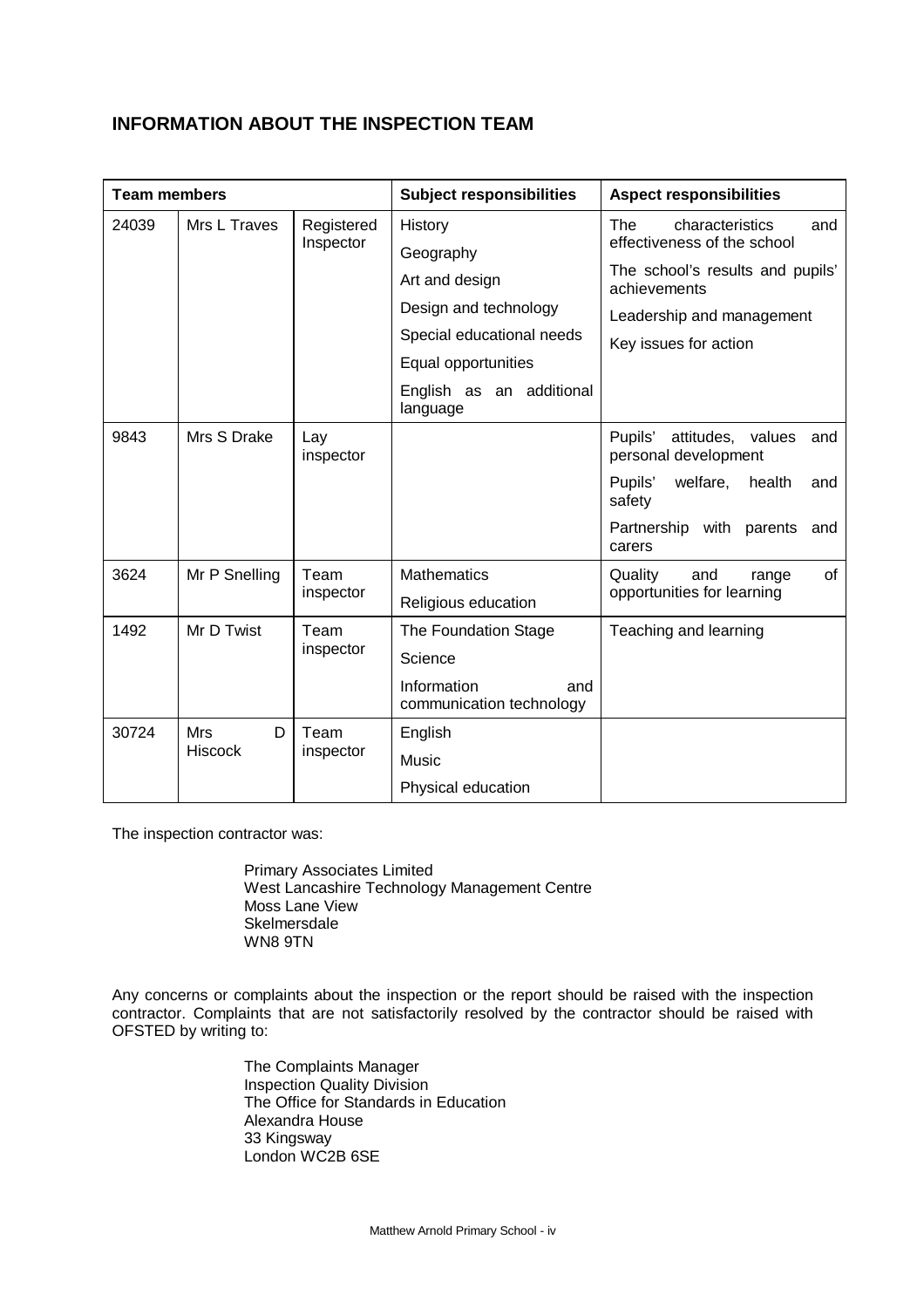## INFORMATION ABOUT THE INSPECTION TEAM

| Team members | | | Subject responsibilities | Aspect responsibilities |
|---|---|---|---|---|
| 24039 | Mrs L Traves | Registered Inspector | History<br>Geography<br>Art and design<br>Design and technology<br>Special educational needs<br>Equal opportunities<br>English as an additional language | The characteristics and effectiveness of the school<br>The school's results and pupils' achievements<br>Leadership and management<br>Key issues for action |
| 9843 | Mrs S Drake | Lay inspector | | Pupils' attitudes, values and personal development<br>Pupils' welfare, health and safety<br>Partnership with parents and carers |
| 3624 | Mr P Snelling | Team inspector | Mathematics<br>Religious education | Quality and range of opportunities for learning |
| 1492 | Mr D Twist | Team inspector | The Foundation Stage<br>Science<br>Information and communication technology | Teaching and learning |
| 30724 | Mrs D Hiscock | Team inspector | English<br>Music<br>Physical education | |

The inspection contractor was:

Primary Associates Limited
West Lancashire Technology Management Centre
Moss Lane View
Skelmersdale
WN8 9TN

Any concerns or complaints about the inspection or the report should be raised with the inspection contractor. Complaints that are not satisfactorily resolved by the contractor should be raised with OFSTED by writing to:

The Complaints Manager
Inspection Quality Division
The Office for Standards in Education
Alexandra House
33 Kingsway
London WC2B 6SE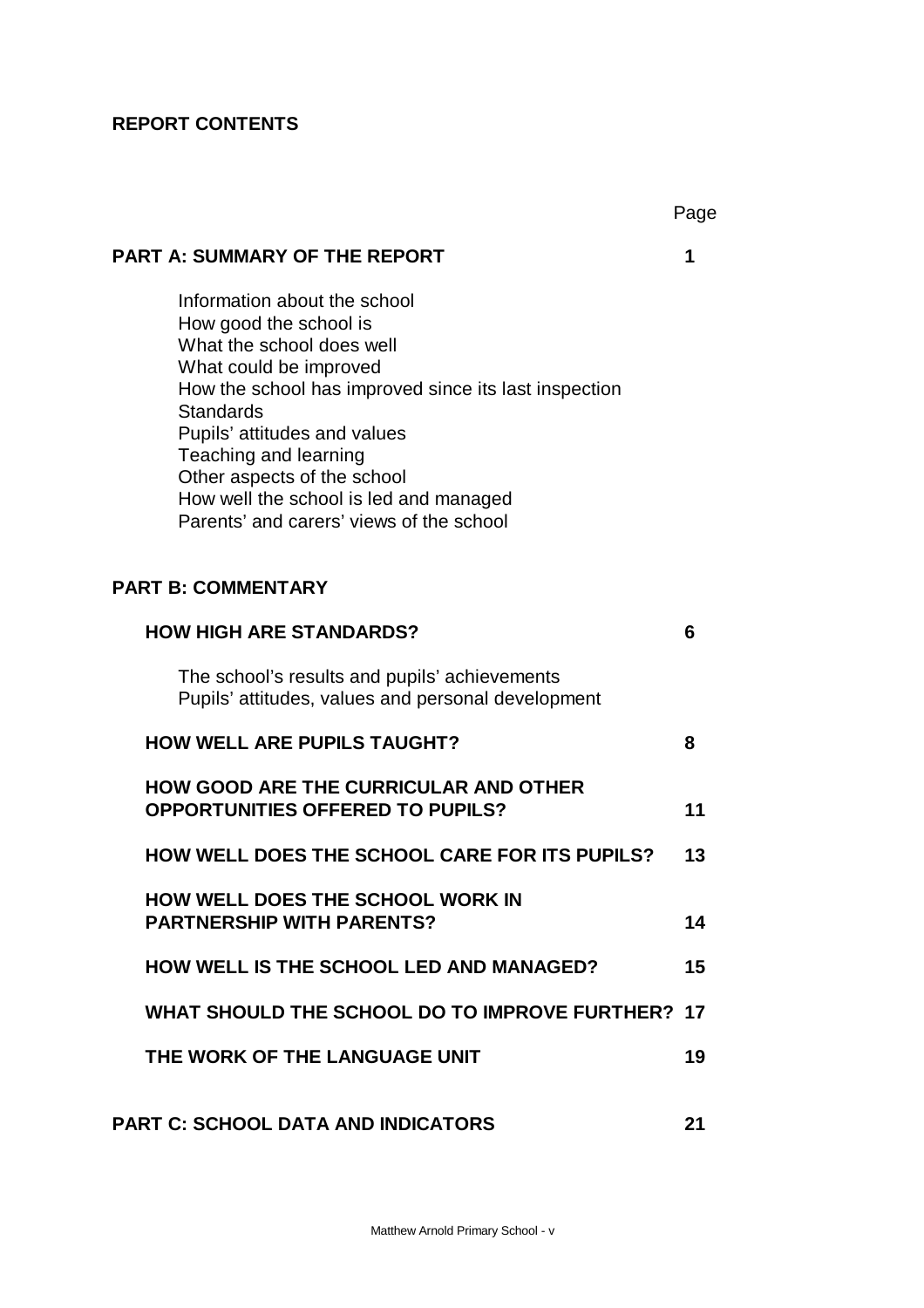## REPORT CONTENTS

| | Page |
|---|---|
| **PART A: SUMMARY OF THE REPORT** | **1** |
| Information about the school<br>How good the school is<br>What the school does well<br>What could be improved<br>How the school has improved since its last inspection<br>Standards<br>Pupils' attitudes and values<br>Teaching and learning<br>Other aspects of the school<br>How well the school is led and managed<br>Parents' and carers' views of the school | |
| **PART B: COMMENTARY** | |
| **HOW HIGH ARE STANDARDS?** | **6** |
| The school's results and pupils' achievements<br>Pupils' attitudes, values and personal development | |
| **HOW WELL ARE PUPILS TAUGHT?** | **8** |
| **HOW GOOD ARE THE CURRICULAR AND OTHER OPPORTUNITIES OFFERED TO PUPILS?** | **11** |
| **HOW WELL DOES THE SCHOOL CARE FOR ITS PUPILS?** | **13** |
| **HOW WELL DOES THE SCHOOL WORK IN PARTNERSHIP WITH PARENTS?** | **14** |
| **HOW WELL IS THE SCHOOL LED AND MANAGED?** | **15** |
| **WHAT SHOULD THE SCHOOL DO TO IMPROVE FURTHER?** | **17** |
| **THE WORK OF THE LANGUAGE UNIT** | **19** |
| **PART C: SCHOOL DATA AND INDICATORS** | **21** |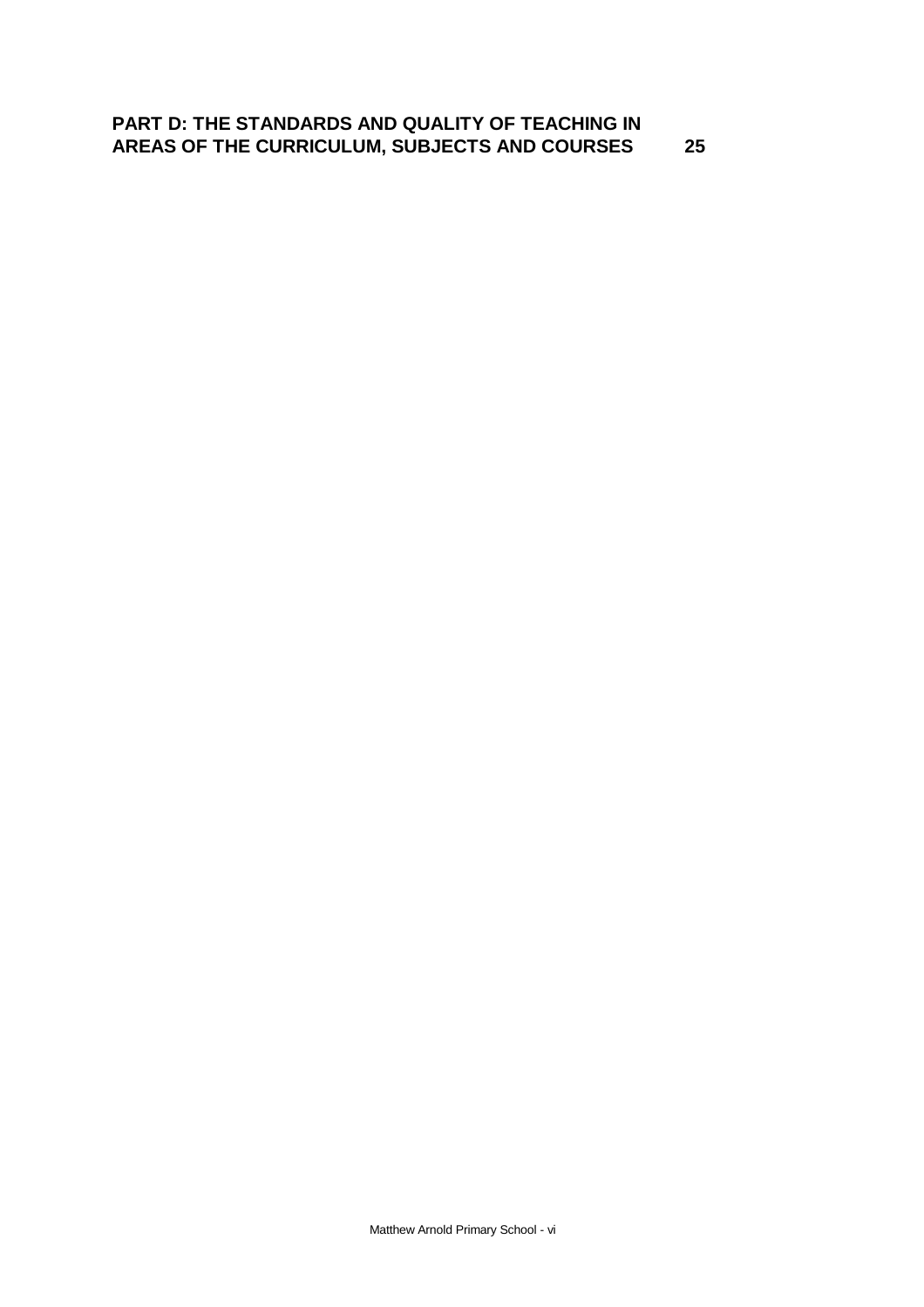**PART D: THE STANDARDS AND QUALITY OF TEACHING IN AREAS OF THE CURRICULUM, SUBJECTS AND COURSES 25**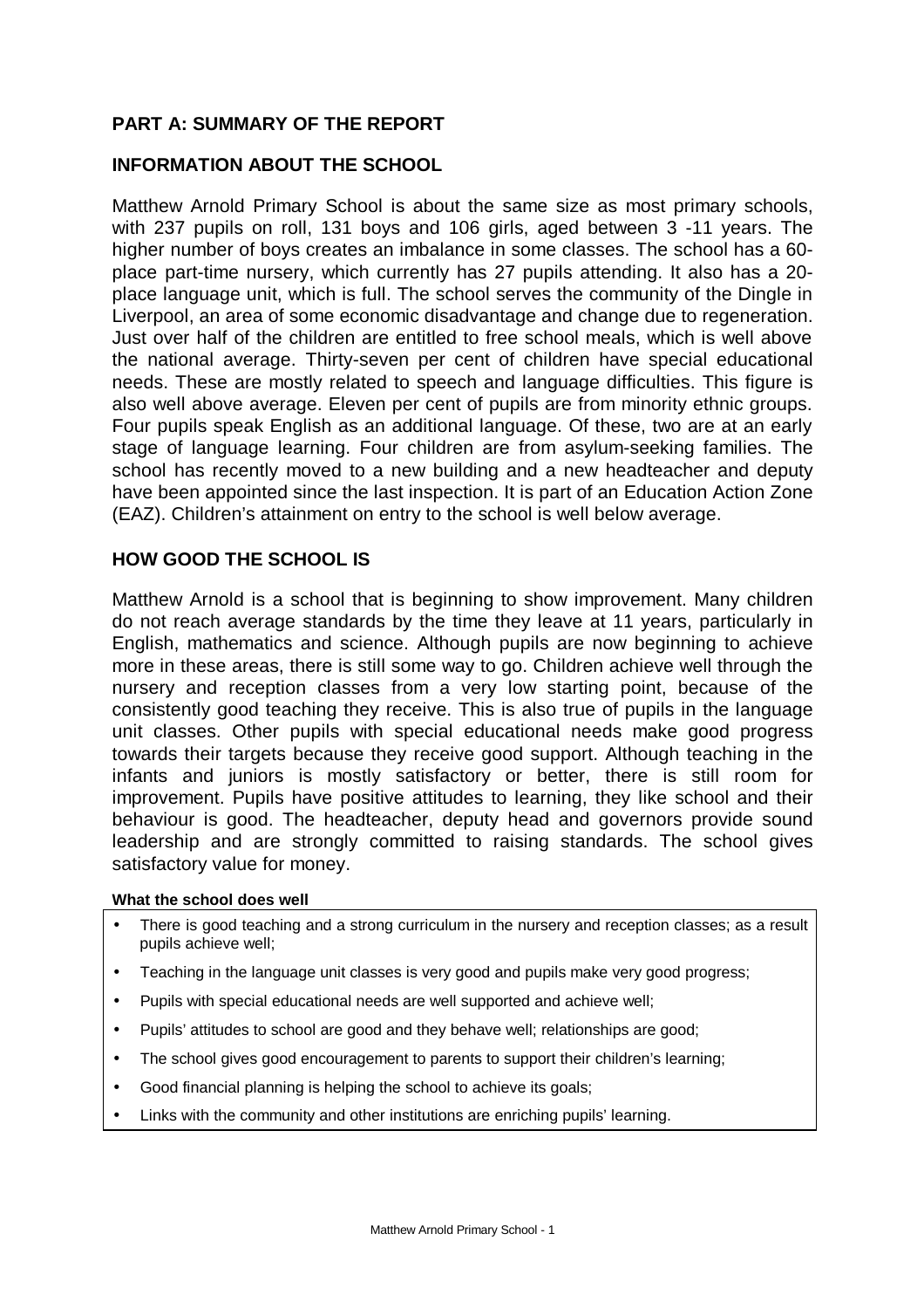## PART A: SUMMARY OF THE REPORT

## INFORMATION ABOUT THE SCHOOL

Matthew Arnold Primary School is about the same size as most primary schools, with 237 pupils on roll, 131 boys and 106 girls, aged between 3 -11 years. The higher number of boys creates an imbalance in some classes. The school has a 60-place part-time nursery, which currently has 27 pupils attending. It also has a 20-place language unit, which is full. The school serves the community of the Dingle in Liverpool, an area of some economic disadvantage and change due to regeneration. Just over half of the children are entitled to free school meals, which is well above the national average. Thirty-seven per cent of children have special educational needs. These are mostly related to speech and language difficulties. This figure is also well above average. Eleven per cent of pupils are from minority ethnic groups. Four pupils speak English as an additional language. Of these, two are at an early stage of language learning. Four children are from asylum-seeking families. The school has recently moved to a new building and a new headteacher and deputy have been appointed since the last inspection. It is part of an Education Action Zone (EAZ). Children's attainment on entry to the school is well below average.

## HOW GOOD THE SCHOOL IS

Matthew Arnold is a school that is beginning to show improvement. Many children do not reach average standards by the time they leave at 11 years, particularly in English, mathematics and science. Although pupils are now beginning to achieve more in these areas, there is still some way to go. Children achieve well through the nursery and reception classes from a very low starting point, because of the consistently good teaching they receive. This is also true of pupils in the language unit classes. Other pupils with special educational needs make good progress towards their targets because they receive good support. Although teaching in the infants and juniors is mostly satisfactory or better, there is still room for improvement. Pupils have positive attitudes to learning, they like school and their behaviour is good. The headteacher, deputy head and governors provide sound leadership and are strongly committed to raising standards. The school gives satisfactory value for money.

**What the school does well**

- There is good teaching and a strong curriculum in the nursery and reception classes; as a result pupils achieve well;
- Teaching in the language unit classes is very good and pupils make very good progress;
- Pupils with special educational needs are well supported and achieve well;
- Pupils' attitudes to school are good and they behave well; relationships are good;
- The school gives good encouragement to parents to support their children's learning;
- Good financial planning is helping the school to achieve its goals;
- Links with the community and other institutions are enriching pupils' learning.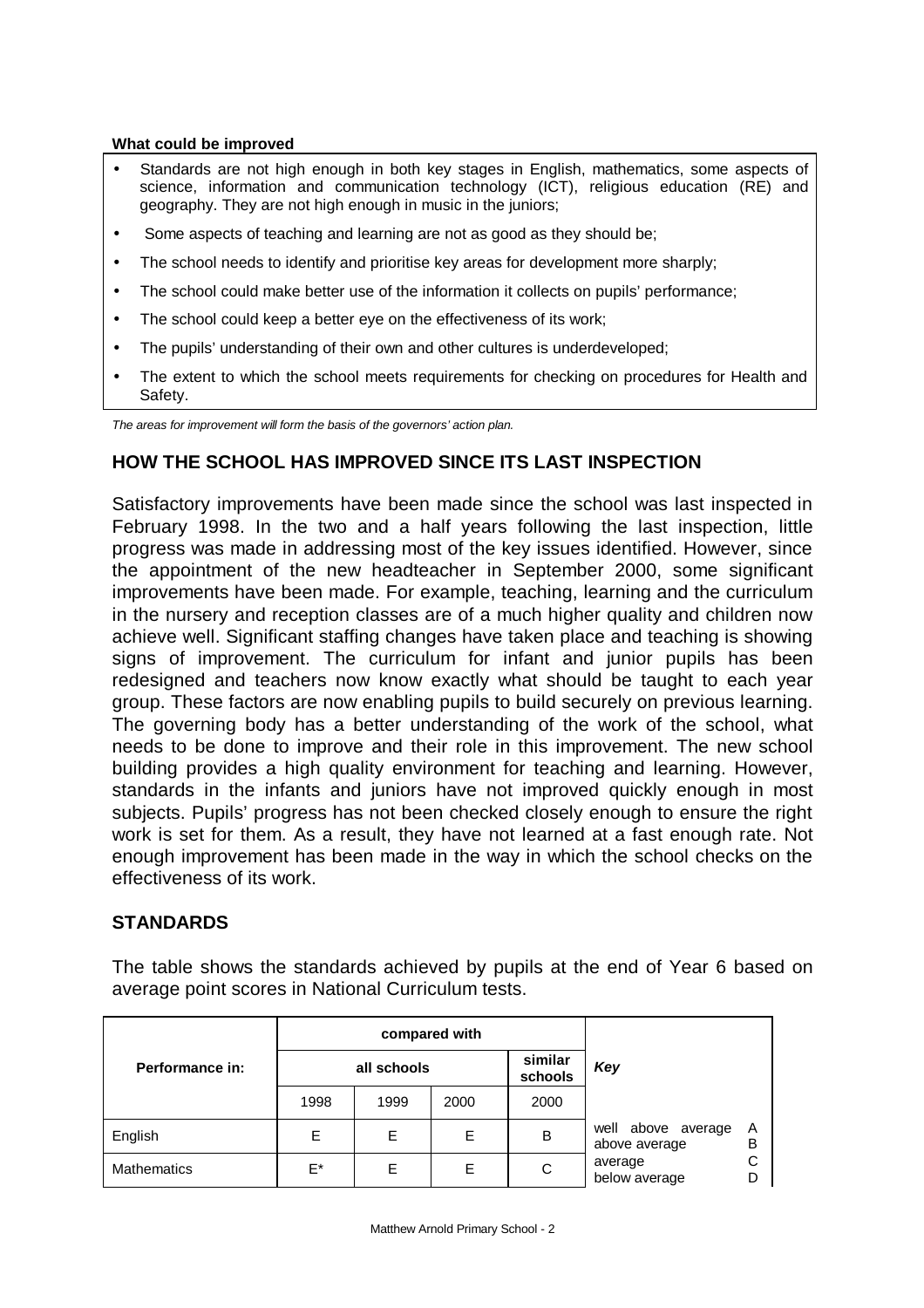**What could be improved**

- Standards are not high enough in both key stages in English, mathematics, some aspects of science, information and communication technology (ICT), religious education (RE) and geography. They are not high enough in music in the juniors;
- Some aspects of teaching and learning are not as good as they should be;
- The school needs to identify and prioritise key areas for development more sharply;
- The school could make better use of the information it collects on pupils' performance;
- The school could keep a better eye on the effectiveness of its work;
- The pupils' understanding of their own and other cultures is underdeveloped;
- The extent to which the school meets requirements for checking on procedures for Health and Safety.

*The areas for improvement will form the basis of the governors' action plan.*

## HOW THE SCHOOL HAS IMPROVED SINCE ITS LAST INSPECTION

Satisfactory improvements have been made since the school was last inspected in February 1998. In the two and a half years following the last inspection, little progress was made in addressing most of the key issues identified. However, since the appointment of the new headteacher in September 2000, some significant improvements have been made. For example, teaching, learning and the curriculum in the nursery and reception classes are of a much higher quality and children now achieve well. Significant staffing changes have taken place and teaching is showing signs of improvement. The curriculum for infant and junior pupils has been redesigned and teachers now know exactly what should be taught to each year group. These factors are now enabling pupils to build securely on previous learning. The governing body has a better understanding of the work of the school, what needs to be done to improve and their role in this improvement. The new school building provides a high quality environment for teaching and learning. However, standards in the infants and juniors have not improved quickly enough in most subjects. Pupils' progress has not been checked closely enough to ensure the right work is set for them. As a result, they have not learned at a fast enough rate. Not enough improvement has been made in the way in which the school checks on the effectiveness of its work.

## STANDARDS

The table shows the standards achieved by pupils at the end of Year 6 based on average point scores in National Curriculum tests.

| Performance in: | compared with | | | | Key | |
|---|---|---|---|---|---|---|
| | all schools | | | similar schools | | |
| | 1998 | 1999 | 2000 | 2000 | | |
| English | E | E | E | B | well above average<br>above average | A<br>B |
| Mathematics | E* | E | E | C | average<br>below average | C<br>D |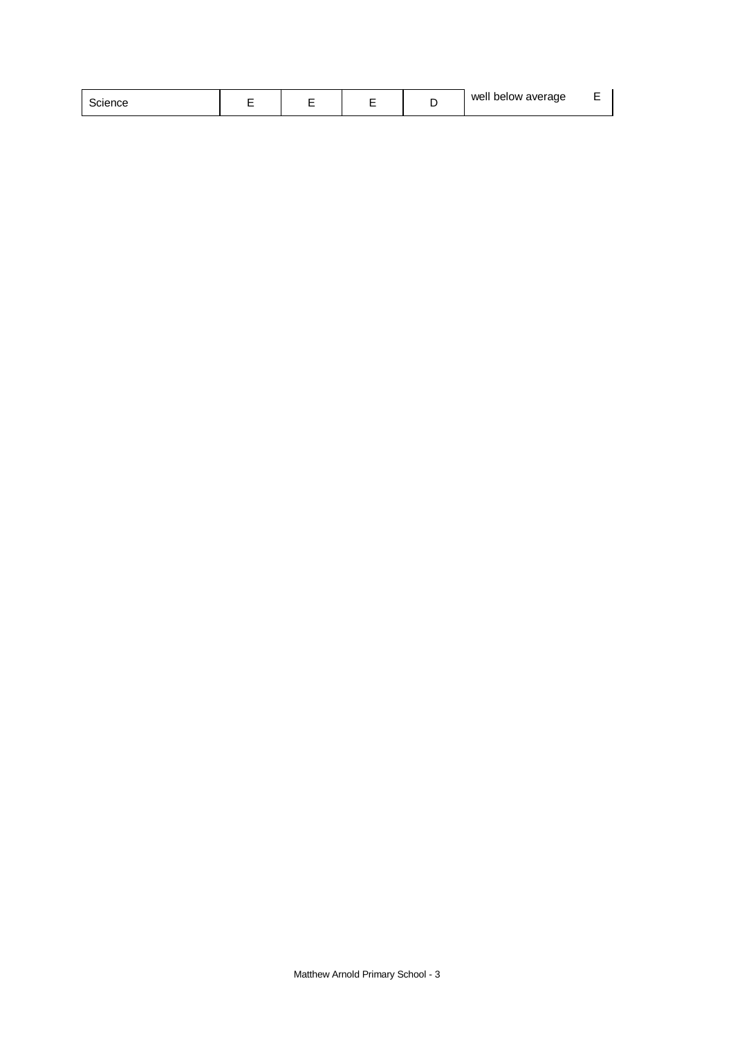| Science | E | E | E | D | well below average | E |
|---|---|---|---|---|---|---|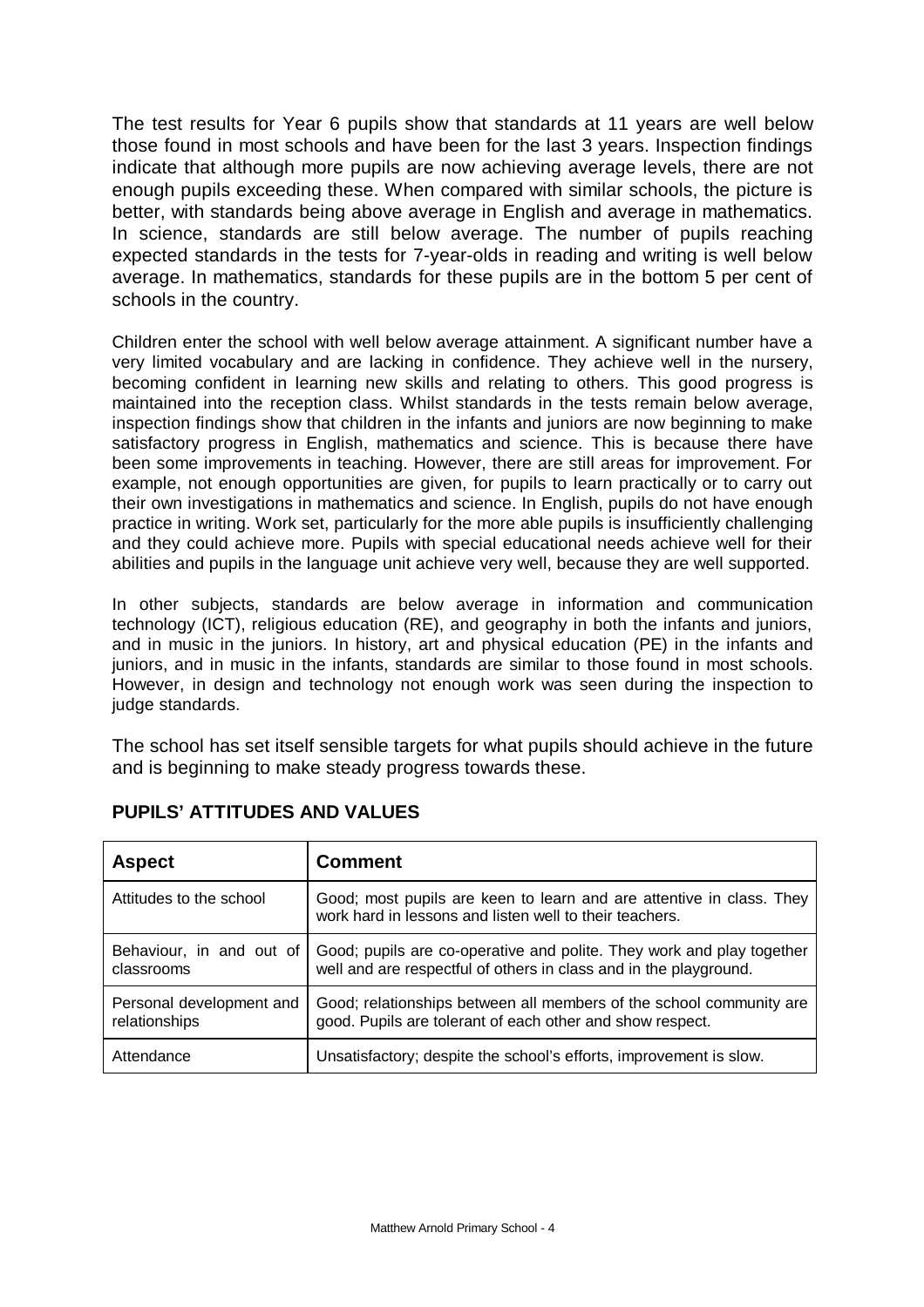The test results for Year 6 pupils show that standards at 11 years are well below those found in most schools and have been for the last 3 years. Inspection findings indicate that although more pupils are now achieving average levels, there are not enough pupils exceeding these. When compared with similar schools, the picture is better, with standards being above average in English and average in mathematics. In science, standards are still below average. The number of pupils reaching expected standards in the tests for 7-year-olds in reading and writing is well below average. In mathematics, standards for these pupils are in the bottom 5 per cent of schools in the country.

Children enter the school with well below average attainment. A significant number have a very limited vocabulary and are lacking in confidence. They achieve well in the nursery, becoming confident in learning new skills and relating to others. This good progress is maintained into the reception class. Whilst standards in the tests remain below average, inspection findings show that children in the infants and juniors are now beginning to make satisfactory progress in English, mathematics and science. This is because there have been some improvements in teaching. However, there are still areas for improvement. For example, not enough opportunities are given, for pupils to learn practically or to carry out their own investigations in mathematics and science. In English, pupils do not have enough practice in writing. Work set, particularly for the more able pupils is insufficiently challenging and they could achieve more. Pupils with special educational needs achieve well for their abilities and pupils in the language unit achieve very well, because they are well supported.

In other subjects, standards are below average in information and communication technology (ICT), religious education (RE), and geography in both the infants and juniors, and in music in the juniors. In history, art and physical education (PE) in the infants and juniors, and in music in the infants, standards are similar to those found in most schools. However, in design and technology not enough work was seen during the inspection to judge standards.

The school has set itself sensible targets for what pupils should achieve in the future and is beginning to make steady progress towards these.

## PUPILS' ATTITUDES AND VALUES

| Aspect | Comment |
| --- | --- |
| Attitudes to the school | Good; most pupils are keen to learn and are attentive in class. They work hard in lessons and listen well to their teachers. |
| Behaviour, in and out of classrooms | Good; pupils are co-operative and polite. They work and play together well and are respectful of others in class and in the playground. |
| Personal development and relationships | Good; relationships between all members of the school community are good. Pupils are tolerant of each other and show respect. |
| Attendance | Unsatisfactory; despite the school's efforts, improvement is slow. |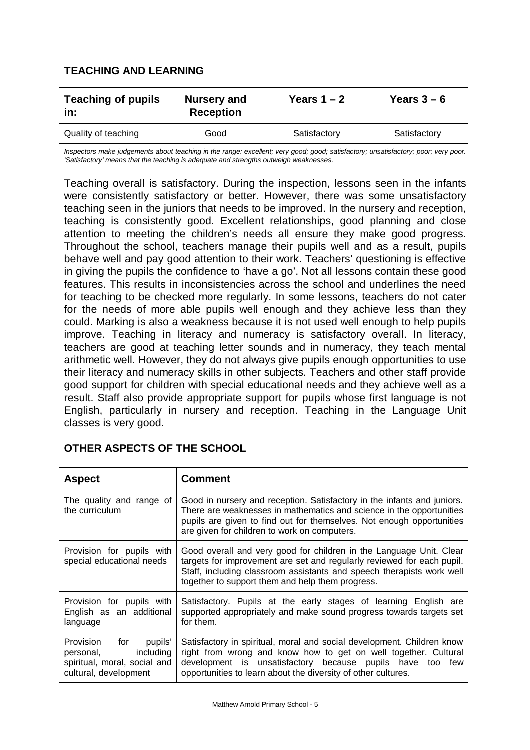## TEACHING AND LEARNING

| Teaching of pupils in: | Nursery and Reception | Years 1 – 2 | Years 3 – 6 |
|---|---|---|---|
| Quality of teaching | Good | Satisfactory | Satisfactory |

*Inspectors make judgements about teaching in the range: excellent; very good; good; satisfactory; unsatisfactory; poor; very poor. 'Satisfactory' means that the teaching is adequate and strengths outweigh weaknesses.*

Teaching overall is satisfactory. During the inspection, lessons seen in the infants were consistently satisfactory or better. However, there was some unsatisfactory teaching seen in the juniors that needs to be improved. In the nursery and reception, teaching is consistently good. Excellent relationships, good planning and close attention to meeting the children's needs all ensure they make good progress. Throughout the school, teachers manage their pupils well and as a result, pupils behave well and pay good attention to their work. Teachers' questioning is effective in giving the pupils the confidence to 'have a go'. Not all lessons contain these good features. This results in inconsistencies across the school and underlines the need for teaching to be checked more regularly. In some lessons, teachers do not cater for the needs of more able pupils well enough and they achieve less than they could. Marking is also a weakness because it is not used well enough to help pupils improve. Teaching in literacy and numeracy is satisfactory overall. In literacy, teachers are good at teaching letter sounds and in numeracy, they teach mental arithmetic well. However, they do not always give pupils enough opportunities to use their literacy and numeracy skills in other subjects. Teachers and other staff provide good support for children with special educational needs and they achieve well as a result. Staff also provide appropriate support for pupils whose first language is not English, particularly in nursery and reception. Teaching in the Language Unit classes is very good.

## OTHER ASPECTS OF THE SCHOOL

| Aspect | Comment |
|---|---|
| The quality and range of the curriculum | Good in nursery and reception. Satisfactory in the infants and juniors. There are weaknesses in mathematics and science in the opportunities pupils are given to find out for themselves. Not enough opportunities are given for children to work on computers. |
| Provision for pupils with special educational needs | Good overall and very good for children in the Language Unit. Clear targets for improvement are set and regularly reviewed for each pupil. Staff, including classroom assistants and speech therapists work well together to support them and help them progress. |
| Provision for pupils with English as an additional language | Satisfactory. Pupils at the early stages of learning English are supported appropriately and make sound progress towards targets set for them. |
| Provision for pupils' personal, including spiritual, moral, social and cultural, development | Satisfactory in spiritual, moral and social development. Children know right from wrong and know how to get on well together. Cultural development is unsatisfactory because pupils have too few opportunities to learn about the diversity of other cultures. |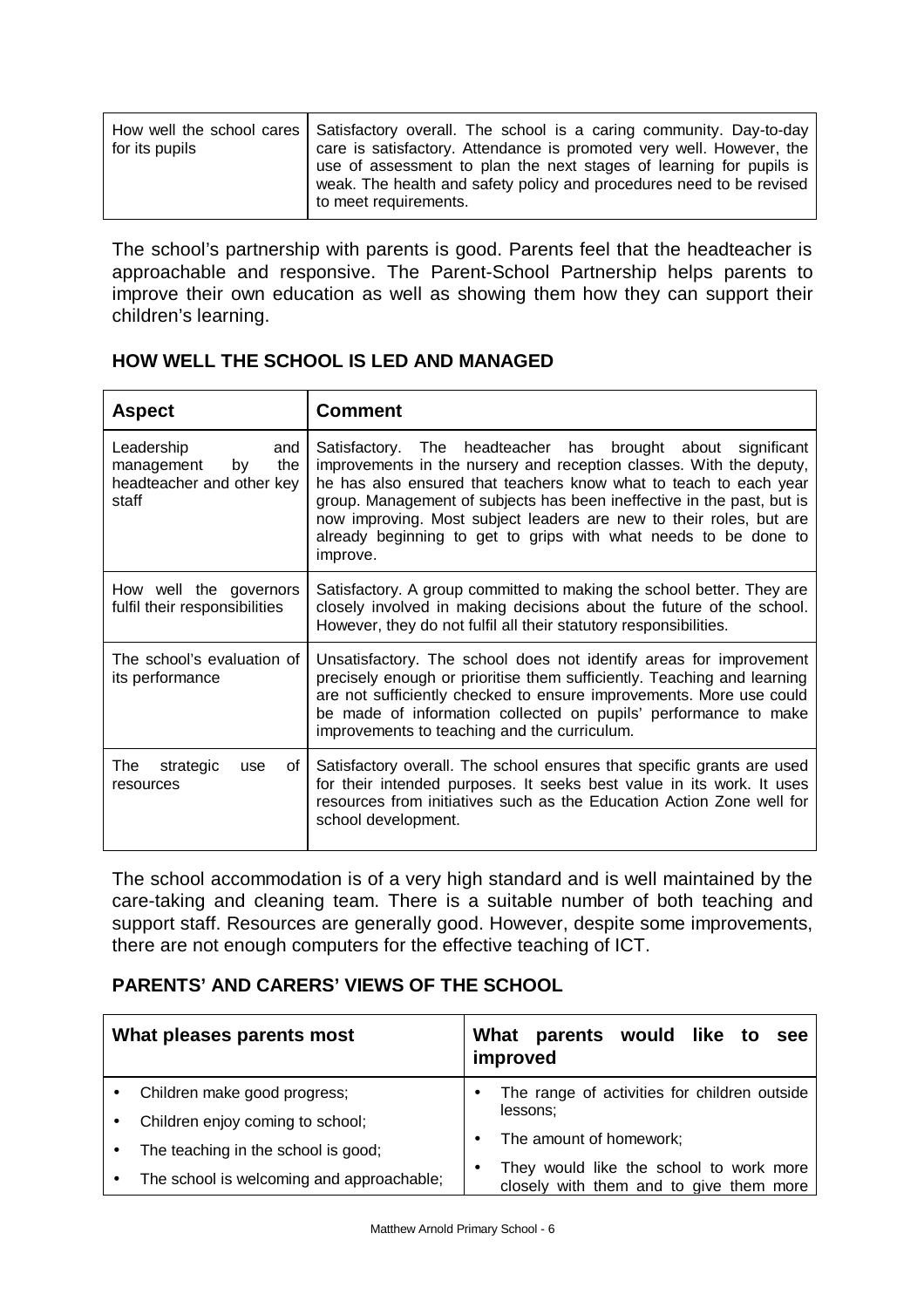| | |
|---|---|
| How well the school cares for its pupils | Satisfactory overall. The school is a caring community. Day-to-day care is satisfactory. Attendance is promoted very well. However, the use of assessment to plan the next stages of learning for pupils is weak. The health and safety policy and procedures need to be revised to meet requirements. |

The school's partnership with parents is good. Parents feel that the headteacher is approachable and responsive. The Parent-School Partnership helps parents to improve their own education as well as showing them how they can support their children's learning.

## HOW WELL THE SCHOOL IS LED AND MANAGED

| Aspect | Comment |
|---|---|
| Leadership and management by the headteacher and other key staff | Satisfactory. The headteacher has brought about significant improvements in the nursery and reception classes. With the deputy, he has also ensured that teachers know what to teach to each year group. Management of subjects has been ineffective in the past, but is now improving. Most subject leaders are new to their roles, but are already beginning to get to grips with what needs to be done to improve. |
| How well the governors fulfil their responsibilities | Satisfactory. A group committed to making the school better. They are closely involved in making decisions about the future of the school. However, they do not fulfil all their statutory responsibilities. |
| The school's evaluation of its performance | Unsatisfactory. The school does not identify areas for improvement precisely enough or prioritise them sufficiently. Teaching and learning are not sufficiently checked to ensure improvements. More use could be made of information collected on pupils' performance to make improvements to teaching and the curriculum. |
| The strategic use of resources | Satisfactory overall. The school ensures that specific grants are used for their intended purposes. It seeks best value in its work. It uses resources from initiatives such as the Education Action Zone well for school development. |

The school accommodation is of a very high standard and is well maintained by the care-taking and cleaning team. There is a suitable number of both teaching and support staff. Resources are generally good. However, despite some improvements, there are not enough computers for the effective teaching of ICT.

## PARENTS' AND CARERS' VIEWS OF THE SCHOOL

| What pleases parents most | What parents would like to see improved |
|---|---|
| • Children make good progress;<br>• Children enjoy coming to school;<br>• The teaching in the school is good;<br>• The school is welcoming and approachable; | • The range of activities for children outside lessons;<br>• The amount of homework;<br>• They would like the school to work more closely with them and to give them more |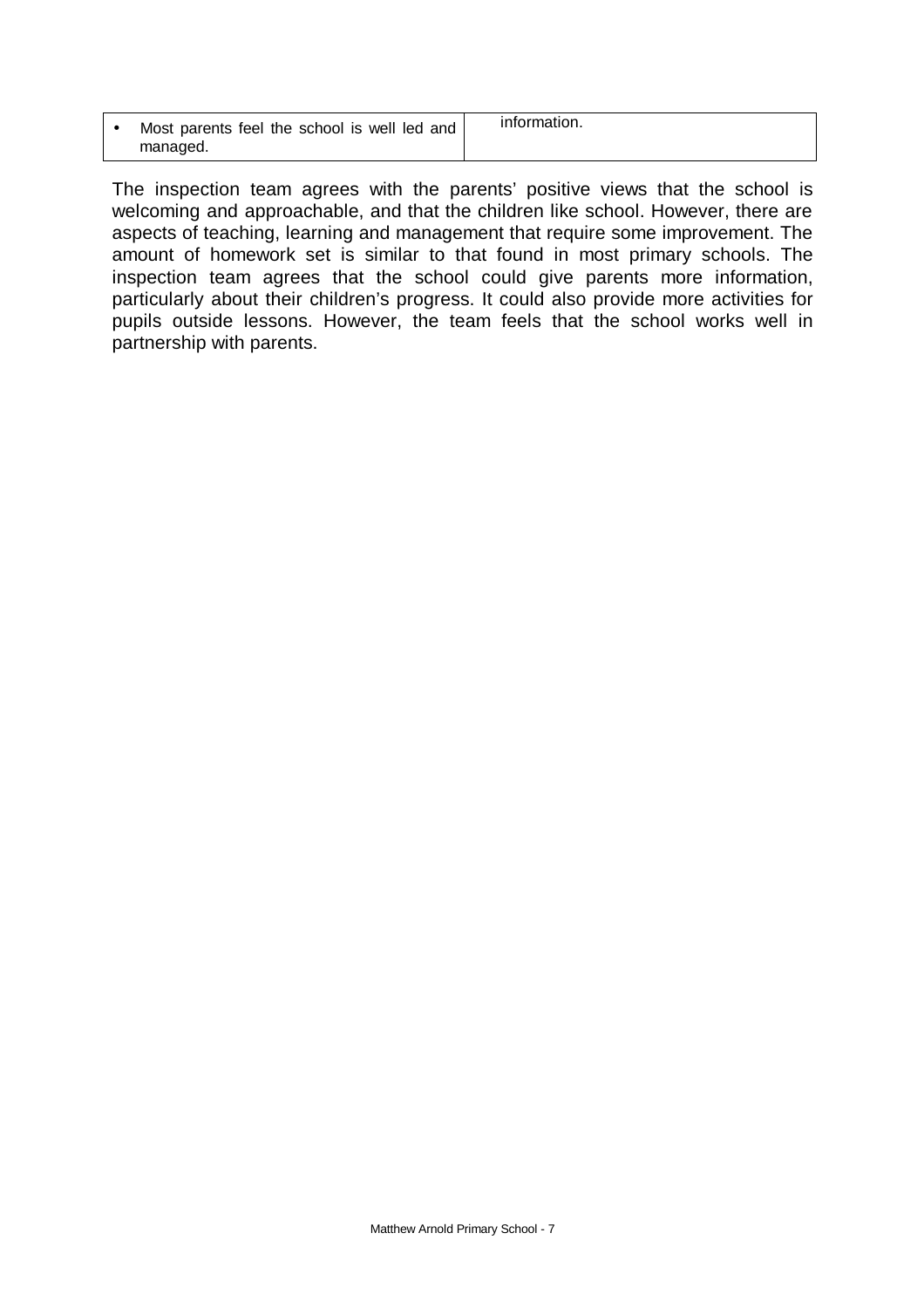| | |
|---|---|
| • Most parents feel the school is well led and managed. | information. |

The inspection team agrees with the parents' positive views that the school is welcoming and approachable, and that the children like school. However, there are aspects of teaching, learning and management that require some improvement. The amount of homework set is similar to that found in most primary schools. The inspection team agrees that the school could give parents more information, particularly about their children's progress. It could also provide more activities for pupils outside lessons. However, the team feels that the school works well in partnership with parents.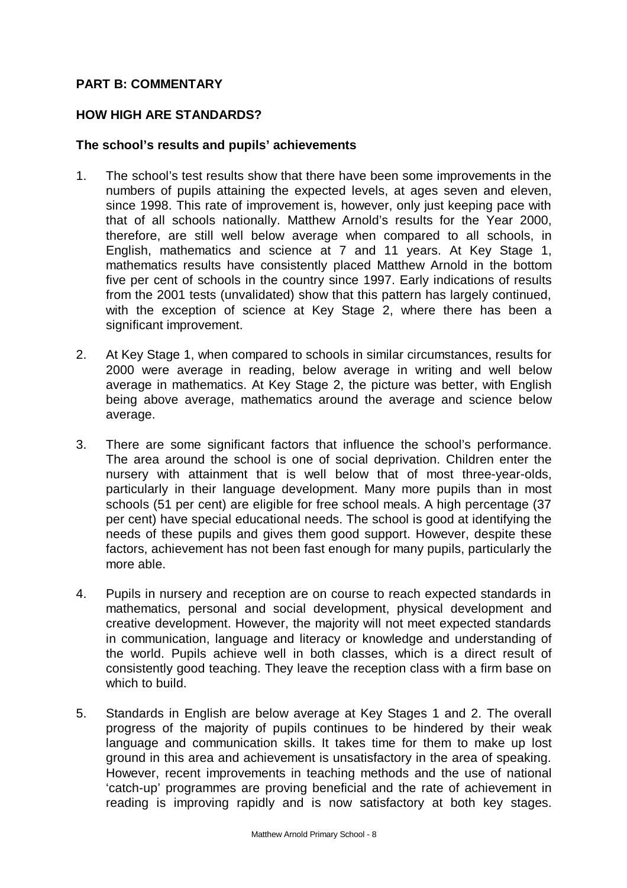**PART B: COMMENTARY**

**HOW HIGH ARE STANDARDS?**

**The school's results and pupils' achievements**

1. The school's test results show that there have been some improvements in the numbers of pupils attaining the expected levels, at ages seven and eleven, since 1998. This rate of improvement is, however, only just keeping pace with that of all schools nationally. Matthew Arnold's results for the Year 2000, therefore, are still well below average when compared to all schools, in English, mathematics and science at 7 and 11 years. At Key Stage 1, mathematics results have consistently placed Matthew Arnold in the bottom five per cent of schools in the country since 1997. Early indications of results from the 2001 tests (unvalidated) show that this pattern has largely continued, with the exception of science at Key Stage 2, where there has been a significant improvement.

2. At Key Stage 1, when compared to schools in similar circumstances, results for 2000 were average in reading, below average in writing and well below average in mathematics. At Key Stage 2, the picture was better, with English being above average, mathematics around the average and science below average.

3. There are some significant factors that influence the school's performance. The area around the school is one of social deprivation. Children enter the nursery with attainment that is well below that of most three-year-olds, particularly in their language development. Many more pupils than in most schools (51 per cent) are eligible for free school meals. A high percentage (37 per cent) have special educational needs. The school is good at identifying the needs of these pupils and gives them good support. However, despite these factors, achievement has not been fast enough for many pupils, particularly the more able.

4. Pupils in nursery and reception are on course to reach expected standards in mathematics, personal and social development, physical development and creative development. However, the majority will not meet expected standards in communication, language and literacy or knowledge and understanding of the world. Pupils achieve well in both classes, which is a direct result of consistently good teaching. They leave the reception class with a firm base on which to build.

5. Standards in English are below average at Key Stages 1 and 2. The overall progress of the majority of pupils continues to be hindered by their weak language and communication skills. It takes time for them to make up lost ground in this area and achievement is unsatisfactory in the area of speaking. However, recent improvements in teaching methods and the use of national 'catch-up' programmes are proving beneficial and the rate of achievement in reading is improving rapidly and is now satisfactory at both key stages.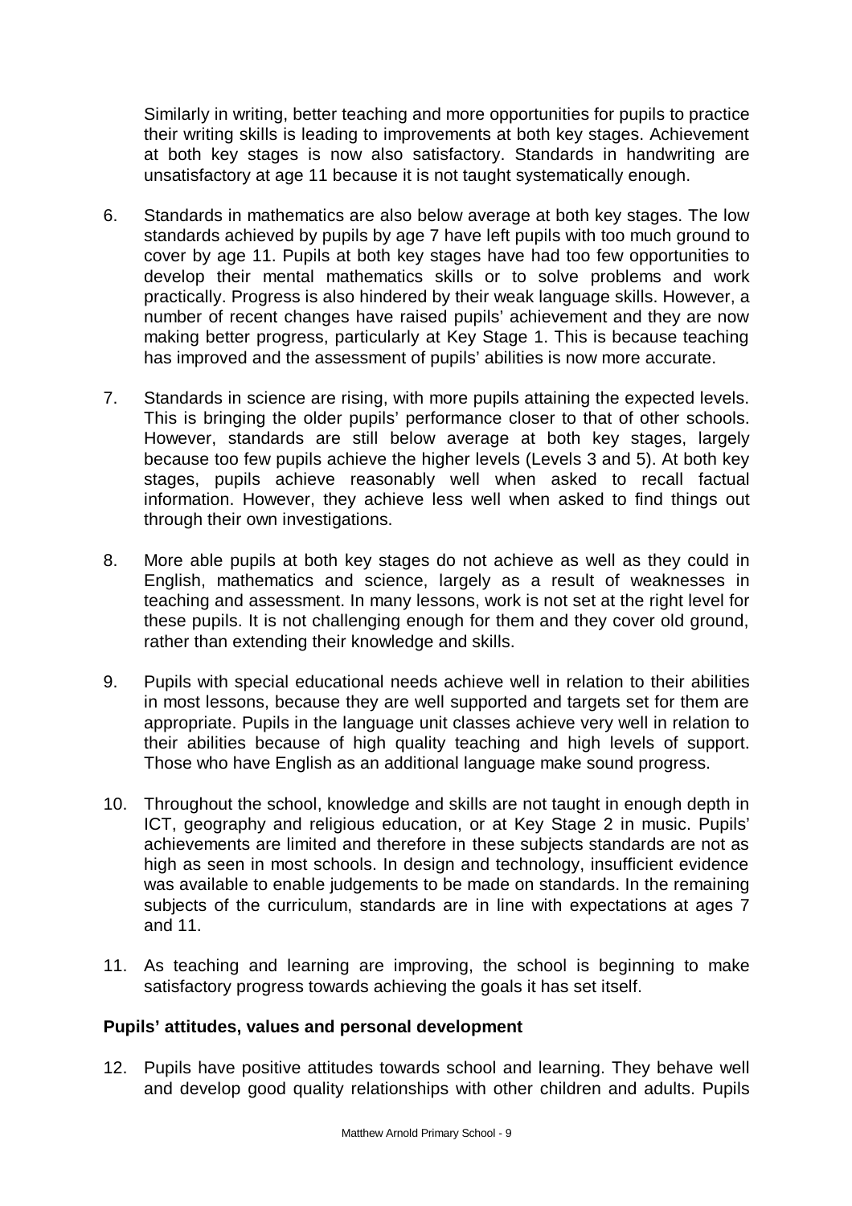Similarly in writing, better teaching and more opportunities for pupils to practice their writing skills is leading to improvements at both key stages. Achievement at both key stages is now also satisfactory. Standards in handwriting are unsatisfactory at age 11 because it is not taught systematically enough.

6. Standards in mathematics are also below average at both key stages. The low standards achieved by pupils by age 7 have left pupils with too much ground to cover by age 11. Pupils at both key stages have had too few opportunities to develop their mental mathematics skills or to solve problems and work practically. Progress is also hindered by their weak language skills. However, a number of recent changes have raised pupils' achievement and they are now making better progress, particularly at Key Stage 1. This is because teaching has improved and the assessment of pupils' abilities is now more accurate.

7. Standards in science are rising, with more pupils attaining the expected levels. This is bringing the older pupils' performance closer to that of other schools. However, standards are still below average at both key stages, largely because too few pupils achieve the higher levels (Levels 3 and 5). At both key stages, pupils achieve reasonably well when asked to recall factual information. However, they achieve less well when asked to find things out through their own investigations.

8. More able pupils at both key stages do not achieve as well as they could in English, mathematics and science, largely as a result of weaknesses in teaching and assessment. In many lessons, work is not set at the right level for these pupils. It is not challenging enough for them and they cover old ground, rather than extending their knowledge and skills.

9. Pupils with special educational needs achieve well in relation to their abilities in most lessons, because they are well supported and targets set for them are appropriate. Pupils in the language unit classes achieve very well in relation to their abilities because of high quality teaching and high levels of support. Those who have English as an additional language make sound progress.

10. Throughout the school, knowledge and skills are not taught in enough depth in ICT, geography and religious education, or at Key Stage 2 in music. Pupils' achievements are limited and therefore in these subjects standards are not as high as seen in most schools. In design and technology, insufficient evidence was available to enable judgements to be made on standards. In the remaining subjects of the curriculum, standards are in line with expectations at ages 7 and 11.

11. As teaching and learning are improving, the school is beginning to make satisfactory progress towards achieving the goals it has set itself.

**Pupils' attitudes, values and personal development**

12. Pupils have positive attitudes towards school and learning. They behave well and develop good quality relationships with other children and adults. Pupils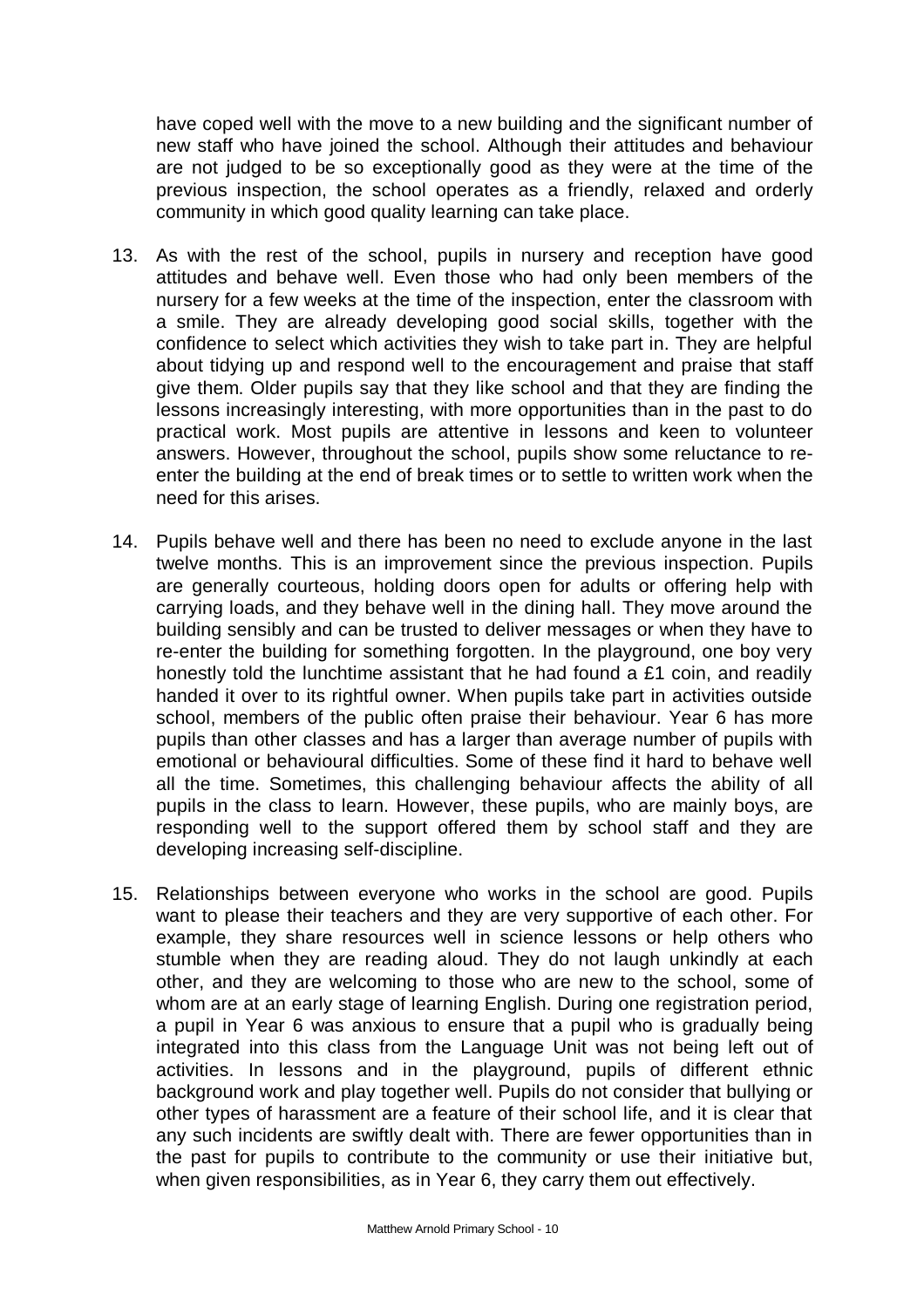have coped well with the move to a new building and the significant number of new staff who have joined the school. Although their attitudes and behaviour are not judged to be so exceptionally good as they were at the time of the previous inspection, the school operates as a friendly, relaxed and orderly community in which good quality learning can take place.

13. As with the rest of the school, pupils in nursery and reception have good attitudes and behave well. Even those who had only been members of the nursery for a few weeks at the time of the inspection, enter the classroom with a smile. They are already developing good social skills, together with the confidence to select which activities they wish to take part in. They are helpful about tidying up and respond well to the encouragement and praise that staff give them. Older pupils say that they like school and that they are finding the lessons increasingly interesting, with more opportunities than in the past to do practical work. Most pupils are attentive in lessons and keen to volunteer answers. However, throughout the school, pupils show some reluctance to re-enter the building at the end of break times or to settle to written work when the need for this arises.

14. Pupils behave well and there has been no need to exclude anyone in the last twelve months. This is an improvement since the previous inspection. Pupils are generally courteous, holding doors open for adults or offering help with carrying loads, and they behave well in the dining hall. They move around the building sensibly and can be trusted to deliver messages or when they have to re-enter the building for something forgotten. In the playground, one boy very honestly told the lunchtime assistant that he had found a £1 coin, and readily handed it over to its rightful owner. When pupils take part in activities outside school, members of the public often praise their behaviour. Year 6 has more pupils than other classes and has a larger than average number of pupils with emotional or behavioural difficulties. Some of these find it hard to behave well all the time. Sometimes, this challenging behaviour affects the ability of all pupils in the class to learn. However, these pupils, who are mainly boys, are responding well to the support offered them by school staff and they are developing increasing self-discipline.

15. Relationships between everyone who works in the school are good. Pupils want to please their teachers and they are very supportive of each other. For example, they share resources well in science lessons or help others who stumble when they are reading aloud. They do not laugh unkindly at each other, and they are welcoming to those who are new to the school, some of whom are at an early stage of learning English. During one registration period, a pupil in Year 6 was anxious to ensure that a pupil who is gradually being integrated into this class from the Language Unit was not being left out of activities. In lessons and in the playground, pupils of different ethnic background work and play together well. Pupils do not consider that bullying or other types of harassment are a feature of their school life, and it is clear that any such incidents are swiftly dealt with. There are fewer opportunities than in the past for pupils to contribute to the community or use their initiative but, when given responsibilities, as in Year 6, they carry them out effectively.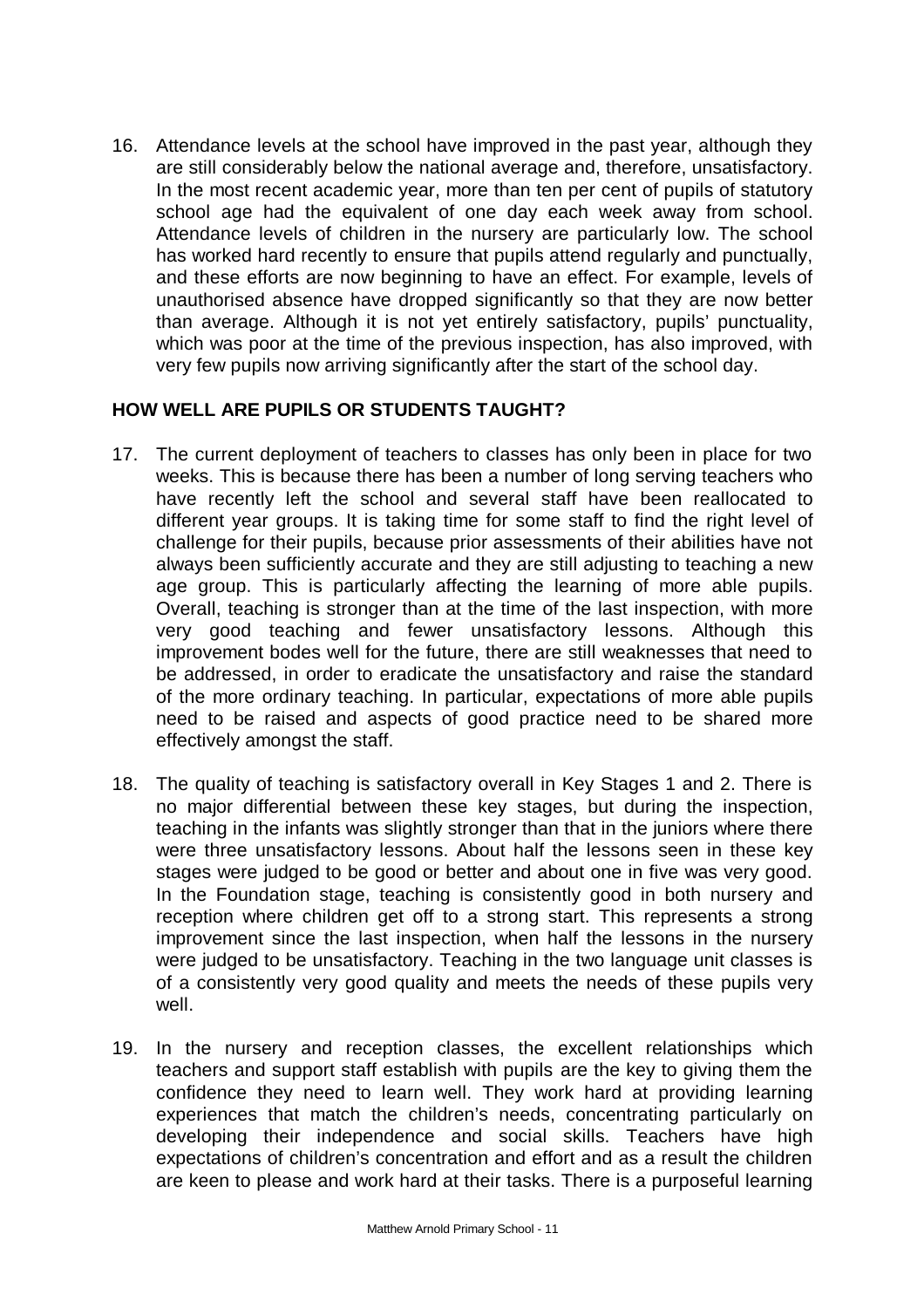16. Attendance levels at the school have improved in the past year, although they are still considerably below the national average and, therefore, unsatisfactory. In the most recent academic year, more than ten per cent of pupils of statutory school age had the equivalent of one day each week away from school. Attendance levels of children in the nursery are particularly low. The school has worked hard recently to ensure that pupils attend regularly and punctually, and these efforts are now beginning to have an effect. For example, levels of unauthorised absence have dropped significantly so that they are now better than average. Although it is not yet entirely satisfactory, pupils' punctuality, which was poor at the time of the previous inspection, has also improved, with very few pupils now arriving significantly after the start of the school day.

## HOW WELL ARE PUPILS OR STUDENTS TAUGHT?

17. The current deployment of teachers to classes has only been in place for two weeks. This is because there has been a number of long serving teachers who have recently left the school and several staff have been reallocated to different year groups. It is taking time for some staff to find the right level of challenge for their pupils, because prior assessments of their abilities have not always been sufficiently accurate and they are still adjusting to teaching a new age group. This is particularly affecting the learning of more able pupils. Overall, teaching is stronger than at the time of the last inspection, with more very good teaching and fewer unsatisfactory lessons. Although this improvement bodes well for the future, there are still weaknesses that need to be addressed, in order to eradicate the unsatisfactory and raise the standard of the more ordinary teaching. In particular, expectations of more able pupils need to be raised and aspects of good practice need to be shared more effectively amongst the staff.

18. The quality of teaching is satisfactory overall in Key Stages 1 and 2. There is no major differential between these key stages, but during the inspection, teaching in the infants was slightly stronger than that in the juniors where there were three unsatisfactory lessons. About half the lessons seen in these key stages were judged to be good or better and about one in five was very good. In the Foundation stage, teaching is consistently good in both nursery and reception where children get off to a strong start. This represents a strong improvement since the last inspection, when half the lessons in the nursery were judged to be unsatisfactory. Teaching in the two language unit classes is of a consistently very good quality and meets the needs of these pupils very well.

19. In the nursery and reception classes, the excellent relationships which teachers and support staff establish with pupils are the key to giving them the confidence they need to learn well. They work hard at providing learning experiences that match the children's needs, concentrating particularly on developing their independence and social skills. Teachers have high expectations of children's concentration and effort and as a result the children are keen to please and work hard at their tasks. There is a purposeful learning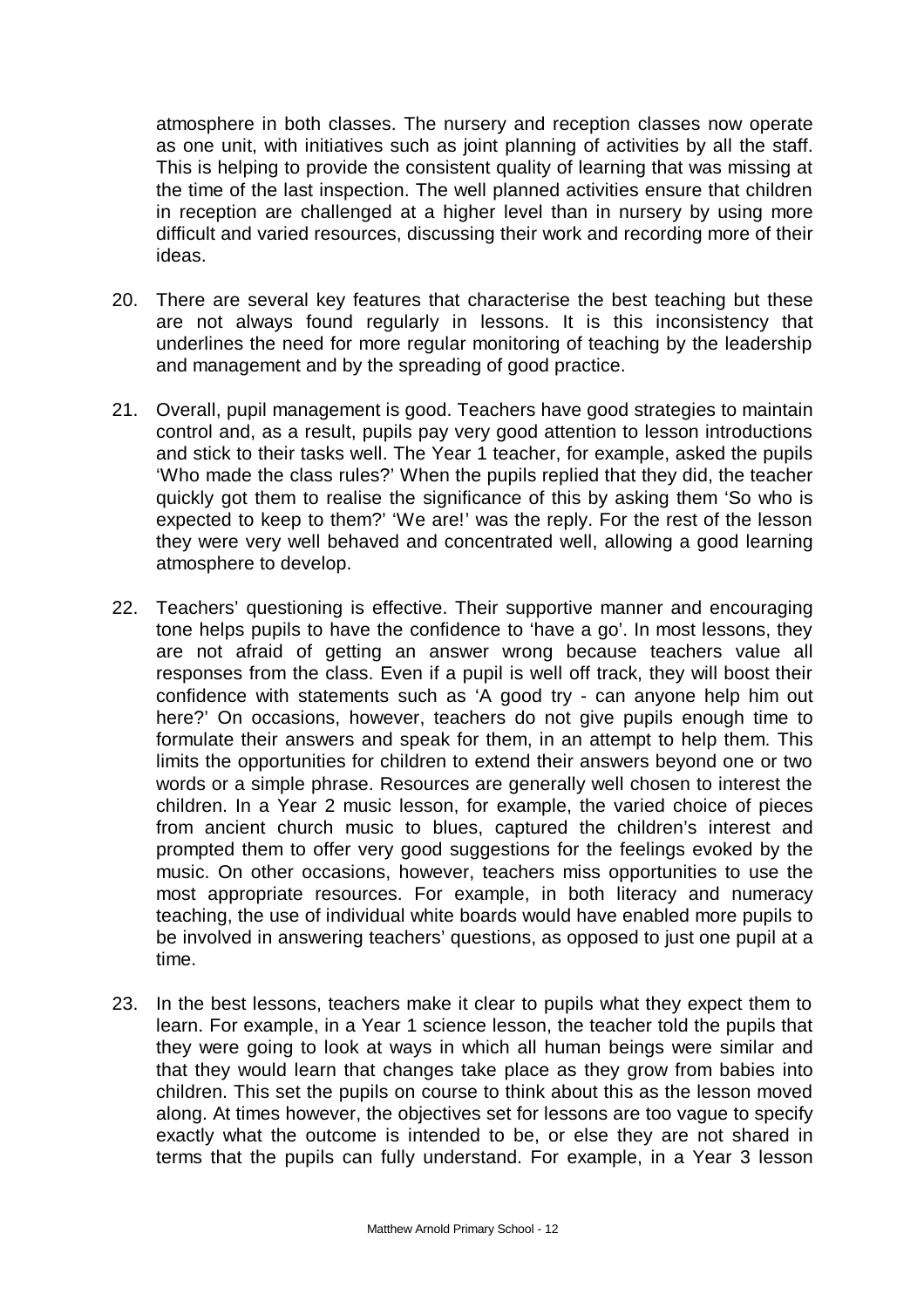atmosphere in both classes. The nursery and reception classes now operate as one unit, with initiatives such as joint planning of activities by all the staff. This is helping to provide the consistent quality of learning that was missing at the time of the last inspection. The well planned activities ensure that children in reception are challenged at a higher level than in nursery by using more difficult and varied resources, discussing their work and recording more of their ideas.

20. There are several key features that characterise the best teaching but these are not always found regularly in lessons. It is this inconsistency that underlines the need for more regular monitoring of teaching by the leadership and management and by the spreading of good practice.

21. Overall, pupil management is good. Teachers have good strategies to maintain control and, as a result, pupils pay very good attention to lesson introductions and stick to their tasks well. The Year 1 teacher, for example, asked the pupils 'Who made the class rules?' When the pupils replied that they did, the teacher quickly got them to realise the significance of this by asking them 'So who is expected to keep to them?' 'We are!' was the reply. For the rest of the lesson they were very well behaved and concentrated well, allowing a good learning atmosphere to develop.

22. Teachers' questioning is effective. Their supportive manner and encouraging tone helps pupils to have the confidence to 'have a go'. In most lessons, they are not afraid of getting an answer wrong because teachers value all responses from the class. Even if a pupil is well off track, they will boost their confidence with statements such as 'A good try - can anyone help him out here?' On occasions, however, teachers do not give pupils enough time to formulate their answers and speak for them, in an attempt to help them. This limits the opportunities for children to extend their answers beyond one or two words or a simple phrase. Resources are generally well chosen to interest the children. In a Year 2 music lesson, for example, the varied choice of pieces from ancient church music to blues, captured the children's interest and prompted them to offer very good suggestions for the feelings evoked by the music. On other occasions, however, teachers miss opportunities to use the most appropriate resources. For example, in both literacy and numeracy teaching, the use of individual white boards would have enabled more pupils to be involved in answering teachers' questions, as opposed to just one pupil at a time.

23. In the best lessons, teachers make it clear to pupils what they expect them to learn. For example, in a Year 1 science lesson, the teacher told the pupils that they were going to look at ways in which all human beings were similar and that they would learn that changes take place as they grow from babies into children. This set the pupils on course to think about this as the lesson moved along. At times however, the objectives set for lessons are too vague to specify exactly what the outcome is intended to be, or else they are not shared in terms that the pupils can fully understand. For example, in a Year 3 lesson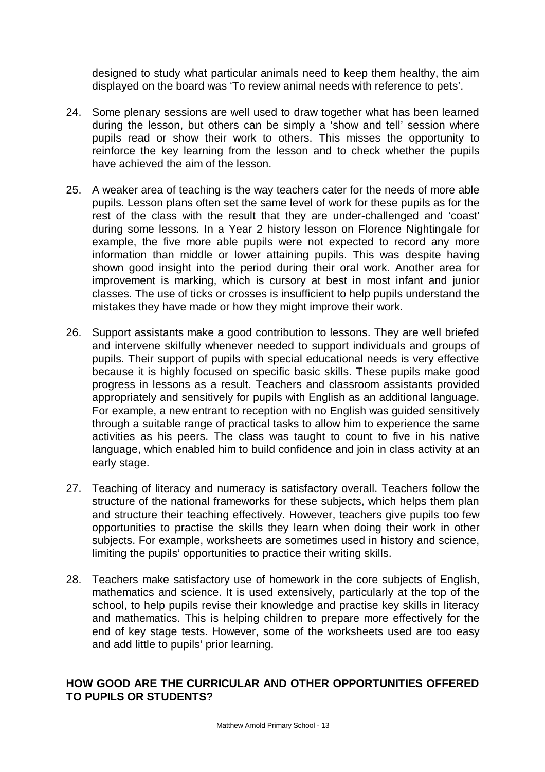designed to study what particular animals need to keep them healthy, the aim displayed on the board was 'To review animal needs with reference to pets'.

24. Some plenary sessions are well used to draw together what has been learned during the lesson, but others can be simply a 'show and tell' session where pupils read or show their work to others. This misses the opportunity to reinforce the key learning from the lesson and to check whether the pupils have achieved the aim of the lesson.

25. A weaker area of teaching is the way teachers cater for the needs of more able pupils. Lesson plans often set the same level of work for these pupils as for the rest of the class with the result that they are under-challenged and 'coast' during some lessons. In a Year 2 history lesson on Florence Nightingale for example, the five more able pupils were not expected to record any more information than middle or lower attaining pupils. This was despite having shown good insight into the period during their oral work. Another area for improvement is marking, which is cursory at best in most infant and junior classes. The use of ticks or crosses is insufficient to help pupils understand the mistakes they have made or how they might improve their work.

26. Support assistants make a good contribution to lessons. They are well briefed and intervene skilfully whenever needed to support individuals and groups of pupils. Their support of pupils with special educational needs is very effective because it is highly focused on specific basic skills. These pupils make good progress in lessons as a result. Teachers and classroom assistants provided appropriately and sensitively for pupils with English as an additional language. For example, a new entrant to reception with no English was guided sensitively through a suitable range of practical tasks to allow him to experience the same activities as his peers. The class was taught to count to five in his native language, which enabled him to build confidence and join in class activity at an early stage.

27. Teaching of literacy and numeracy is satisfactory overall. Teachers follow the structure of the national frameworks for these subjects, which helps them plan and structure their teaching effectively. However, teachers give pupils too few opportunities to practise the skills they learn when doing their work in other subjects. For example, worksheets are sometimes used in history and science, limiting the pupils' opportunities to practice their writing skills.

28. Teachers make satisfactory use of homework in the core subjects of English, mathematics and science. It is used extensively, particularly at the top of the school, to help pupils revise their knowledge and practise key skills in literacy and mathematics. This is helping children to prepare more effectively for the end of key stage tests. However, some of the worksheets used are too easy and add little to pupils' prior learning.

## HOW GOOD ARE THE CURRICULAR AND OTHER OPPORTUNITIES OFFERED TO PUPILS OR STUDENTS?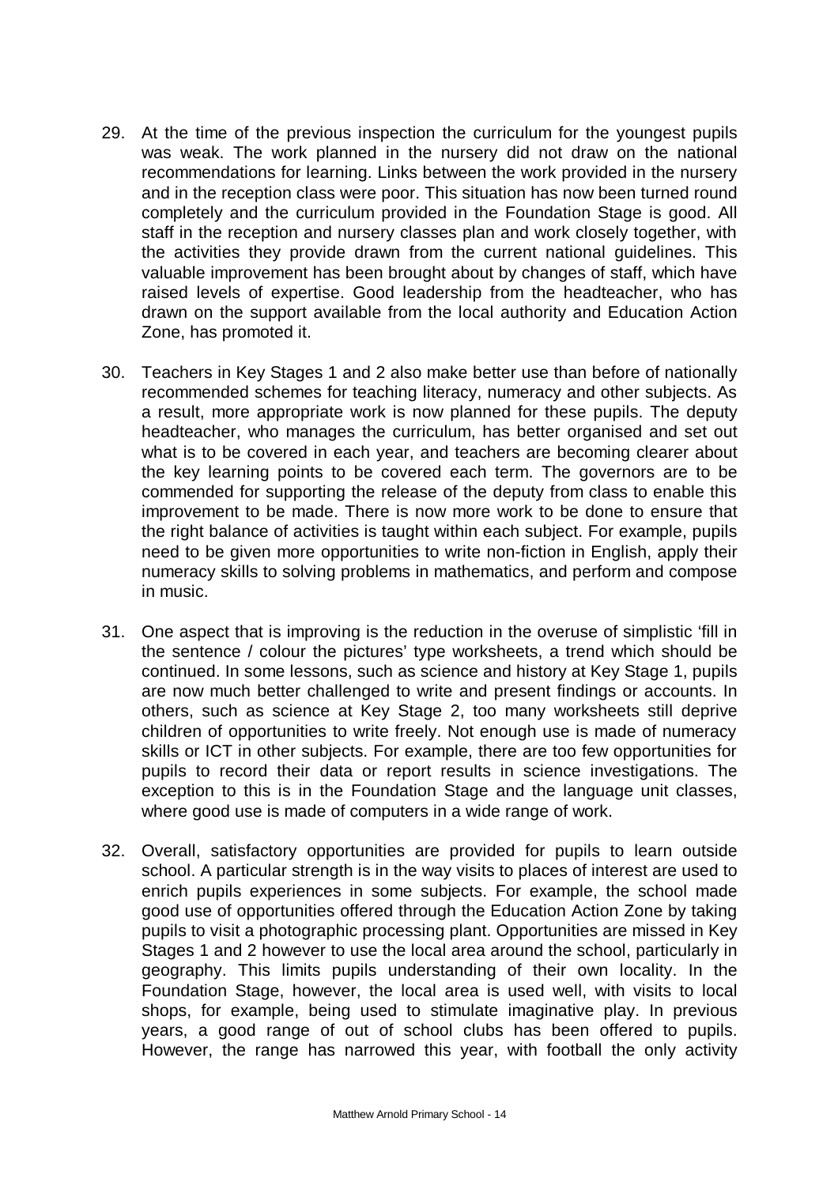29. At the time of the previous inspection the curriculum for the youngest pupils was weak. The work planned in the nursery did not draw on the national recommendations for learning. Links between the work provided in the nursery and in the reception class were poor. This situation has now been turned round completely and the curriculum provided in the Foundation Stage is good. All staff in the reception and nursery classes plan and work closely together, with the activities they provide drawn from the current national guidelines. This valuable improvement has been brought about by changes of staff, which have raised levels of expertise. Good leadership from the headteacher, who has drawn on the support available from the local authority and Education Action Zone, has promoted it.

30. Teachers in Key Stages 1 and 2 also make better use than before of nationally recommended schemes for teaching literacy, numeracy and other subjects. As a result, more appropriate work is now planned for these pupils. The deputy headteacher, who manages the curriculum, has better organised and set out what is to be covered in each year, and teachers are becoming clearer about the key learning points to be covered each term. The governors are to be commended for supporting the release of the deputy from class to enable this improvement to be made. There is now more work to be done to ensure that the right balance of activities is taught within each subject. For example, pupils need to be given more opportunities to write non-fiction in English, apply their numeracy skills to solving problems in mathematics, and perform and compose in music.

31. One aspect that is improving is the reduction in the overuse of simplistic 'fill in the sentence / colour the pictures' type worksheets, a trend which should be continued. In some lessons, such as science and history at Key Stage 1, pupils are now much better challenged to write and present findings or accounts. In others, such as science at Key Stage 2, too many worksheets still deprive children of opportunities to write freely. Not enough use is made of numeracy skills or ICT in other subjects. For example, there are too few opportunities for pupils to record their data or report results in science investigations. The exception to this is in the Foundation Stage and the language unit classes, where good use is made of computers in a wide range of work.

32. Overall, satisfactory opportunities are provided for pupils to learn outside school. A particular strength is in the way visits to places of interest are used to enrich pupils experiences in some subjects. For example, the school made good use of opportunities offered through the Education Action Zone by taking pupils to visit a photographic processing plant. Opportunities are missed in Key Stages 1 and 2 however to use the local area around the school, particularly in geography. This limits pupils understanding of their own locality. In the Foundation Stage, however, the local area is used well, with visits to local shops, for example, being used to stimulate imaginative play. In previous years, a good range of out of school clubs has been offered to pupils. However, the range has narrowed this year, with football the only activity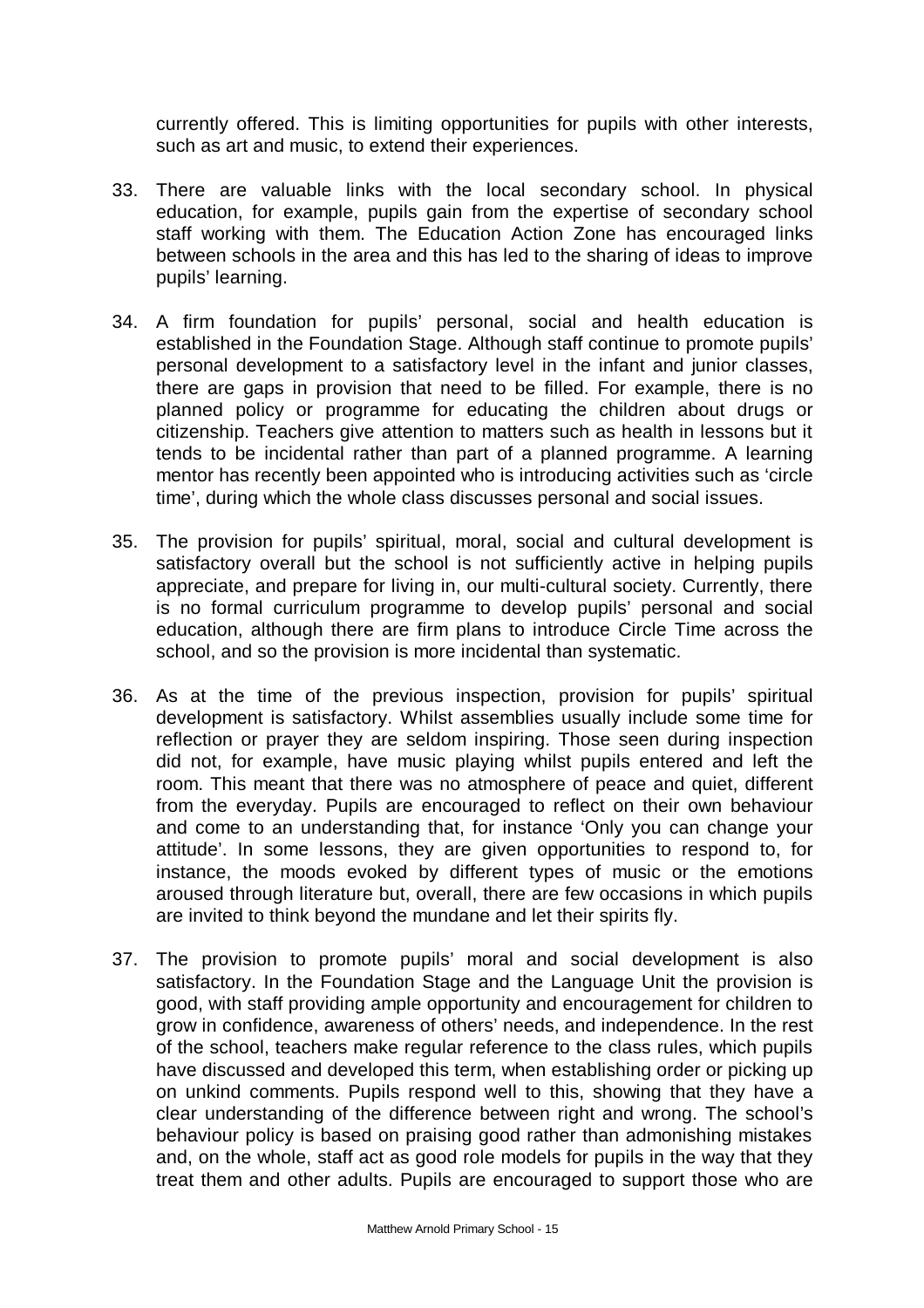currently offered. This is limiting opportunities for pupils with other interests, such as art and music, to extend their experiences.

33. There are valuable links with the local secondary school. In physical education, for example, pupils gain from the expertise of secondary school staff working with them. The Education Action Zone has encouraged links between schools in the area and this has led to the sharing of ideas to improve pupils' learning.

34. A firm foundation for pupils' personal, social and health education is established in the Foundation Stage. Although staff continue to promote pupils' personal development to a satisfactory level in the infant and junior classes, there are gaps in provision that need to be filled. For example, there is no planned policy or programme for educating the children about drugs or citizenship. Teachers give attention to matters such as health in lessons but it tends to be incidental rather than part of a planned programme. A learning mentor has recently been appointed who is introducing activities such as 'circle time', during which the whole class discusses personal and social issues.

35. The provision for pupils' spiritual, moral, social and cultural development is satisfactory overall but the school is not sufficiently active in helping pupils appreciate, and prepare for living in, our multi-cultural society. Currently, there is no formal curriculum programme to develop pupils' personal and social education, although there are firm plans to introduce Circle Time across the school, and so the provision is more incidental than systematic.

36. As at the time of the previous inspection, provision for pupils' spiritual development is satisfactory. Whilst assemblies usually include some time for reflection or prayer they are seldom inspiring. Those seen during inspection did not, for example, have music playing whilst pupils entered and left the room. This meant that there was no atmosphere of peace and quiet, different from the everyday. Pupils are encouraged to reflect on their own behaviour and come to an understanding that, for instance 'Only you can change your attitude'. In some lessons, they are given opportunities to respond to, for instance, the moods evoked by different types of music or the emotions aroused through literature but, overall, there are few occasions in which pupils are invited to think beyond the mundane and let their spirits fly.

37. The provision to promote pupils' moral and social development is also satisfactory. In the Foundation Stage and the Language Unit the provision is good, with staff providing ample opportunity and encouragement for children to grow in confidence, awareness of others' needs, and independence. In the rest of the school, teachers make regular reference to the class rules, which pupils have discussed and developed this term, when establishing order or picking up on unkind comments. Pupils respond well to this, showing that they have a clear understanding of the difference between right and wrong. The school's behaviour policy is based on praising good rather than admonishing mistakes and, on the whole, staff act as good role models for pupils in the way that they treat them and other adults. Pupils are encouraged to support those who are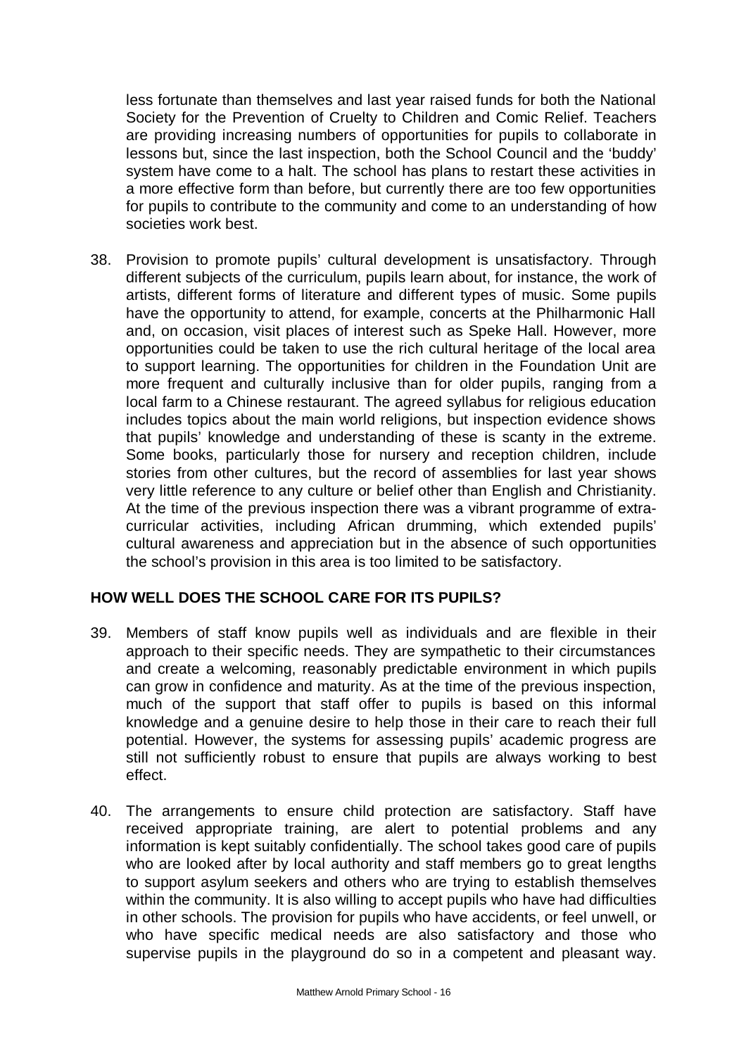less fortunate than themselves and last year raised funds for both the National Society for the Prevention of Cruelty to Children and Comic Relief. Teachers are providing increasing numbers of opportunities for pupils to collaborate in lessons but, since the last inspection, both the School Council and the 'buddy' system have come to a halt. The school has plans to restart these activities in a more effective form than before, but currently there are too few opportunities for pupils to contribute to the community and come to an understanding of how societies work best.

38. Provision to promote pupils' cultural development is unsatisfactory. Through different subjects of the curriculum, pupils learn about, for instance, the work of artists, different forms of literature and different types of music. Some pupils have the opportunity to attend, for example, concerts at the Philharmonic Hall and, on occasion, visit places of interest such as Speke Hall. However, more opportunities could be taken to use the rich cultural heritage of the local area to support learning. The opportunities for children in the Foundation Unit are more frequent and culturally inclusive than for older pupils, ranging from a local farm to a Chinese restaurant. The agreed syllabus for religious education includes topics about the main world religions, but inspection evidence shows that pupils' knowledge and understanding of these is scanty in the extreme. Some books, particularly those for nursery and reception children, include stories from other cultures, but the record of assemblies for last year shows very little reference to any culture or belief other than English and Christianity. At the time of the previous inspection there was a vibrant programme of extra-curricular activities, including African drumming, which extended pupils' cultural awareness and appreciation but in the absence of such opportunities the school's provision in this area is too limited to be satisfactory.

## HOW WELL DOES THE SCHOOL CARE FOR ITS PUPILS?

39. Members of staff know pupils well as individuals and are flexible in their approach to their specific needs. They are sympathetic to their circumstances and create a welcoming, reasonably predictable environment in which pupils can grow in confidence and maturity. As at the time of the previous inspection, much of the support that staff offer to pupils is based on this informal knowledge and a genuine desire to help those in their care to reach their full potential. However, the systems for assessing pupils' academic progress are still not sufficiently robust to ensure that pupils are always working to best effect.

40. The arrangements to ensure child protection are satisfactory. Staff have received appropriate training, are alert to potential problems and any information is kept suitably confidentially. The school takes good care of pupils who are looked after by local authority and staff members go to great lengths to support asylum seekers and others who are trying to establish themselves within the community. It is also willing to accept pupils who have had difficulties in other schools. The provision for pupils who have accidents, or feel unwell, or who have specific medical needs are also satisfactory and those who supervise pupils in the playground do so in a competent and pleasant way.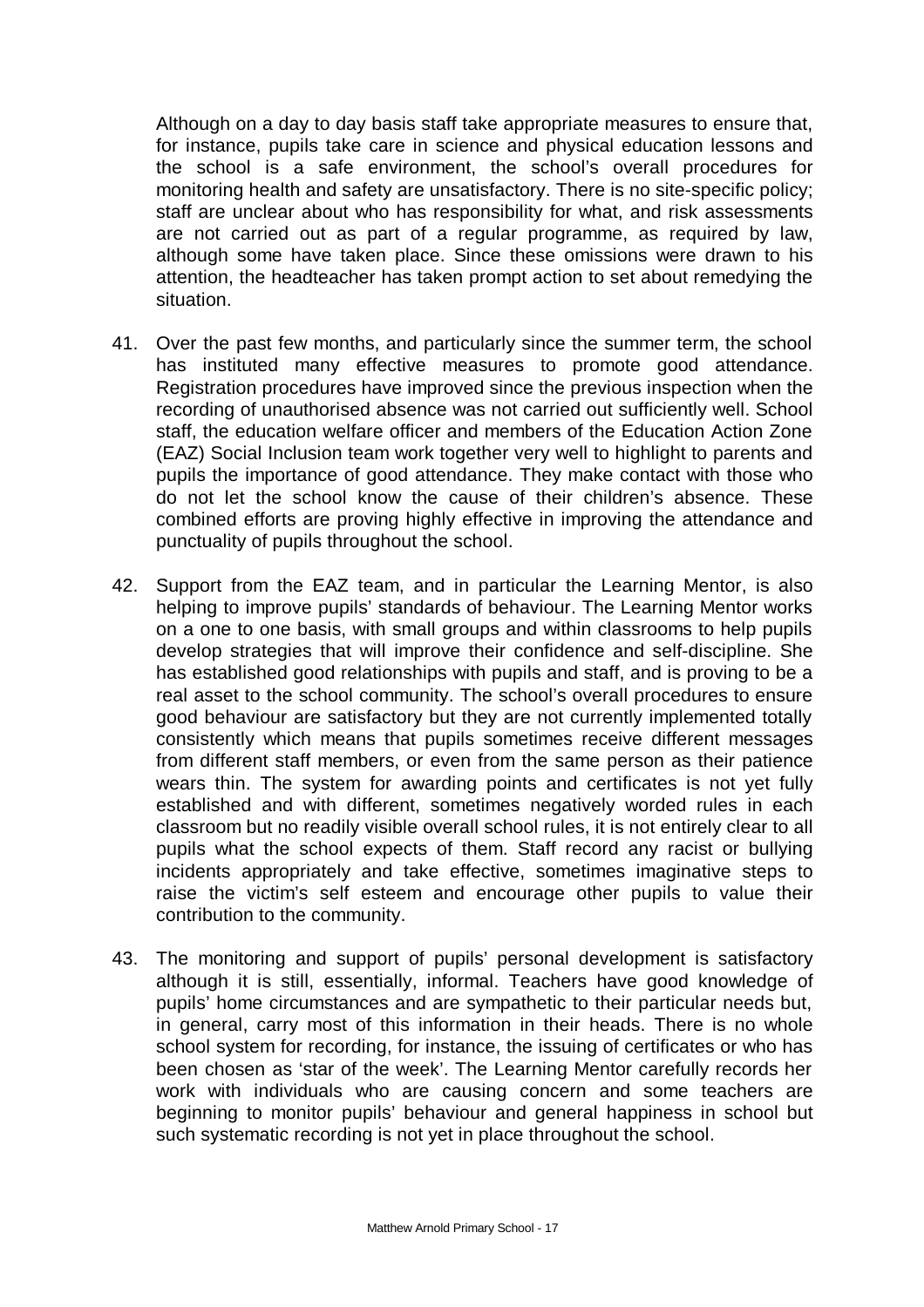Although on a day to day basis staff take appropriate measures to ensure that, for instance, pupils take care in science and physical education lessons and the school is a safe environment, the school's overall procedures for monitoring health and safety are unsatisfactory. There is no site-specific policy; staff are unclear about who has responsibility for what, and risk assessments are not carried out as part of a regular programme, as required by law, although some have taken place. Since these omissions were drawn to his attention, the headteacher has taken prompt action to set about remedying the situation.

41. Over the past few months, and particularly since the summer term, the school has instituted many effective measures to promote good attendance. Registration procedures have improved since the previous inspection when the recording of unauthorised absence was not carried out sufficiently well. School staff, the education welfare officer and members of the Education Action Zone (EAZ) Social Inclusion team work together very well to highlight to parents and pupils the importance of good attendance. They make contact with those who do not let the school know the cause of their children's absence. These combined efforts are proving highly effective in improving the attendance and punctuality of pupils throughout the school.

42. Support from the EAZ team, and in particular the Learning Mentor, is also helping to improve pupils' standards of behaviour. The Learning Mentor works on a one to one basis, with small groups and within classrooms to help pupils develop strategies that will improve their confidence and self-discipline. She has established good relationships with pupils and staff, and is proving to be a real asset to the school community. The school's overall procedures to ensure good behaviour are satisfactory but they are not currently implemented totally consistently which means that pupils sometimes receive different messages from different staff members, or even from the same person as their patience wears thin. The system for awarding points and certificates is not yet fully established and with different, sometimes negatively worded rules in each classroom but no readily visible overall school rules, it is not entirely clear to all pupils what the school expects of them. Staff record any racist or bullying incidents appropriately and take effective, sometimes imaginative steps to raise the victim's self esteem and encourage other pupils to value their contribution to the community.

43. The monitoring and support of pupils' personal development is satisfactory although it is still, essentially, informal. Teachers have good knowledge of pupils' home circumstances and are sympathetic to their particular needs but, in general, carry most of this information in their heads. There is no whole school system for recording, for instance, the issuing of certificates or who has been chosen as 'star of the week'. The Learning Mentor carefully records her work with individuals who are causing concern and some teachers are beginning to monitor pupils' behaviour and general happiness in school but such systematic recording is not yet in place throughout the school.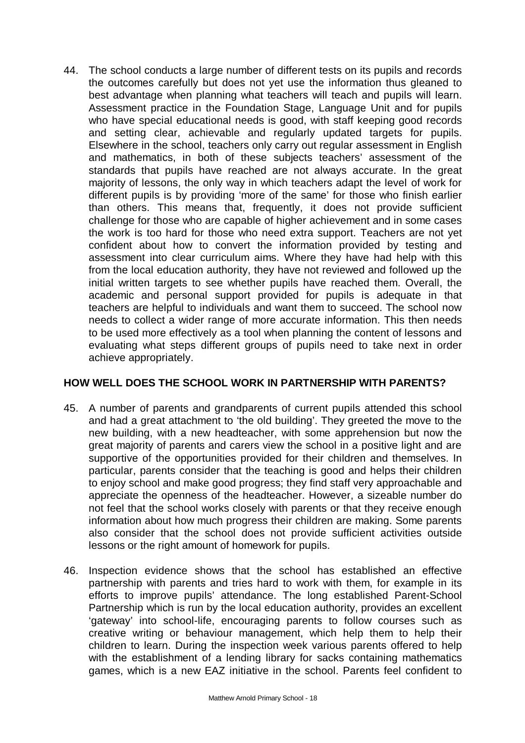44. The school conducts a large number of different tests on its pupils and records the outcomes carefully but does not yet use the information thus gleaned to best advantage when planning what teachers will teach and pupils will learn. Assessment practice in the Foundation Stage, Language Unit and for pupils who have special educational needs is good, with staff keeping good records and setting clear, achievable and regularly updated targets for pupils. Elsewhere in the school, teachers only carry out regular assessment in English and mathematics, in both of these subjects teachers' assessment of the standards that pupils have reached are not always accurate. In the great majority of lessons, the only way in which teachers adapt the level of work for different pupils is by providing 'more of the same' for those who finish earlier than others. This means that, frequently, it does not provide sufficient challenge for those who are capable of higher achievement and in some cases the work is too hard for those who need extra support. Teachers are not yet confident about how to convert the information provided by testing and assessment into clear curriculum aims. Where they have had help with this from the local education authority, they have not reviewed and followed up the initial written targets to see whether pupils have reached them. Overall, the academic and personal support provided for pupils is adequate in that teachers are helpful to individuals and want them to succeed. The school now needs to collect a wider range of more accurate information. This then needs to be used more effectively as a tool when planning the content of lessons and evaluating what steps different groups of pupils need to take next in order achieve appropriately.

## HOW WELL DOES THE SCHOOL WORK IN PARTNERSHIP WITH PARENTS?

45. A number of parents and grandparents of current pupils attended this school and had a great attachment to 'the old building'. They greeted the move to the new building, with a new headteacher, with some apprehension but now the great majority of parents and carers view the school in a positive light and are supportive of the opportunities provided for their children and themselves. In particular, parents consider that the teaching is good and helps their children to enjoy school and make good progress; they find staff very approachable and appreciate the openness of the headteacher. However, a sizeable number do not feel that the school works closely with parents or that they receive enough information about how much progress their children are making. Some parents also consider that the school does not provide sufficient activities outside lessons or the right amount of homework for pupils.

46. Inspection evidence shows that the school has established an effective partnership with parents and tries hard to work with them, for example in its efforts to improve pupils' attendance. The long established Parent-School Partnership which is run by the local education authority, provides an excellent 'gateway' into school-life, encouraging parents to follow courses such as creative writing or behaviour management, which help them to help their children to learn. During the inspection week various parents offered to help with the establishment of a lending library for sacks containing mathematics games, which is a new EAZ initiative in the school. Parents feel confident to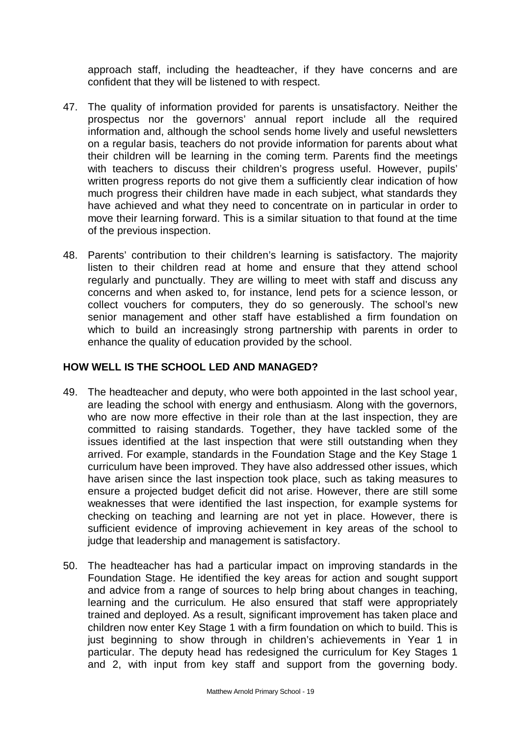approach staff, including the headteacher, if they have concerns and are confident that they will be listened to with respect.

47. The quality of information provided for parents is unsatisfactory. Neither the prospectus nor the governors' annual report include all the required information and, although the school sends home lively and useful newsletters on a regular basis, teachers do not provide information for parents about what their children will be learning in the coming term. Parents find the meetings with teachers to discuss their children's progress useful. However, pupils' written progress reports do not give them a sufficiently clear indication of how much progress their children have made in each subject, what standards they have achieved and what they need to concentrate on in particular in order to move their learning forward. This is a similar situation to that found at the time of the previous inspection.

48. Parents' contribution to their children's learning is satisfactory. The majority listen to their children read at home and ensure that they attend school regularly and punctually. They are willing to meet with staff and discuss any concerns and when asked to, for instance, lend pets for a science lesson, or collect vouchers for computers, they do so generously. The school's new senior management and other staff have established a firm foundation on which to build an increasingly strong partnership with parents in order to enhance the quality of education provided by the school.

## HOW WELL IS THE SCHOOL LED AND MANAGED?

49. The headteacher and deputy, who were both appointed in the last school year, are leading the school with energy and enthusiasm. Along with the governors, who are now more effective in their role than at the last inspection, they are committed to raising standards. Together, they have tackled some of the issues identified at the last inspection that were still outstanding when they arrived. For example, standards in the Foundation Stage and the Key Stage 1 curriculum have been improved. They have also addressed other issues, which have arisen since the last inspection took place, such as taking measures to ensure a projected budget deficit did not arise. However, there are still some weaknesses that were identified the last inspection, for example systems for checking on teaching and learning are not yet in place. However, there is sufficient evidence of improving achievement in key areas of the school to judge that leadership and management is satisfactory.

50. The headteacher has had a particular impact on improving standards in the Foundation Stage. He identified the key areas for action and sought support and advice from a range of sources to help bring about changes in teaching, learning and the curriculum. He also ensured that staff were appropriately trained and deployed. As a result, significant improvement has taken place and children now enter Key Stage 1 with a firm foundation on which to build. This is just beginning to show through in children's achievements in Year 1 in particular. The deputy head has redesigned the curriculum for Key Stages 1 and 2, with input from key staff and support from the governing body.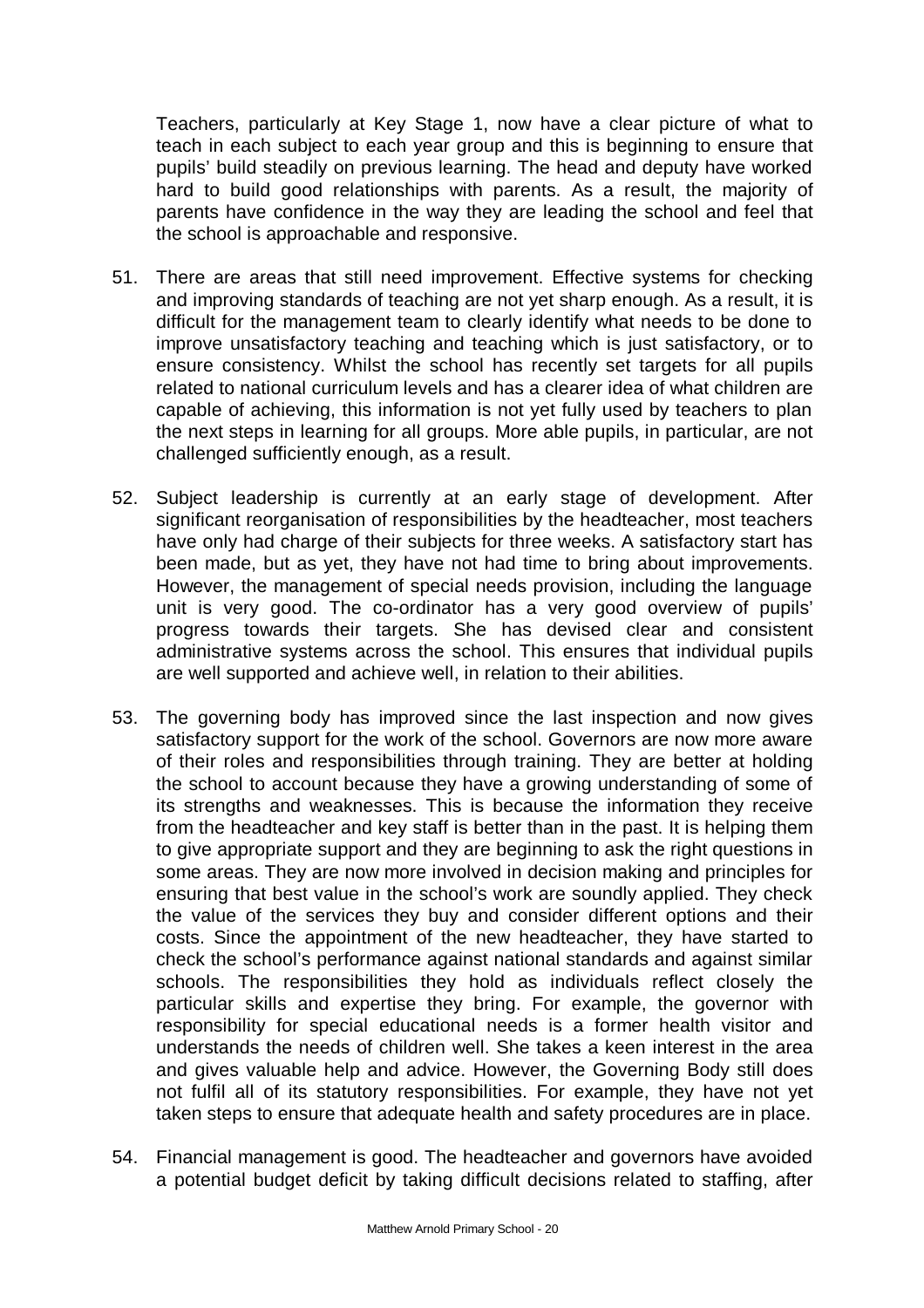Teachers, particularly at Key Stage 1, now have a clear picture of what to teach in each subject to each year group and this is beginning to ensure that pupils' build steadily on previous learning. The head and deputy have worked hard to build good relationships with parents. As a result, the majority of parents have confidence in the way they are leading the school and feel that the school is approachable and responsive.

51. There are areas that still need improvement. Effective systems for checking and improving standards of teaching are not yet sharp enough. As a result, it is difficult for the management team to clearly identify what needs to be done to improve unsatisfactory teaching and teaching which is just satisfactory, or to ensure consistency. Whilst the school has recently set targets for all pupils related to national curriculum levels and has a clearer idea of what children are capable of achieving, this information is not yet fully used by teachers to plan the next steps in learning for all groups. More able pupils, in particular, are not challenged sufficiently enough, as a result.

52. Subject leadership is currently at an early stage of development. After significant reorganisation of responsibilities by the headteacher, most teachers have only had charge of their subjects for three weeks. A satisfactory start has been made, but as yet, they have not had time to bring about improvements. However, the management of special needs provision, including the language unit is very good. The co-ordinator has a very good overview of pupils' progress towards their targets. She has devised clear and consistent administrative systems across the school. This ensures that individual pupils are well supported and achieve well, in relation to their abilities.

53. The governing body has improved since the last inspection and now gives satisfactory support for the work of the school. Governors are now more aware of their roles and responsibilities through training. They are better at holding the school to account because they have a growing understanding of some of its strengths and weaknesses. This is because the information they receive from the headteacher and key staff is better than in the past. It is helping them to give appropriate support and they are beginning to ask the right questions in some areas. They are now more involved in decision making and principles for ensuring that best value in the school's work are soundly applied. They check the value of the services they buy and consider different options and their costs. Since the appointment of the new headteacher, they have started to check the school's performance against national standards and against similar schools. The responsibilities they hold as individuals reflect closely the particular skills and expertise they bring. For example, the governor with responsibility for special educational needs is a former health visitor and understands the needs of children well. She takes a keen interest in the area and gives valuable help and advice. However, the Governing Body still does not fulfil all of its statutory responsibilities. For example, they have not yet taken steps to ensure that adequate health and safety procedures are in place.

54. Financial management is good. The headteacher and governors have avoided a potential budget deficit by taking difficult decisions related to staffing, after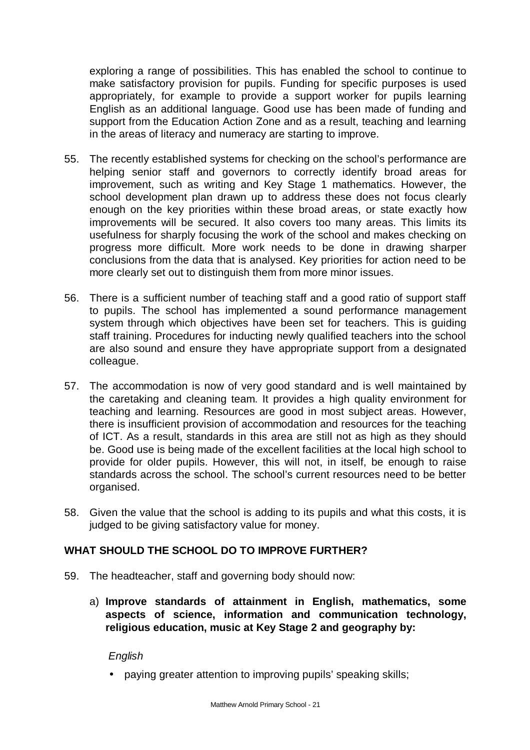exploring a range of possibilities. This has enabled the school to continue to make satisfactory provision for pupils. Funding for specific purposes is used appropriately, for example to provide a support worker for pupils learning English as an additional language. Good use has been made of funding and support from the Education Action Zone and as a result, teaching and learning in the areas of literacy and numeracy are starting to improve.

55. The recently established systems for checking on the school's performance are helping senior staff and governors to correctly identify broad areas for improvement, such as writing and Key Stage 1 mathematics. However, the school development plan drawn up to address these does not focus clearly enough on the key priorities within these broad areas, or state exactly how improvements will be secured. It also covers too many areas. This limits its usefulness for sharply focusing the work of the school and makes checking on progress more difficult. More work needs to be done in drawing sharper conclusions from the data that is analysed. Key priorities for action need to be more clearly set out to distinguish them from more minor issues.

56. There is a sufficient number of teaching staff and a good ratio of support staff to pupils. The school has implemented a sound performance management system through which objectives have been set for teachers. This is guiding staff training. Procedures for inducting newly qualified teachers into the school are also sound and ensure they have appropriate support from a designated colleague.

57. The accommodation is now of very good standard and is well maintained by the caretaking and cleaning team. It provides a high quality environment for teaching and learning. Resources are good in most subject areas. However, there is insufficient provision of accommodation and resources for the teaching of ICT. As a result, standards in this area are still not as high as they should be. Good use is being made of the excellent facilities at the local high school to provide for older pupils. However, this will not, in itself, be enough to raise standards across the school. The school's current resources need to be better organised.

58. Given the value that the school is adding to its pupils and what this costs, it is judged to be giving satisfactory value for money.

## WHAT SHOULD THE SCHOOL DO TO IMPROVE FURTHER?

59. The headteacher, staff and governing body should now:

a) **Improve standards of attainment in English, mathematics, some aspects of science, information and communication technology, religious education, music at Key Stage 2 and geography by:**

*English*

- paying greater attention to improving pupils' speaking skills;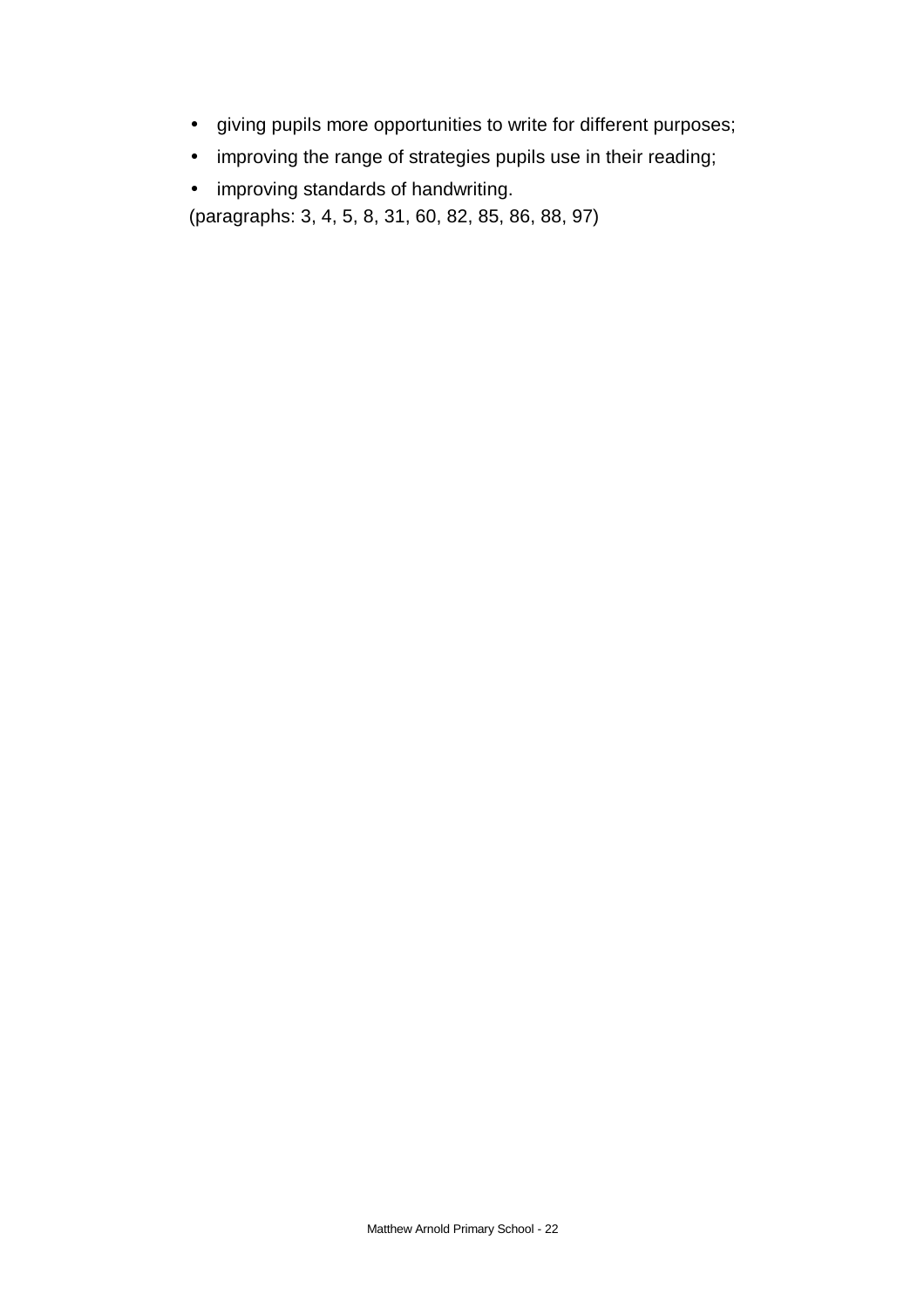- giving pupils more opportunities to write for different purposes;
- improving the range of strategies pupils use in their reading;
- improving standards of handwriting.

(paragraphs: 3, 4, 5, 8, 31, 60, 82, 85, 86, 88, 97)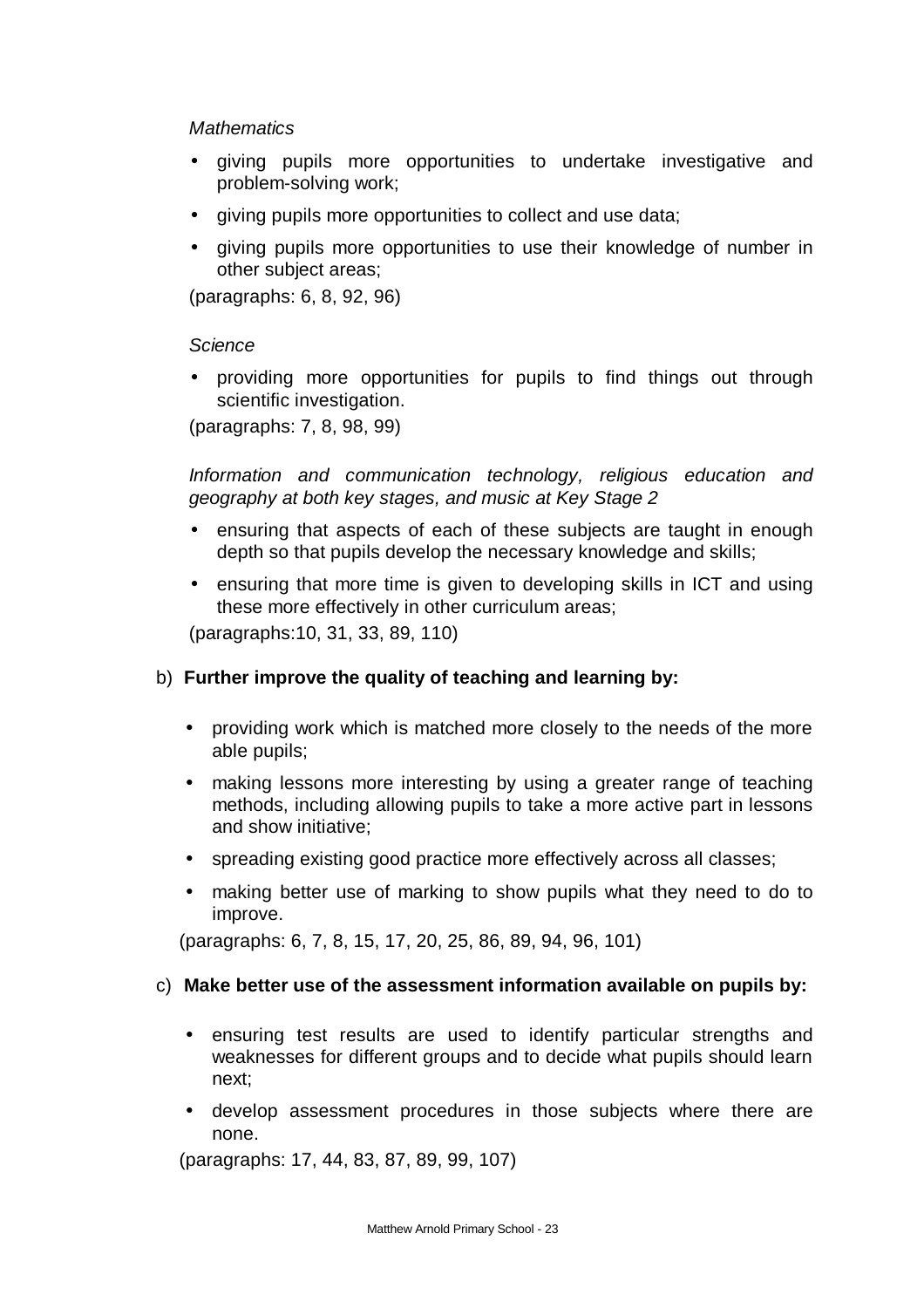*Mathematics*

- giving pupils more opportunities to undertake investigative and problem-solving work;
- giving pupils more opportunities to collect and use data;
- giving pupils more opportunities to use their knowledge of number in other subject areas;

(paragraphs: 6, 8, 92, 96)

*Science*

- providing more opportunities for pupils to find things out through scientific investigation.

(paragraphs: 7, 8, 98, 99)

*Information and communication technology, religious education and geography at both key stages, and music at Key Stage 2*

- ensuring that aspects of each of these subjects are taught in enough depth so that pupils develop the necessary knowledge and skills;
- ensuring that more time is given to developing skills in ICT and using these more effectively in other curriculum areas;

(paragraphs:10, 31, 33, 89, 110)

b) **Further improve the quality of teaching and learning by:**

- providing work which is matched more closely to the needs of the more able pupils;
- making lessons more interesting by using a greater range of teaching methods, including allowing pupils to take a more active part in lessons and show initiative;
- spreading existing good practice more effectively across all classes;
- making better use of marking to show pupils what they need to do to improve.

(paragraphs: 6, 7, 8, 15, 17, 20, 25, 86, 89, 94, 96, 101)

c) **Make better use of the assessment information available on pupils by:**

- ensuring test results are used to identify particular strengths and weaknesses for different groups and to decide what pupils should learn next;
- develop assessment procedures in those subjects where there are none.

(paragraphs: 17, 44, 83, 87, 89, 99, 107)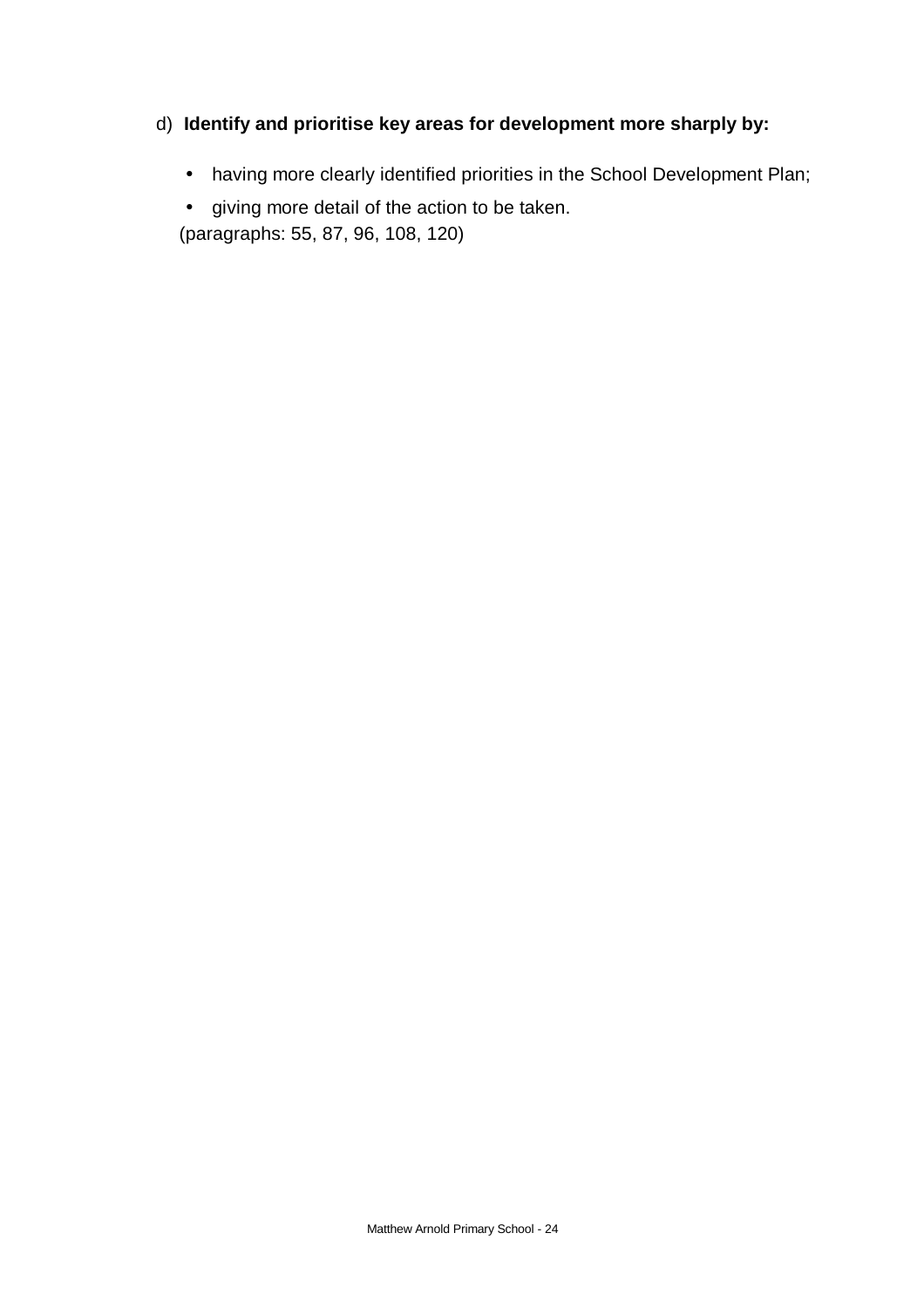d) **Identify and prioritise key areas for development more sharply by:**

- having more clearly identified priorities in the School Development Plan;
- giving more detail of the action to be taken.

(paragraphs: 55, 87, 96, 108, 120)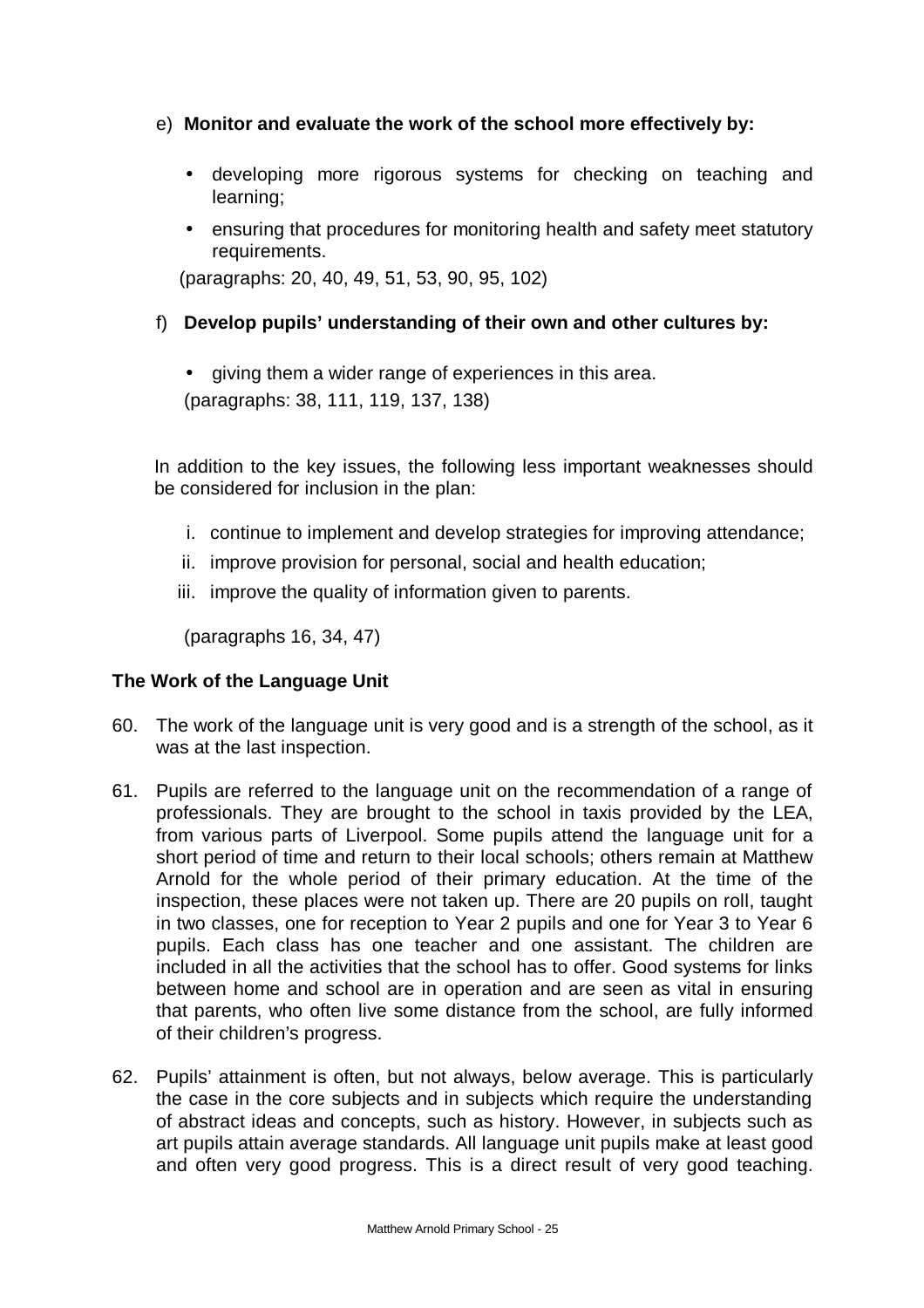e) **Monitor and evaluate the work of the school more effectively by:**

- developing more rigorous systems for checking on teaching and learning;
- ensuring that procedures for monitoring health and safety meet statutory requirements.

(paragraphs: 20, 40, 49, 51, 53, 90, 95, 102)

f) **Develop pupils' understanding of their own and other cultures by:**

- giving them a wider range of experiences in this area.

(paragraphs: 38, 111, 119, 137, 138)

In addition to the key issues, the following less important weaknesses should be considered for inclusion in the plan:

i. continue to implement and develop strategies for improving attendance;
ii. improve provision for personal, social and health education;
iii. improve the quality of information given to parents.

(paragraphs 16, 34, 47)

**The Work of the Language Unit**

60. The work of the language unit is very good and is a strength of the school, as it was at the last inspection.

61. Pupils are referred to the language unit on the recommendation of a range of professionals. They are brought to the school in taxis provided by the LEA, from various parts of Liverpool. Some pupils attend the language unit for a short period of time and return to their local schools; others remain at Matthew Arnold for the whole period of their primary education. At the time of the inspection, these places were not taken up. There are 20 pupils on roll, taught in two classes, one for reception to Year 2 pupils and one for Year 3 to Year 6 pupils. Each class has one teacher and one assistant. The children are included in all the activities that the school has to offer. Good systems for links between home and school are in operation and are seen as vital in ensuring that parents, who often live some distance from the school, are fully informed of their children's progress.

62. Pupils' attainment is often, but not always, below average. This is particularly the case in the core subjects and in subjects which require the understanding of abstract ideas and concepts, such as history. However, in subjects such as art pupils attain average standards. All language unit pupils make at least good and often very good progress. This is a direct result of very good teaching.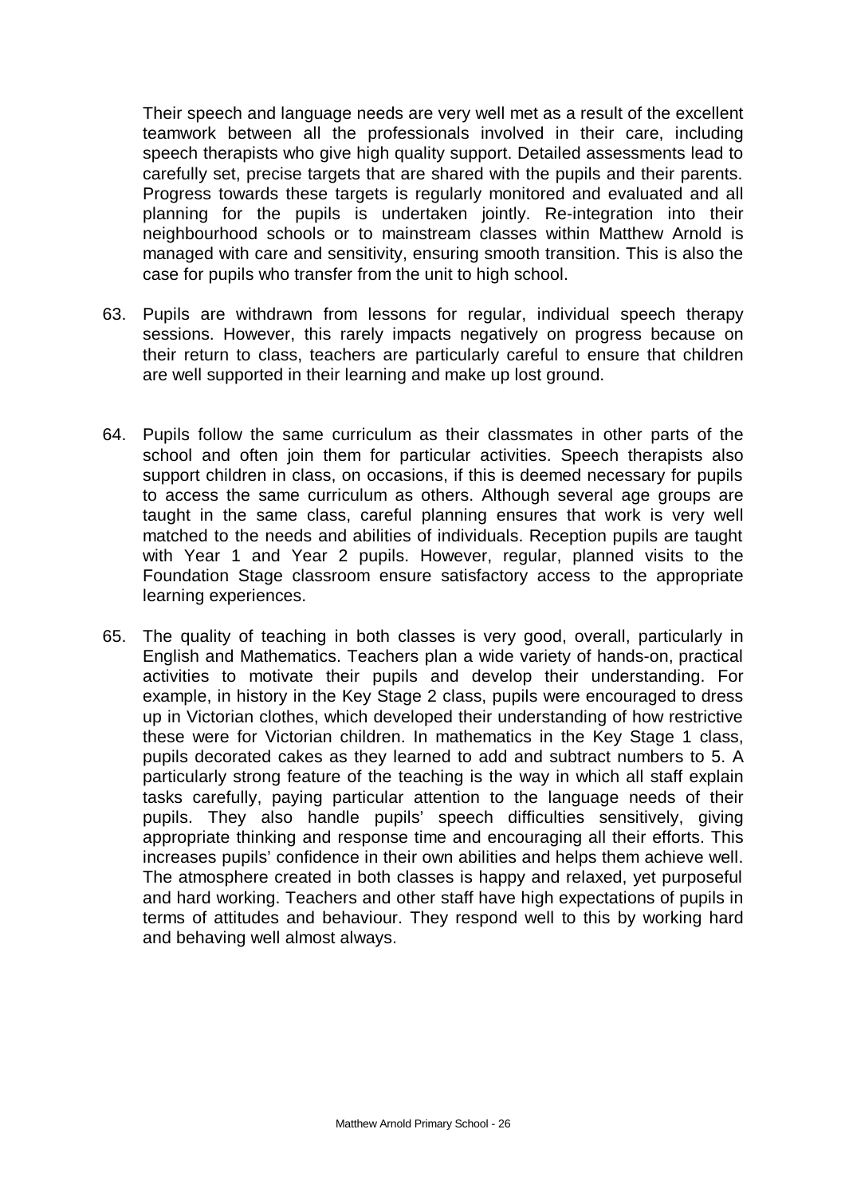Their speech and language needs are very well met as a result of the excellent teamwork between all the professionals involved in their care, including speech therapists who give high quality support. Detailed assessments lead to carefully set, precise targets that are shared with the pupils and their parents. Progress towards these targets is regularly monitored and evaluated and all planning for the pupils is undertaken jointly. Re-integration into their neighbourhood schools or to mainstream classes within Matthew Arnold is managed with care and sensitivity, ensuring smooth transition. This is also the case for pupils who transfer from the unit to high school.

63. Pupils are withdrawn from lessons for regular, individual speech therapy sessions. However, this rarely impacts negatively on progress because on their return to class, teachers are particularly careful to ensure that children are well supported in their learning and make up lost ground.

64. Pupils follow the same curriculum as their classmates in other parts of the school and often join them for particular activities. Speech therapists also support children in class, on occasions, if this is deemed necessary for pupils to access the same curriculum as others. Although several age groups are taught in the same class, careful planning ensures that work is very well matched to the needs and abilities of individuals. Reception pupils are taught with Year 1 and Year 2 pupils. However, regular, planned visits to the Foundation Stage classroom ensure satisfactory access to the appropriate learning experiences.

65. The quality of teaching in both classes is very good, overall, particularly in English and Mathematics. Teachers plan a wide variety of hands-on, practical activities to motivate their pupils and develop their understanding. For example, in history in the Key Stage 2 class, pupils were encouraged to dress up in Victorian clothes, which developed their understanding of how restrictive these were for Victorian children. In mathematics in the Key Stage 1 class, pupils decorated cakes as they learned to add and subtract numbers to 5. A particularly strong feature of the teaching is the way in which all staff explain tasks carefully, paying particular attention to the language needs of their pupils. They also handle pupils' speech difficulties sensitively, giving appropriate thinking and response time and encouraging all their efforts. This increases pupils' confidence in their own abilities and helps them achieve well. The atmosphere created in both classes is happy and relaxed, yet purposeful and hard working. Teachers and other staff have high expectations of pupils in terms of attitudes and behaviour. They respond well to this by working hard and behaving well almost always.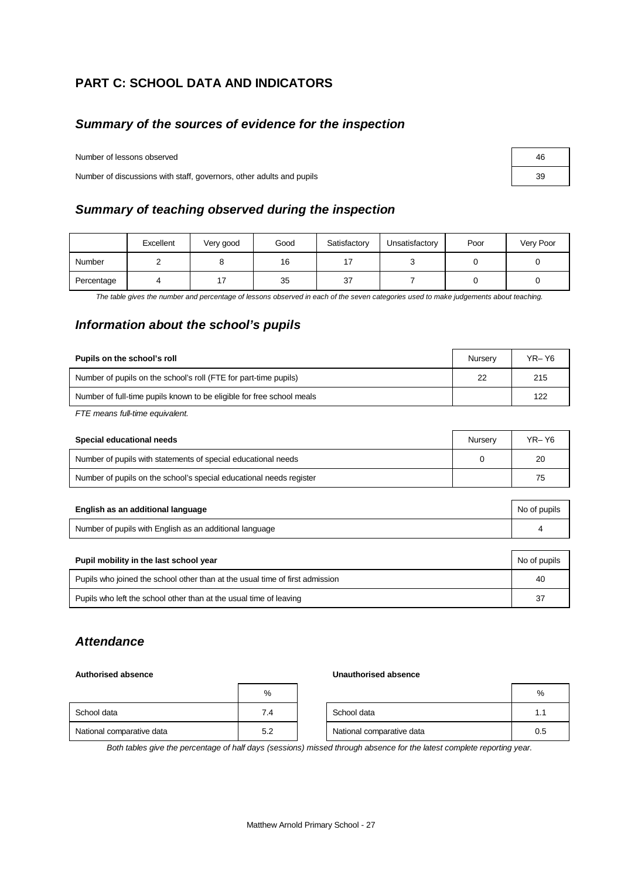## PART C: SCHOOL DATA AND INDICATORS

### *Summary of the sources of evidence for the inspection*

| | |
|---|---|
| Number of lessons observed | 46 |
| Number of discussions with staff, governors, other adults and pupils | 39 |

### *Summary of teaching observed during the inspection*

| | Excellent | Very good | Good | Satisfactory | Unsatisfactory | Poor | Very Poor |
|---|---|---|---|---|---|---|---|
| Number | 2 | 8 | 16 | 17 | 3 | 0 | 0 |
| Percentage | 4 | 17 | 35 | 37 | 7 | 0 | 0 |

*The table gives the number and percentage of lessons observed in each of the seven categories used to make judgements about teaching.*

### *Information about the school's pupils*

| **Pupils on the school's roll** | Nursery | YR– Y6 |
|---|---|---|
| Number of pupils on the school's roll (FTE for part-time pupils) | 22 | 215 |
| Number of full-time pupils known to be eligible for free school meals | | 122 |

*FTE means full-time equivalent.*

| **Special educational needs** | Nursery | YR– Y6 |
|---|---|---|
| Number of pupils with statements of special educational needs | 0 | 20 |
| Number of pupils on the school's special educational needs register | | 75 |

| **English as an additional language** | No of pupils |
|---|---|
| Number of pupils with English as an additional language | 4 |

| **Pupil mobility in the last school year** | No of pupils |
|---|---|
| Pupils who joined the school other than at the usual time of first admission | 40 |
| Pupils who left the school other than at the usual time of leaving | 37 |

### *Attendance*

**Authorised absence**

| | % |
|---|---|
| School data | 7.4 |
| National comparative data | 5.2 |

**Unauthorised absence**

| | % |
|---|---|
| School data | 1.1 |
| National comparative data | 0.5 |

*Both tables give the percentage of half days (sessions) missed through absence for the latest complete reporting year.*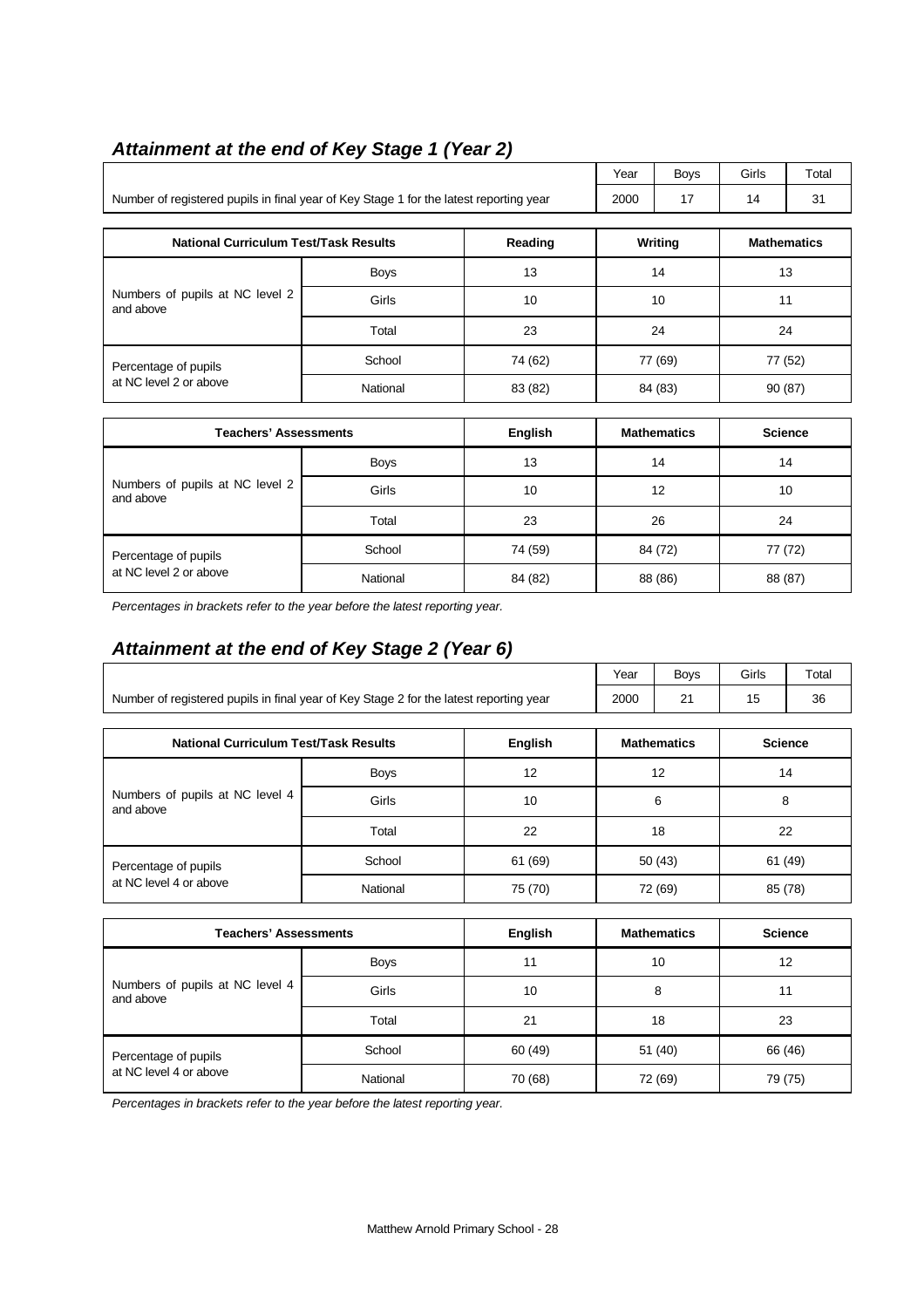## *Attainment at the end of Key Stage 1 (Year 2)*

| | Year | Boys | Girls | Total |
|---|---|---|---|---|
| Number of registered pupils in final year of Key Stage 1 for the latest reporting year | 2000 | 17 | 14 | 31 |

| National Curriculum Test/Task Results | | Reading | Writing | Mathematics |
|---|---|---|---|---|
| Numbers of pupils at NC level 2 and above | Boys | 13 | 14 | 13 |
| | Girls | 10 | 10 | 11 |
| | Total | 23 | 24 | 24 |
| Percentage of pupils at NC level 2 or above | School | 74 (62) | 77 (69) | 77 (52) |
| | National | 83 (82) | 84 (83) | 90 (87) |

| Teachers' Assessments | | English | Mathematics | Science |
|---|---|---|---|---|
| Numbers of pupils at NC level 2 and above | Boys | 13 | 14 | 14 |
| | Girls | 10 | 12 | 10 |
| | Total | 23 | 26 | 24 |
| Percentage of pupils at NC level 2 or above | School | 74 (59) | 84 (72) | 77 (72) |
| | National | 84 (82) | 88 (86) | 88 (87) |

*Percentages in brackets refer to the year before the latest reporting year.*

## *Attainment at the end of Key Stage 2 (Year 6)*

| | Year | Boys | Girls | Total |
|---|---|---|---|---|
| Number of registered pupils in final year of Key Stage 2 for the latest reporting year | 2000 | 21 | 15 | 36 |

| National Curriculum Test/Task Results | | English | Mathematics | Science |
|---|---|---|---|---|
| Numbers of pupils at NC level 4 and above | Boys | 12 | 12 | 14 |
| | Girls | 10 | 6 | 8 |
| | Total | 22 | 18 | 22 |
| Percentage of pupils at NC level 4 or above | School | 61 (69) | 50 (43) | 61 (49) |
| | National | 75 (70) | 72 (69) | 85 (78) |

| Teachers' Assessments | | English | Mathematics | Science |
|---|---|---|---|---|
| Numbers of pupils at NC level 4 and above | Boys | 11 | 10 | 12 |
| | Girls | 10 | 8 | 11 |
| | Total | 21 | 18 | 23 |
| Percentage of pupils at NC level 4 or above | School | 60 (49) | 51 (40) | 66 (46) |
| | National | 70 (68) | 72 (69) | 79 (75) |

*Percentages in brackets refer to the year before the latest reporting year.*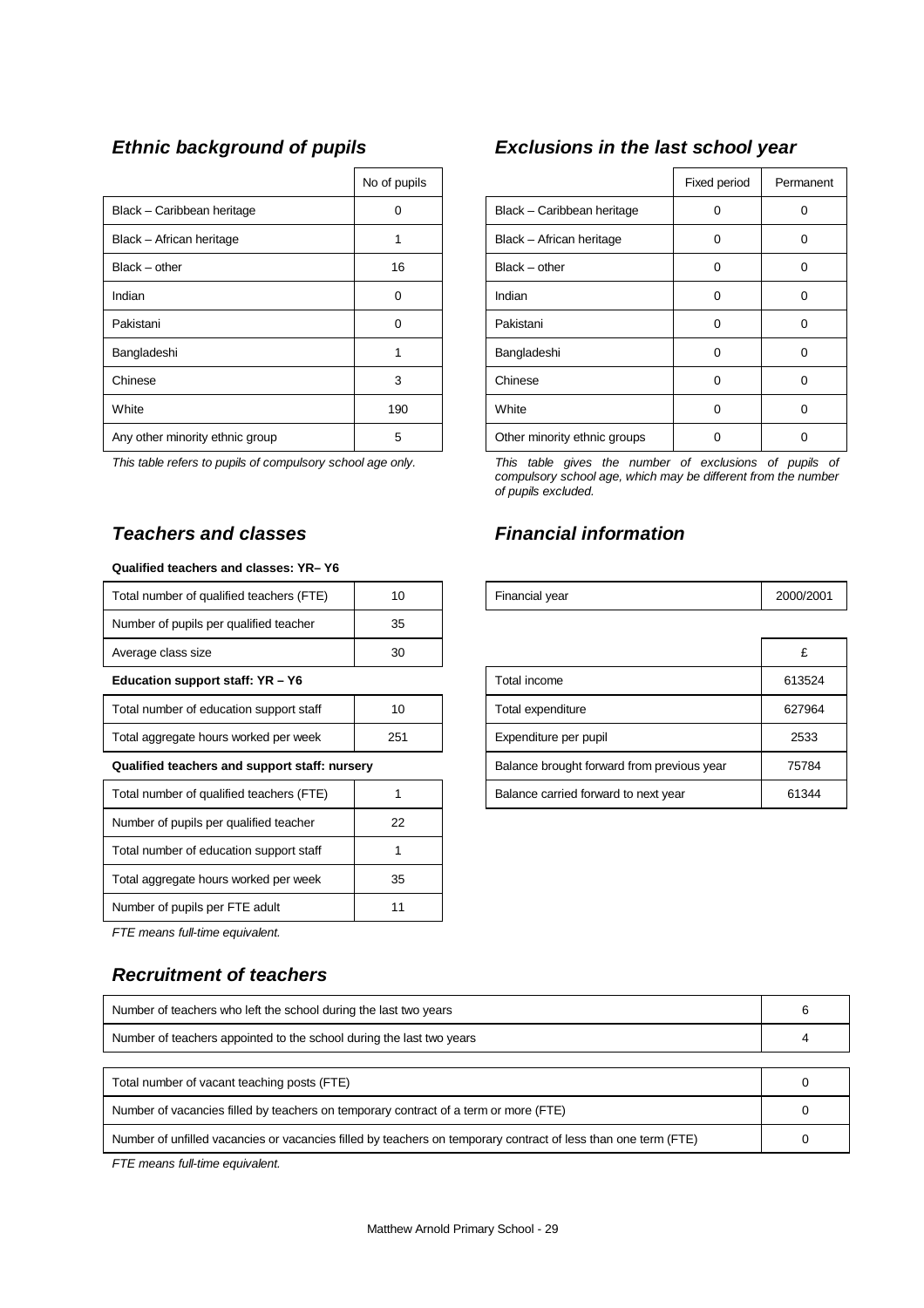## *Ethnic background of pupils*

| | No of pupils |
|---|---|
| Black – Caribbean heritage | 0 |
| Black – African heritage | 1 |
| Black – other | 16 |
| Indian | 0 |
| Pakistani | 0 |
| Bangladeshi | 1 |
| Chinese | 3 |
| White | 190 |
| Any other minority ethnic group | 5 |

*This table refers to pupils of compulsory school age only.*

## *Exclusions in the last school year*

| | Fixed period | Permanent |
|---|---|---|
| Black – Caribbean heritage | 0 | 0 |
| Black – African heritage | 0 | 0 |
| Black – other | 0 | 0 |
| Indian | 0 | 0 |
| Pakistani | 0 | 0 |
| Bangladeshi | 0 | 0 |
| Chinese | 0 | 0 |
| White | 0 | 0 |
| Other minority ethnic groups | 0 | 0 |

*This table gives the number of exclusions of pupils of compulsory school age, which may be different from the number of pupils excluded.*

## *Teachers and classes*

**Qualified teachers and classes: YR– Y6**

| | |
|---|---|
| Total number of qualified teachers (FTE) | 10 |
| Number of pupils per qualified teacher | 35 |
| Average class size | 30 |

**Education support staff: YR – Y6**

| | |
|---|---|
| Total number of education support staff | 10 |
| Total aggregate hours worked per week | 251 |

**Qualified teachers and support staff: nursery**

| | |
|---|---|
| Total number of qualified teachers (FTE) | 1 |
| Number of pupils per qualified teacher | 22 |
| Total number of education support staff | 1 |
| Total aggregate hours worked per week | 35 |
| Number of pupils per FTE adult | 11 |

*FTE means full-time equivalent.*

## *Financial information*

| | |
|---|---|
| Financial year | 2000/2001 |

| | £ |
|---|---|
| Total income | 613524 |
| Total expenditure | 627964 |
| Expenditure per pupil | 2533 |
| Balance brought forward from previous year | 75784 |
| Balance carried forward to next year | 61344 |

## *Recruitment of teachers*

| | |
|---|---|
| Number of teachers who left the school during the last two years | 6 |
| Number of teachers appointed to the school during the last two years | 4 |

| | |
|---|---|
| Total number of vacant teaching posts (FTE) | 0 |
| Number of vacancies filled by teachers on temporary contract of a term or more (FTE) | 0 |
| Number of unfilled vacancies or vacancies filled by teachers on temporary contract of less than one term (FTE) | 0 |

*FTE means full-time equivalent.*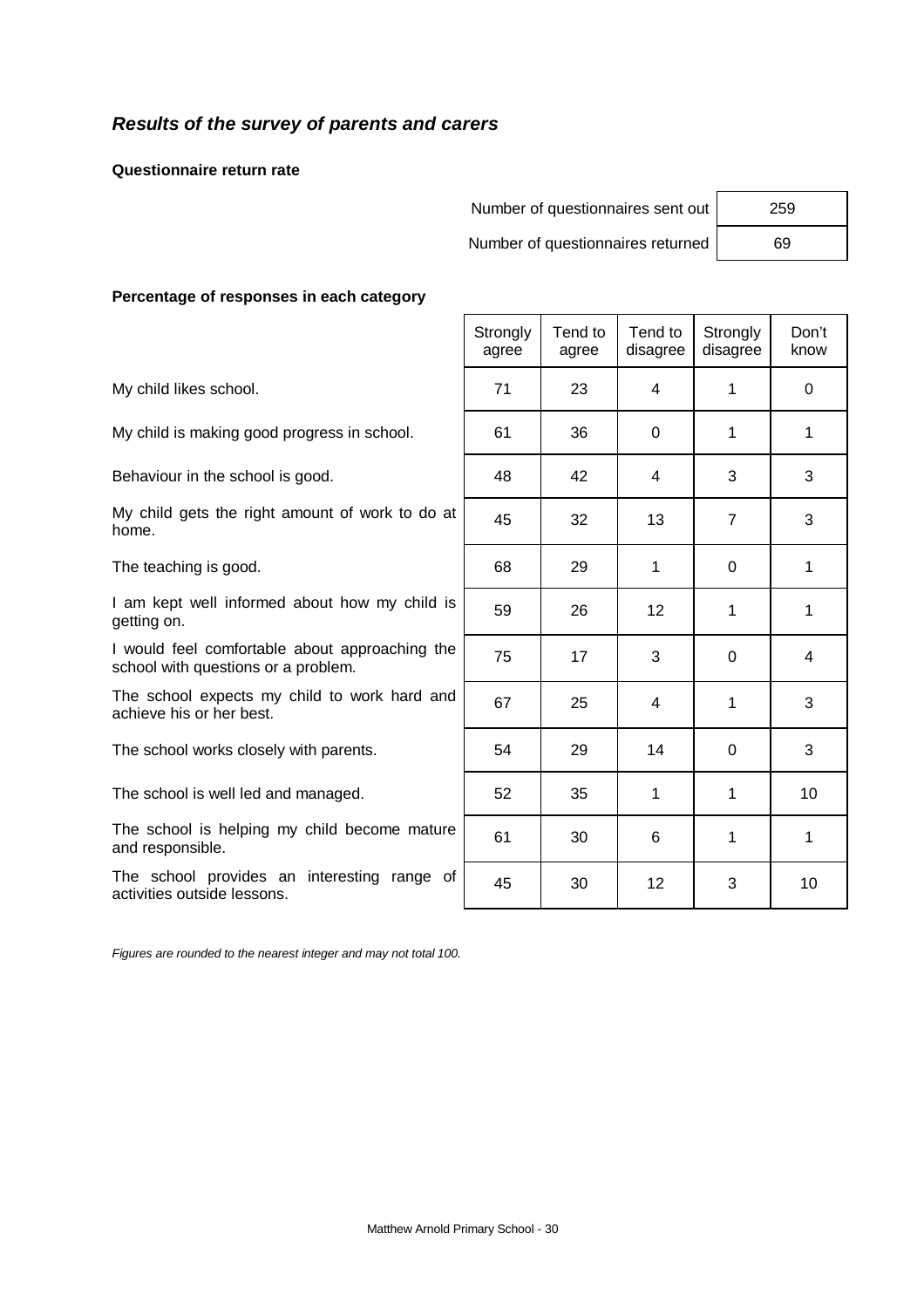## *Results of the survey of parents and carers*

**Questionnaire return rate**

| | |
|---|---|
| Number of questionnaires sent out | 259 |
| Number of questionnaires returned | 69 |

**Percentage of responses in each category**

| | Strongly agree | Tend to agree | Tend to disagree | Strongly disagree | Don't know |
|---|---|---|---|---|---|
| My child likes school. | 71 | 23 | 4 | 1 | 0 |
| My child is making good progress in school. | 61 | 36 | 0 | 1 | 1 |
| Behaviour in the school is good. | 48 | 42 | 4 | 3 | 3 |
| My child gets the right amount of work to do at home. | 45 | 32 | 13 | 7 | 3 |
| The teaching is good. | 68 | 29 | 1 | 0 | 1 |
| I am kept well informed about how my child is getting on. | 59 | 26 | 12 | 1 | 1 |
| I would feel comfortable about approaching the school with questions or a problem. | 75 | 17 | 3 | 0 | 4 |
| The school expects my child to work hard and achieve his or her best. | 67 | 25 | 4 | 1 | 3 |
| The school works closely with parents. | 54 | 29 | 14 | 0 | 3 |
| The school is well led and managed. | 52 | 35 | 1 | 1 | 10 |
| The school is helping my child become mature and responsible. | 61 | 30 | 6 | 1 | 1 |
| The school provides an interesting range of activities outside lessons. | 45 | 30 | 12 | 3 | 10 |

*Figures are rounded to the nearest integer and may not total 100.*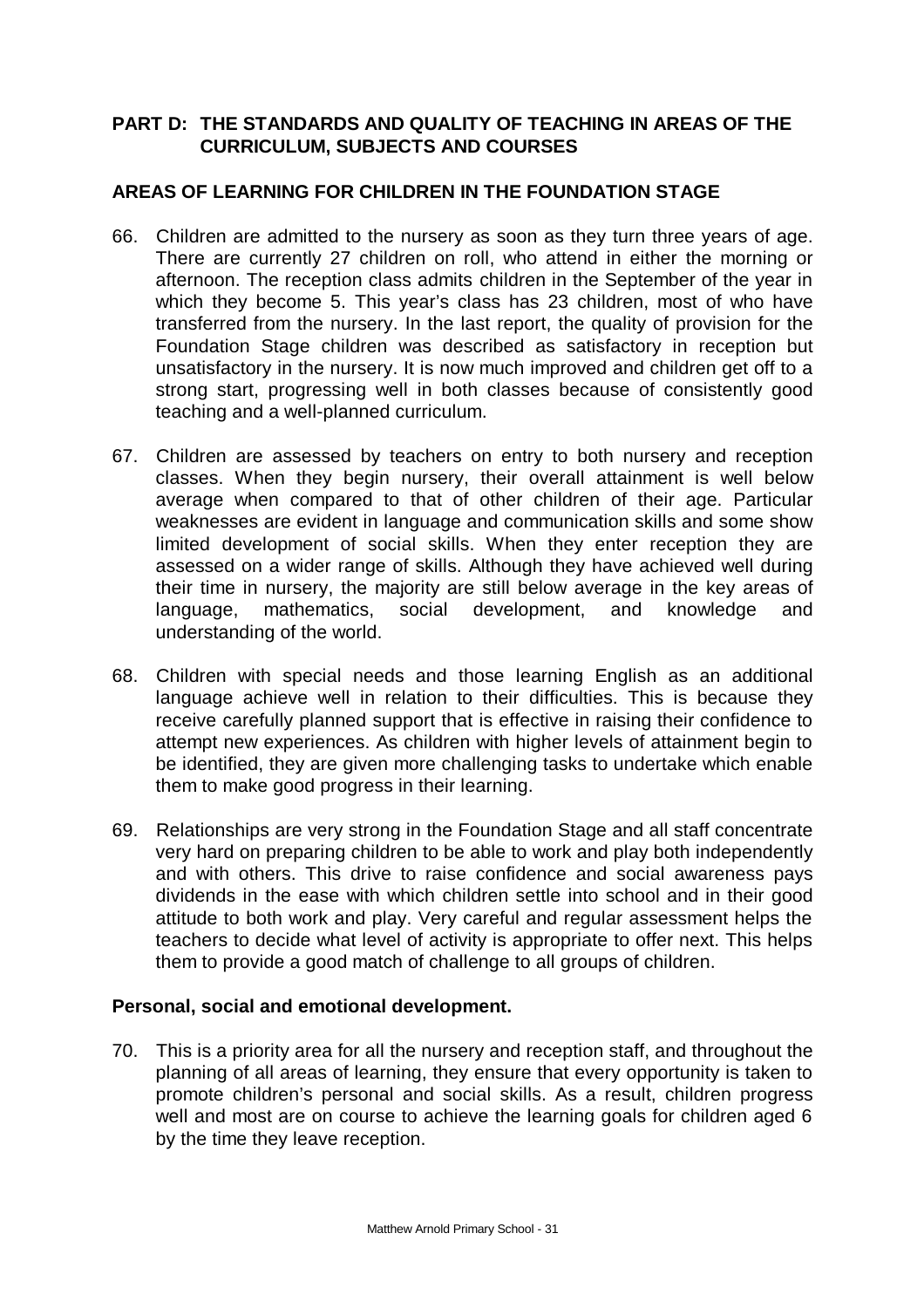## PART D: THE STANDARDS AND QUALITY OF TEACHING IN AREAS OF THE CURRICULUM, SUBJECTS AND COURSES

### AREAS OF LEARNING FOR CHILDREN IN THE FOUNDATION STAGE

66. Children are admitted to the nursery as soon as they turn three years of age. There are currently 27 children on roll, who attend in either the morning or afternoon. The reception class admits children in the September of the year in which they become 5. This year's class has 23 children, most of who have transferred from the nursery. In the last report, the quality of provision for the Foundation Stage children was described as satisfactory in reception but unsatisfactory in the nursery. It is now much improved and children get off to a strong start, progressing well in both classes because of consistently good teaching and a well-planned curriculum.

67. Children are assessed by teachers on entry to both nursery and reception classes. When they begin nursery, their overall attainment is well below average when compared to that of other children of their age. Particular weaknesses are evident in language and communication skills and some show limited development of social skills. When they enter reception they are assessed on a wider range of skills. Although they have achieved well during their time in nursery, the majority are still below average in the key areas of language, mathematics, social development, and knowledge and understanding of the world.

68. Children with special needs and those learning English as an additional language achieve well in relation to their difficulties. This is because they receive carefully planned support that is effective in raising their confidence to attempt new experiences. As children with higher levels of attainment begin to be identified, they are given more challenging tasks to undertake which enable them to make good progress in their learning.

69. Relationships are very strong in the Foundation Stage and all staff concentrate very hard on preparing children to be able to work and play both independently and with others. This drive to raise confidence and social awareness pays dividends in the ease with which children settle into school and in their good attitude to both work and play. Very careful and regular assessment helps the teachers to decide what level of activity is appropriate to offer next. This helps them to provide a good match of challenge to all groups of children.

#### Personal, social and emotional development.

70. This is a priority area for all the nursery and reception staff, and throughout the planning of all areas of learning, they ensure that every opportunity is taken to promote children's personal and social skills. As a result, children progress well and most are on course to achieve the learning goals for children aged 6 by the time they leave reception.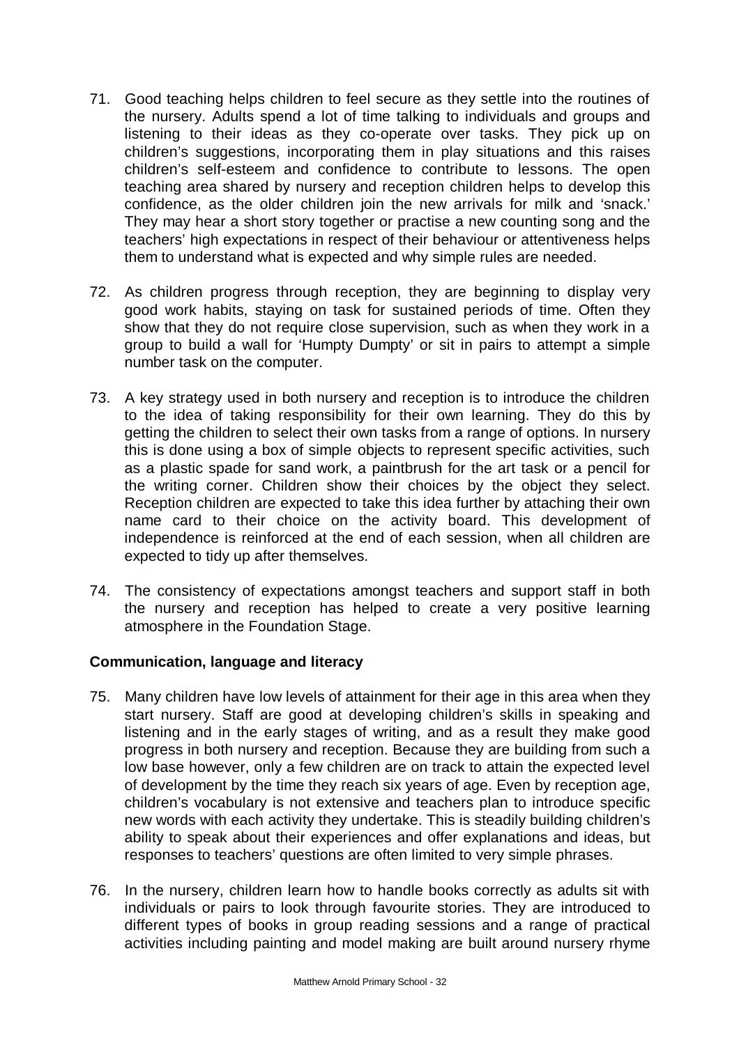71. Good teaching helps children to feel secure as they settle into the routines of the nursery. Adults spend a lot of time talking to individuals and groups and listening to their ideas as they co-operate over tasks. They pick up on children's suggestions, incorporating them in play situations and this raises children's self-esteem and confidence to contribute to lessons. The open teaching area shared by nursery and reception children helps to develop this confidence, as the older children join the new arrivals for milk and 'snack.' They may hear a short story together or practise a new counting song and the teachers' high expectations in respect of their behaviour or attentiveness helps them to understand what is expected and why simple rules are needed.

72. As children progress through reception, they are beginning to display very good work habits, staying on task for sustained periods of time. Often they show that they do not require close supervision, such as when they work in a group to build a wall for 'Humpty Dumpty' or sit in pairs to attempt a simple number task on the computer.

73. A key strategy used in both nursery and reception is to introduce the children to the idea of taking responsibility for their own learning. They do this by getting the children to select their own tasks from a range of options. In nursery this is done using a box of simple objects to represent specific activities, such as a plastic spade for sand work, a paintbrush for the art task or a pencil for the writing corner. Children show their choices by the object they select. Reception children are expected to take this idea further by attaching their own name card to their choice on the activity board. This development of independence is reinforced at the end of each session, when all children are expected to tidy up after themselves.

74. The consistency of expectations amongst teachers and support staff in both the nursery and reception has helped to create a very positive learning atmosphere in the Foundation Stage.

**Communication, language and literacy**

75. Many children have low levels of attainment for their age in this area when they start nursery. Staff are good at developing children's skills in speaking and listening and in the early stages of writing, and as a result they make good progress in both nursery and reception. Because they are building from such a low base however, only a few children are on track to attain the expected level of development by the time they reach six years of age. Even by reception age, children's vocabulary is not extensive and teachers plan to introduce specific new words with each activity they undertake. This is steadily building children's ability to speak about their experiences and offer explanations and ideas, but responses to teachers' questions are often limited to very simple phrases.

76. In the nursery, children learn how to handle books correctly as adults sit with individuals or pairs to look through favourite stories. They are introduced to different types of books in group reading sessions and a range of practical activities including painting and model making are built around nursery rhyme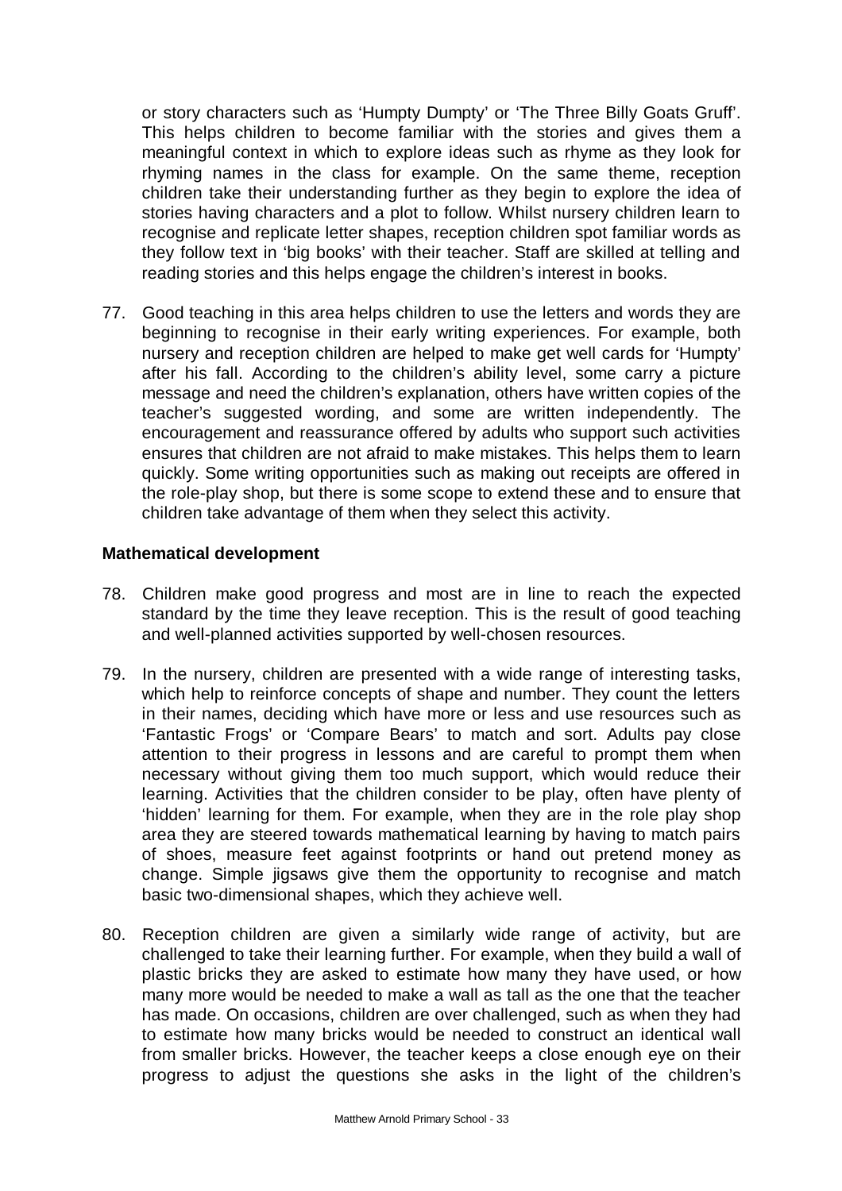or story characters such as 'Humpty Dumpty' or 'The Three Billy Goats Gruff'. This helps children to become familiar with the stories and gives them a meaningful context in which to explore ideas such as rhyme as they look for rhyming names in the class for example. On the same theme, reception children take their understanding further as they begin to explore the idea of stories having characters and a plot to follow. Whilst nursery children learn to recognise and replicate letter shapes, reception children spot familiar words as they follow text in 'big books' with their teacher. Staff are skilled at telling and reading stories and this helps engage the children's interest in books.

77. Good teaching in this area helps children to use the letters and words they are beginning to recognise in their early writing experiences. For example, both nursery and reception children are helped to make get well cards for 'Humpty' after his fall. According to the children's ability level, some carry a picture message and need the children's explanation, others have written copies of the teacher's suggested wording, and some are written independently. The encouragement and reassurance offered by adults who support such activities ensures that children are not afraid to make mistakes. This helps them to learn quickly. Some writing opportunities such as making out receipts are offered in the role-play shop, but there is some scope to extend these and to ensure that children take advantage of them when they select this activity.

**Mathematical development**

78. Children make good progress and most are in line to reach the expected standard by the time they leave reception. This is the result of good teaching and well-planned activities supported by well-chosen resources.

79. In the nursery, children are presented with a wide range of interesting tasks, which help to reinforce concepts of shape and number. They count the letters in their names, deciding which have more or less and use resources such as 'Fantastic Frogs' or 'Compare Bears' to match and sort. Adults pay close attention to their progress in lessons and are careful to prompt them when necessary without giving them too much support, which would reduce their learning. Activities that the children consider to be play, often have plenty of 'hidden' learning for them. For example, when they are in the role play shop area they are steered towards mathematical learning by having to match pairs of shoes, measure feet against footprints or hand out pretend money as change. Simple jigsaws give them the opportunity to recognise and match basic two-dimensional shapes, which they achieve well.

80. Reception children are given a similarly wide range of activity, but are challenged to take their learning further. For example, when they build a wall of plastic bricks they are asked to estimate how many they have used, or how many more would be needed to make a wall as tall as the one that the teacher has made. On occasions, children are over challenged, such as when they had to estimate how many bricks would be needed to construct an identical wall from smaller bricks. However, the teacher keeps a close enough eye on their progress to adjust the questions she asks in the light of the children's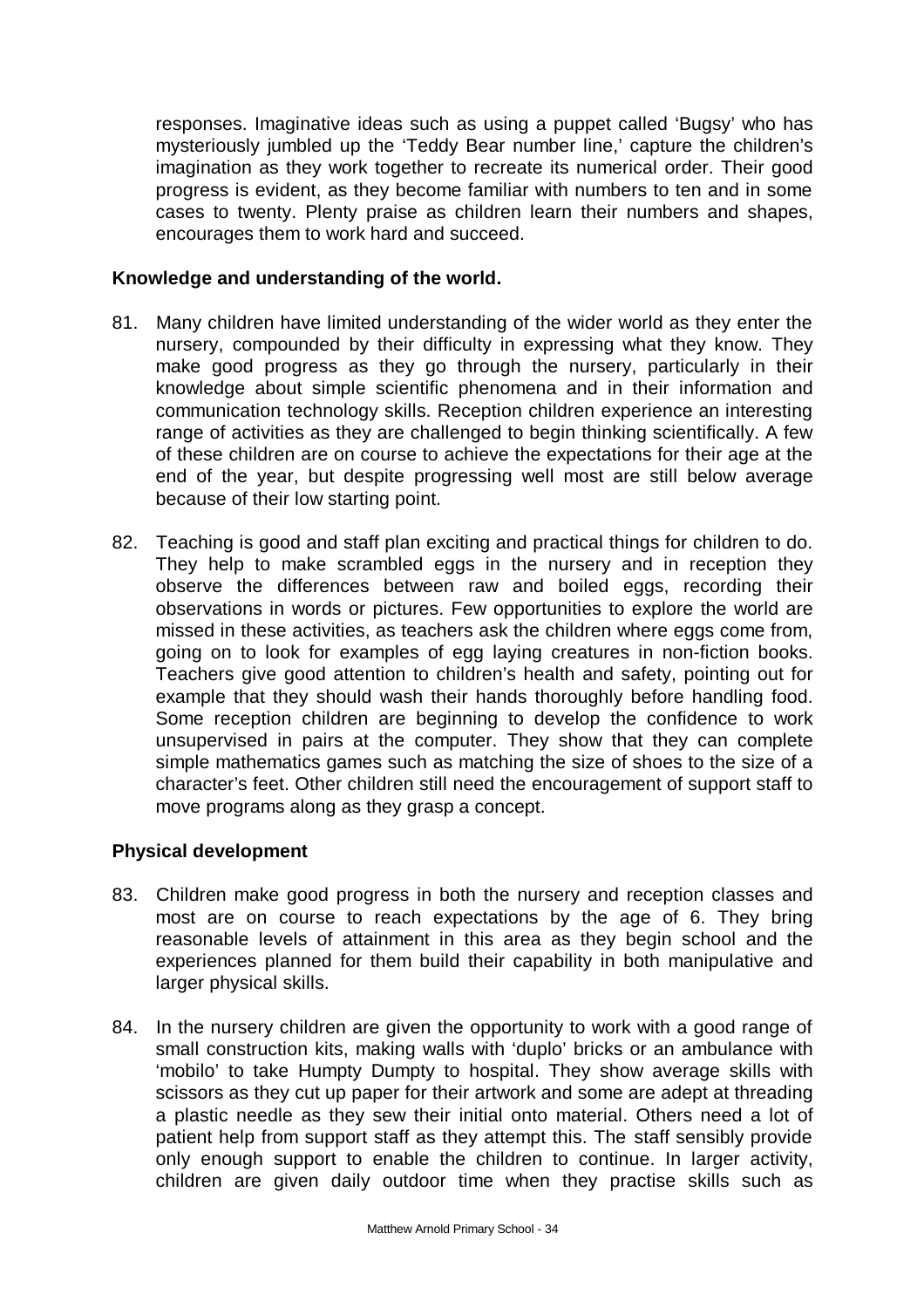responses. Imaginative ideas such as using a puppet called 'Bugsy' who has mysteriously jumbled up the 'Teddy Bear number line,' capture the children's imagination as they work together to recreate its numerical order. Their good progress is evident, as they become familiar with numbers to ten and in some cases to twenty. Plenty praise as children learn their numbers and shapes, encourages them to work hard and succeed.

**Knowledge and understanding of the world.**

81. Many children have limited understanding of the wider world as they enter the nursery, compounded by their difficulty in expressing what they know. They make good progress as they go through the nursery, particularly in their knowledge about simple scientific phenomena and in their information and communication technology skills. Reception children experience an interesting range of activities as they are challenged to begin thinking scientifically. A few of these children are on course to achieve the expectations for their age at the end of the year, but despite progressing well most are still below average because of their low starting point.

82. Teaching is good and staff plan exciting and practical things for children to do. They help to make scrambled eggs in the nursery and in reception they observe the differences between raw and boiled eggs, recording their observations in words or pictures. Few opportunities to explore the world are missed in these activities, as teachers ask the children where eggs come from, going on to look for examples of egg laying creatures in non-fiction books. Teachers give good attention to children's health and safety, pointing out for example that they should wash their hands thoroughly before handling food. Some reception children are beginning to develop the confidence to work unsupervised in pairs at the computer. They show that they can complete simple mathematics games such as matching the size of shoes to the size of a character's feet. Other children still need the encouragement of support staff to move programs along as they grasp a concept.

**Physical development**

83. Children make good progress in both the nursery and reception classes and most are on course to reach expectations by the age of 6. They bring reasonable levels of attainment in this area as they begin school and the experiences planned for them build their capability in both manipulative and larger physical skills.

84. In the nursery children are given the opportunity to work with a good range of small construction kits, making walls with 'duplo' bricks or an ambulance with 'mobilo' to take Humpty Dumpty to hospital. They show average skills with scissors as they cut up paper for their artwork and some are adept at threading a plastic needle as they sew their initial onto material. Others need a lot of patient help from support staff as they attempt this. The staff sensibly provide only enough support to enable the children to continue. In larger activity, children are given daily outdoor time when they practise skills such as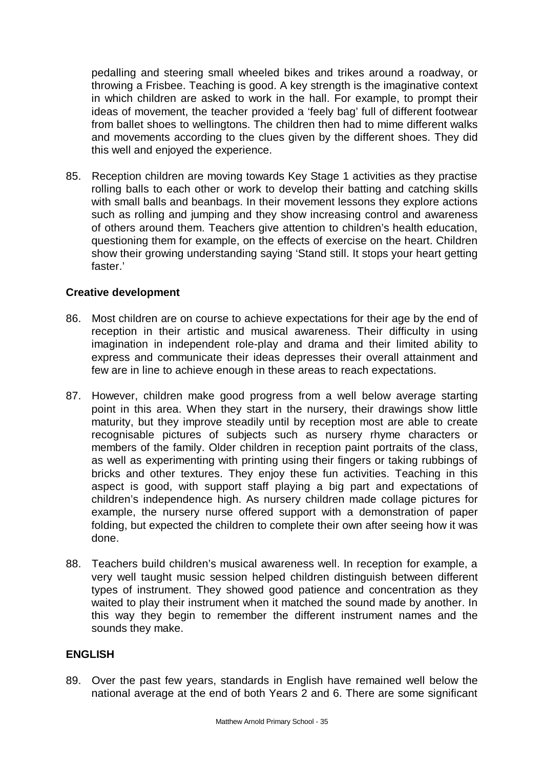pedalling and steering small wheeled bikes and trikes around a roadway, or throwing a Frisbee. Teaching is good. A key strength is the imaginative context in which children are asked to work in the hall. For example, to prompt their ideas of movement, the teacher provided a 'feely bag' full of different footwear from ballet shoes to wellingtons. The children then had to mime different walks and movements according to the clues given by the different shoes. They did this well and enjoyed the experience.

85. Reception children are moving towards Key Stage 1 activities as they practise rolling balls to each other or work to develop their batting and catching skills with small balls and beanbags. In their movement lessons they explore actions such as rolling and jumping and they show increasing control and awareness of others around them. Teachers give attention to children's health education, questioning them for example, on the effects of exercise on the heart. Children show their growing understanding saying 'Stand still. It stops your heart getting faster.'

**Creative development**

86. Most children are on course to achieve expectations for their age by the end of reception in their artistic and musical awareness. Their difficulty in using imagination in independent role-play and drama and their limited ability to express and communicate their ideas depresses their overall attainment and few are in line to achieve enough in these areas to reach expectations.

87. However, children make good progress from a well below average starting point in this area. When they start in the nursery, their drawings show little maturity, but they improve steadily until by reception most are able to create recognisable pictures of subjects such as nursery rhyme characters or members of the family. Older children in reception paint portraits of the class, as well as experimenting with printing using their fingers or taking rubbings of bricks and other textures. They enjoy these fun activities. Teaching in this aspect is good, with support staff playing a big part and expectations of children's independence high. As nursery children made collage pictures for example, the nursery nurse offered support with a demonstration of paper folding, but expected the children to complete their own after seeing how it was done.

88. Teachers build children's musical awareness well. In reception for example, a very well taught music session helped children distinguish between different types of instrument. They showed good patience and concentration as they waited to play their instrument when it matched the sound made by another. In this way they begin to remember the different instrument names and the sounds they make.

**ENGLISH**

89. Over the past few years, standards in English have remained well below the national average at the end of both Years 2 and 6. There are some significant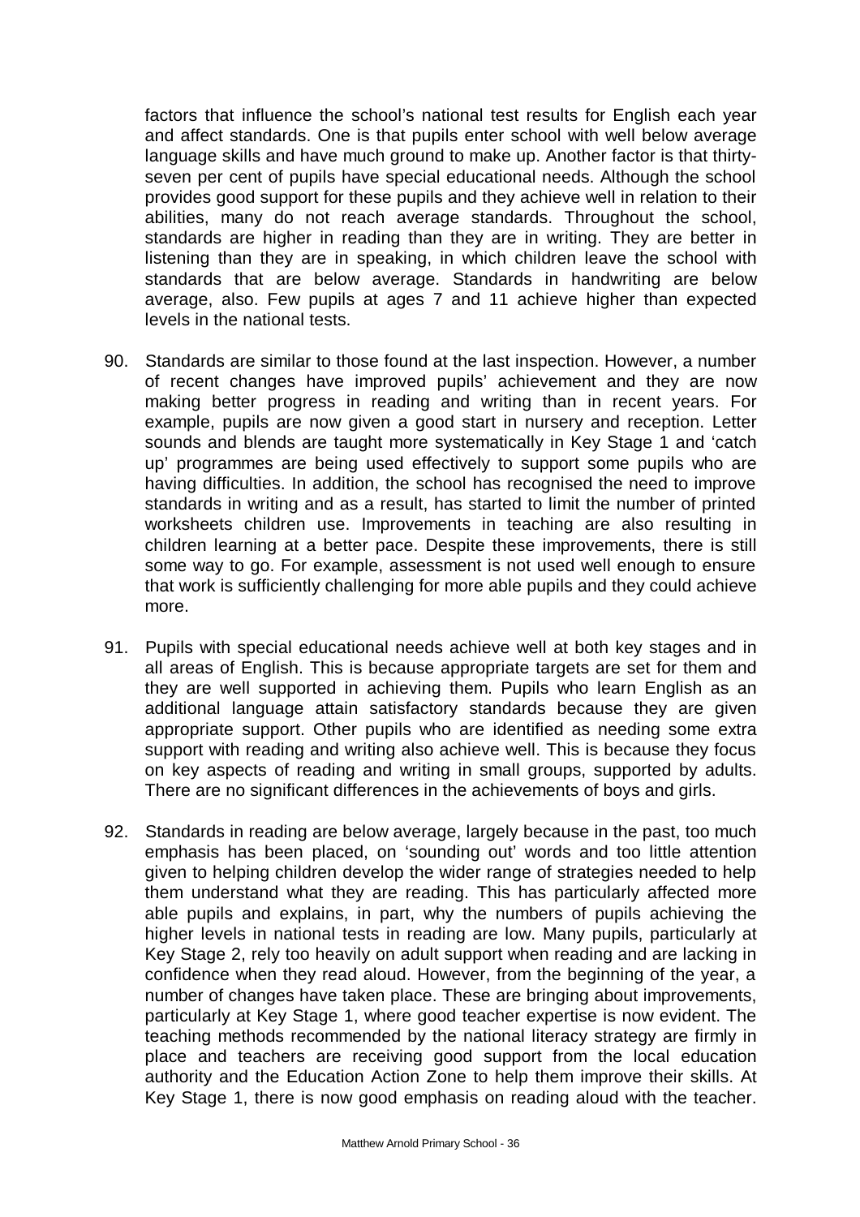factors that influence the school's national test results for English each year and affect standards. One is that pupils enter school with well below average language skills and have much ground to make up. Another factor is that thirty-seven per cent of pupils have special educational needs. Although the school provides good support for these pupils and they achieve well in relation to their abilities, many do not reach average standards. Throughout the school, standards are higher in reading than they are in writing. They are better in listening than they are in speaking, in which children leave the school with standards that are below average. Standards in handwriting are below average, also. Few pupils at ages 7 and 11 achieve higher than expected levels in the national tests.

90. Standards are similar to those found at the last inspection. However, a number of recent changes have improved pupils' achievement and they are now making better progress in reading and writing than in recent years. For example, pupils are now given a good start in nursery and reception. Letter sounds and blends are taught more systematically in Key Stage 1 and 'catch up' programmes are being used effectively to support some pupils who are having difficulties. In addition, the school has recognised the need to improve standards in writing and as a result, has started to limit the number of printed worksheets children use. Improvements in teaching are also resulting in children learning at a better pace. Despite these improvements, there is still some way to go. For example, assessment is not used well enough to ensure that work is sufficiently challenging for more able pupils and they could achieve more.

91. Pupils with special educational needs achieve well at both key stages and in all areas of English. This is because appropriate targets are set for them and they are well supported in achieving them. Pupils who learn English as an additional language attain satisfactory standards because they are given appropriate support. Other pupils who are identified as needing some extra support with reading and writing also achieve well. This is because they focus on key aspects of reading and writing in small groups, supported by adults. There are no significant differences in the achievements of boys and girls.

92. Standards in reading are below average, largely because in the past, too much emphasis has been placed, on 'sounding out' words and too little attention given to helping children develop the wider range of strategies needed to help them understand what they are reading. This has particularly affected more able pupils and explains, in part, why the numbers of pupils achieving the higher levels in national tests in reading are low. Many pupils, particularly at Key Stage 2, rely too heavily on adult support when reading and are lacking in confidence when they read aloud. However, from the beginning of the year, a number of changes have taken place. These are bringing about improvements, particularly at Key Stage 1, where good teacher expertise is now evident. The teaching methods recommended by the national literacy strategy are firmly in place and teachers are receiving good support from the local education authority and the Education Action Zone to help them improve their skills. At Key Stage 1, there is now good emphasis on reading aloud with the teacher.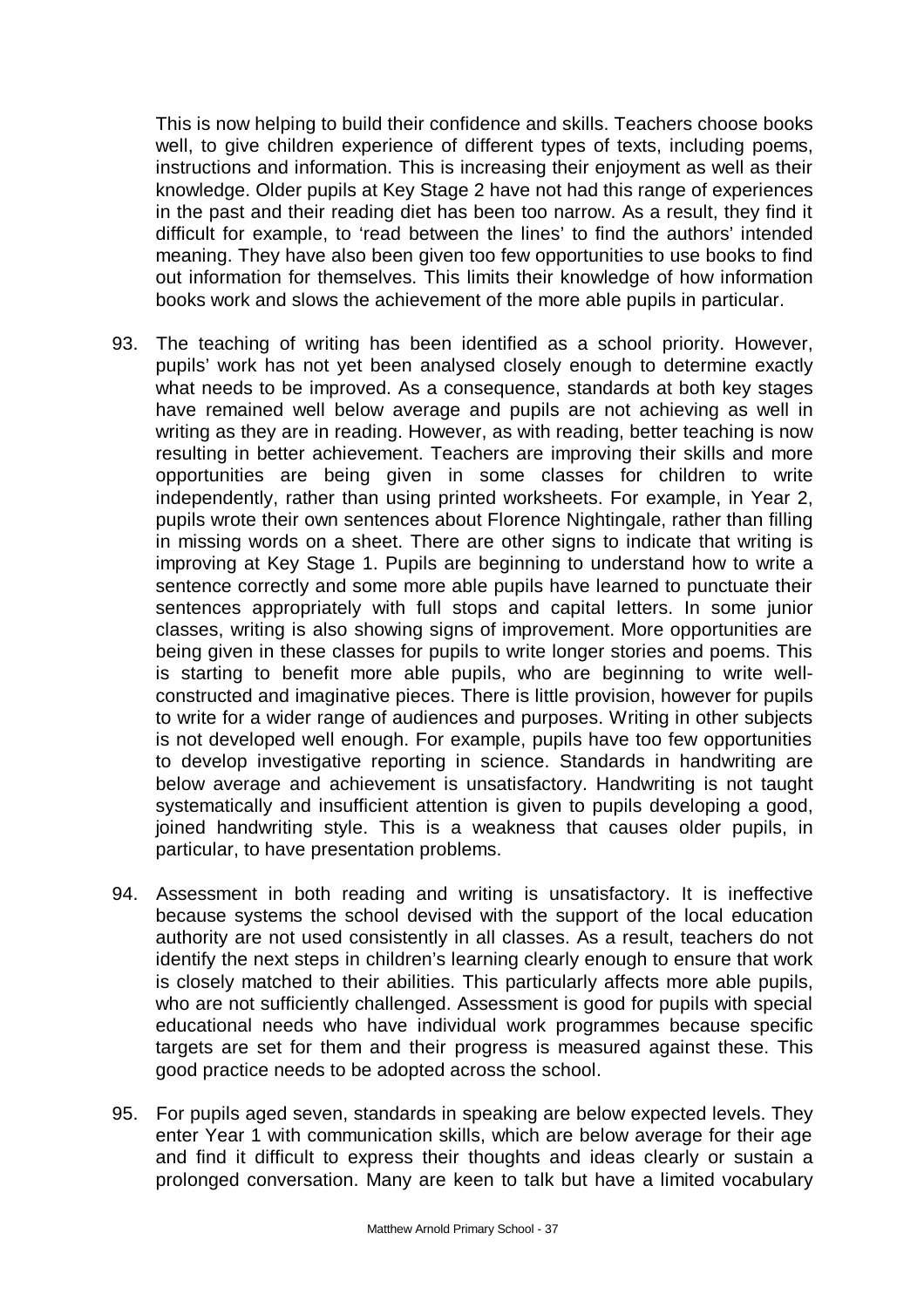This is now helping to build their confidence and skills. Teachers choose books well, to give children experience of different types of texts, including poems, instructions and information. This is increasing their enjoyment as well as their knowledge. Older pupils at Key Stage 2 have not had this range of experiences in the past and their reading diet has been too narrow. As a result, they find it difficult for example, to 'read between the lines' to find the authors' intended meaning. They have also been given too few opportunities to use books to find out information for themselves. This limits their knowledge of how information books work and slows the achievement of the more able pupils in particular.

93. The teaching of writing has been identified as a school priority. However, pupils' work has not yet been analysed closely enough to determine exactly what needs to be improved. As a consequence, standards at both key stages have remained well below average and pupils are not achieving as well in writing as they are in reading. However, as with reading, better teaching is now resulting in better achievement. Teachers are improving their skills and more opportunities are being given in some classes for children to write independently, rather than using printed worksheets. For example, in Year 2, pupils wrote their own sentences about Florence Nightingale, rather than filling in missing words on a sheet. There are other signs to indicate that writing is improving at Key Stage 1. Pupils are beginning to understand how to write a sentence correctly and some more able pupils have learned to punctuate their sentences appropriately with full stops and capital letters. In some junior classes, writing is also showing signs of improvement. More opportunities are being given in these classes for pupils to write longer stories and poems. This is starting to benefit more able pupils, who are beginning to write well-constructed and imaginative pieces. There is little provision, however for pupils to write for a wider range of audiences and purposes. Writing in other subjects is not developed well enough. For example, pupils have too few opportunities to develop investigative reporting in science. Standards in handwriting are below average and achievement is unsatisfactory. Handwriting is not taught systematically and insufficient attention is given to pupils developing a good, joined handwriting style. This is a weakness that causes older pupils, in particular, to have presentation problems.

94. Assessment in both reading and writing is unsatisfactory. It is ineffective because systems the school devised with the support of the local education authority are not used consistently in all classes. As a result, teachers do not identify the next steps in children's learning clearly enough to ensure that work is closely matched to their abilities. This particularly affects more able pupils, who are not sufficiently challenged. Assessment is good for pupils with special educational needs who have individual work programmes because specific targets are set for them and their progress is measured against these. This good practice needs to be adopted across the school.

95. For pupils aged seven, standards in speaking are below expected levels. They enter Year 1 with communication skills, which are below average for their age and find it difficult to express their thoughts and ideas clearly or sustain a prolonged conversation. Many are keen to talk but have a limited vocabulary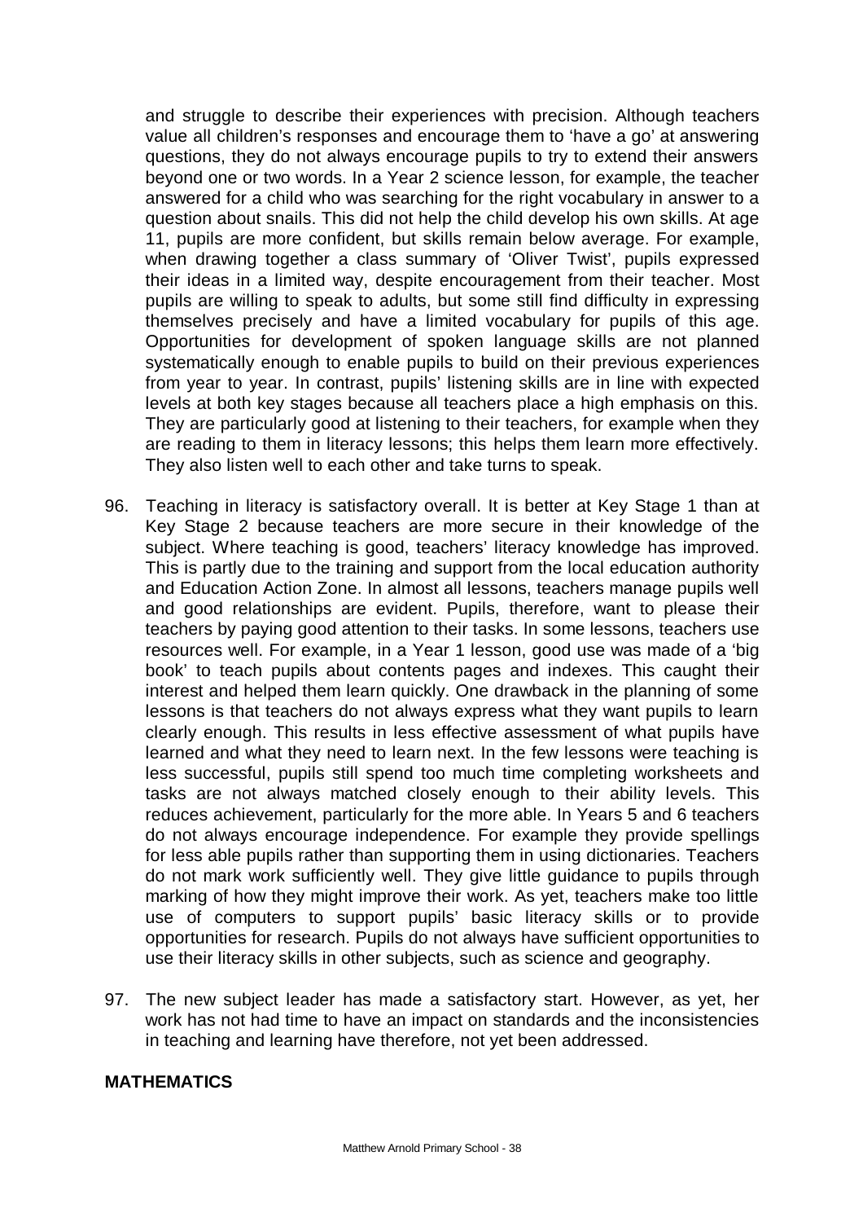and struggle to describe their experiences with precision. Although teachers value all children's responses and encourage them to 'have a go' at answering questions, they do not always encourage pupils to try to extend their answers beyond one or two words. In a Year 2 science lesson, for example, the teacher answered for a child who was searching for the right vocabulary in answer to a question about snails. This did not help the child develop his own skills. At age 11, pupils are more confident, but skills remain below average. For example, when drawing together a class summary of 'Oliver Twist', pupils expressed their ideas in a limited way, despite encouragement from their teacher. Most pupils are willing to speak to adults, but some still find difficulty in expressing themselves precisely and have a limited vocabulary for pupils of this age. Opportunities for development of spoken language skills are not planned systematically enough to enable pupils to build on their previous experiences from year to year. In contrast, pupils' listening skills are in line with expected levels at both key stages because all teachers place a high emphasis on this. They are particularly good at listening to their teachers, for example when they are reading to them in literacy lessons; this helps them learn more effectively. They also listen well to each other and take turns to speak.

96. Teaching in literacy is satisfactory overall. It is better at Key Stage 1 than at Key Stage 2 because teachers are more secure in their knowledge of the subject. Where teaching is good, teachers' literacy knowledge has improved. This is partly due to the training and support from the local education authority and Education Action Zone. In almost all lessons, teachers manage pupils well and good relationships are evident. Pupils, therefore, want to please their teachers by paying good attention to their tasks. In some lessons, teachers use resources well. For example, in a Year 1 lesson, good use was made of a 'big book' to teach pupils about contents pages and indexes. This caught their interest and helped them learn quickly. One drawback in the planning of some lessons is that teachers do not always express what they want pupils to learn clearly enough. This results in less effective assessment of what pupils have learned and what they need to learn next. In the few lessons were teaching is less successful, pupils still spend too much time completing worksheets and tasks are not always matched closely enough to their ability levels. This reduces achievement, particularly for the more able. In Years 5 and 6 teachers do not always encourage independence. For example they provide spellings for less able pupils rather than supporting them in using dictionaries. Teachers do not mark work sufficiently well. They give little guidance to pupils through marking of how they might improve their work. As yet, teachers make too little use of computers to support pupils' basic literacy skills or to provide opportunities for research. Pupils do not always have sufficient opportunities to use their literacy skills in other subjects, such as science and geography.

97. The new subject leader has made a satisfactory start. However, as yet, her work has not had time to have an impact on standards and the inconsistencies in teaching and learning have therefore, not yet been addressed.

## MATHEMATICS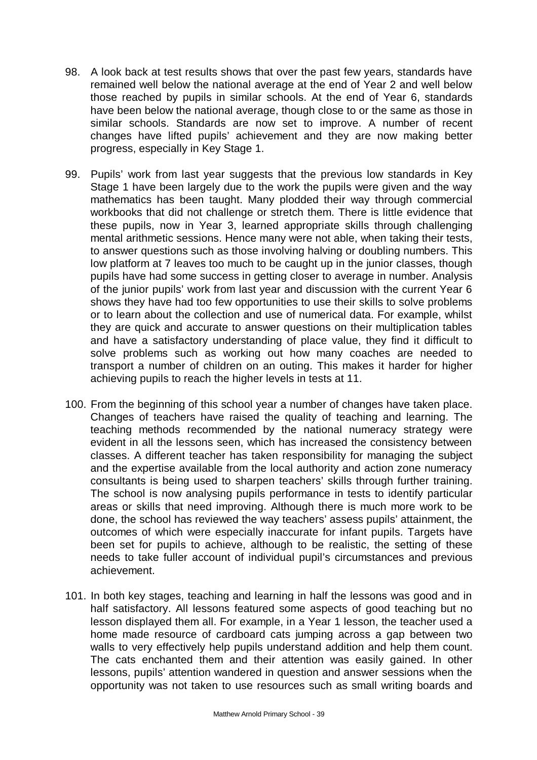98. A look back at test results shows that over the past few years, standards have remained well below the national average at the end of Year 2 and well below those reached by pupils in similar schools. At the end of Year 6, standards have been below the national average, though close to or the same as those in similar schools. Standards are now set to improve. A number of recent changes have lifted pupils' achievement and they are now making better progress, especially in Key Stage 1.

99. Pupils' work from last year suggests that the previous low standards in Key Stage 1 have been largely due to the work the pupils were given and the way mathematics has been taught. Many plodded their way through commercial workbooks that did not challenge or stretch them. There is little evidence that these pupils, now in Year 3, learned appropriate skills through challenging mental arithmetic sessions. Hence many were not able, when taking their tests, to answer questions such as those involving halving or doubling numbers. This low platform at 7 leaves too much to be caught up in the junior classes, though pupils have had some success in getting closer to average in number. Analysis of the junior pupils' work from last year and discussion with the current Year 6 shows they have had too few opportunities to use their skills to solve problems or to learn about the collection and use of numerical data. For example, whilst they are quick and accurate to answer questions on their multiplication tables and have a satisfactory understanding of place value, they find it difficult to solve problems such as working out how many coaches are needed to transport a number of children on an outing. This makes it harder for higher achieving pupils to reach the higher levels in tests at 11.

100. From the beginning of this school year a number of changes have taken place. Changes of teachers have raised the quality of teaching and learning. The teaching methods recommended by the national numeracy strategy were evident in all the lessons seen, which has increased the consistency between classes. A different teacher has taken responsibility for managing the subject and the expertise available from the local authority and action zone numeracy consultants is being used to sharpen teachers' skills through further training. The school is now analysing pupils performance in tests to identify particular areas or skills that need improving. Although there is much more work to be done, the school has reviewed the way teachers' assess pupils' attainment, the outcomes of which were especially inaccurate for infant pupils. Targets have been set for pupils to achieve, although to be realistic, the setting of these needs to take fuller account of individual pupil's circumstances and previous achievement.

101. In both key stages, teaching and learning in half the lessons was good and in half satisfactory. All lessons featured some aspects of good teaching but no lesson displayed them all. For example, in a Year 1 lesson, the teacher used a home made resource of cardboard cats jumping across a gap between two walls to very effectively help pupils understand addition and help them count. The cats enchanted them and their attention was easily gained. In other lessons, pupils' attention wandered in question and answer sessions when the opportunity was not taken to use resources such as small writing boards and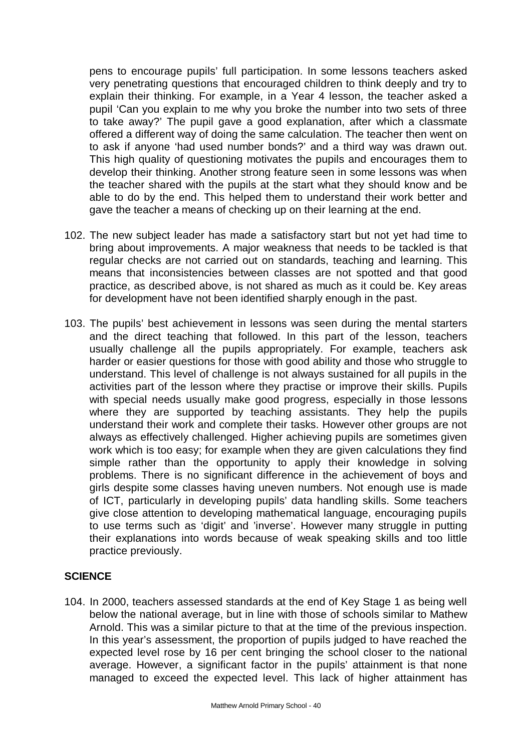pens to encourage pupils' full participation. In some lessons teachers asked very penetrating questions that encouraged children to think deeply and try to explain their thinking. For example, in a Year 4 lesson, the teacher asked a pupil 'Can you explain to me why you broke the number into two sets of three to take away?' The pupil gave a good explanation, after which a classmate offered a different way of doing the same calculation. The teacher then went on to ask if anyone 'had used number bonds?' and a third way was drawn out. This high quality of questioning motivates the pupils and encourages them to develop their thinking. Another strong feature seen in some lessons was when the teacher shared with the pupils at the start what they should know and be able to do by the end. This helped them to understand their work better and gave the teacher a means of checking up on their learning at the end.

102. The new subject leader has made a satisfactory start but not yet had time to bring about improvements. A major weakness that needs to be tackled is that regular checks are not carried out on standards, teaching and learning. This means that inconsistencies between classes are not spotted and that good practice, as described above, is not shared as much as it could be. Key areas for development have not been identified sharply enough in the past.

103. The pupils' best achievement in lessons was seen during the mental starters and the direct teaching that followed. In this part of the lesson, teachers usually challenge all the pupils appropriately. For example, teachers ask harder or easier questions for those with good ability and those who struggle to understand. This level of challenge is not always sustained for all pupils in the activities part of the lesson where they practise or improve their skills. Pupils with special needs usually make good progress, especially in those lessons where they are supported by teaching assistants. They help the pupils understand their work and complete their tasks. However other groups are not always as effectively challenged. Higher achieving pupils are sometimes given work which is too easy; for example when they are given calculations they find simple rather than the opportunity to apply their knowledge in solving problems. There is no significant difference in the achievement of boys and girls despite some classes having uneven numbers. Not enough use is made of ICT, particularly in developing pupils' data handling skills. Some teachers give close attention to developing mathematical language, encouraging pupils to use terms such as 'digit' and 'inverse'. However many struggle in putting their explanations into words because of weak speaking skills and too little practice previously.

## SCIENCE

104. In 2000, teachers assessed standards at the end of Key Stage 1 as being well below the national average, but in line with those of schools similar to Mathew Arnold. This was a similar picture to that at the time of the previous inspection. In this year's assessment, the proportion of pupils judged to have reached the expected level rose by 16 per cent bringing the school closer to the national average. However, a significant factor in the pupils' attainment is that none managed to exceed the expected level. This lack of higher attainment has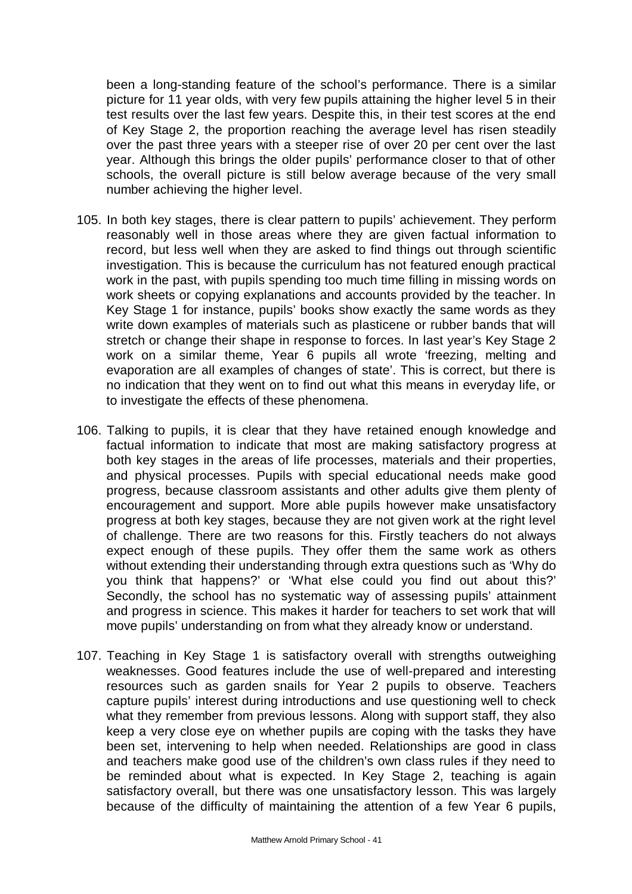been a long-standing feature of the school's performance. There is a similar picture for 11 year olds, with very few pupils attaining the higher level 5 in their test results over the last few years. Despite this, in their test scores at the end of Key Stage 2, the proportion reaching the average level has risen steadily over the past three years with a steeper rise of over 20 per cent over the last year. Although this brings the older pupils' performance closer to that of other schools, the overall picture is still below average because of the very small number achieving the higher level.

105. In both key stages, there is clear pattern to pupils' achievement. They perform reasonably well in those areas where they are given factual information to record, but less well when they are asked to find things out through scientific investigation. This is because the curriculum has not featured enough practical work in the past, with pupils spending too much time filling in missing words on work sheets or copying explanations and accounts provided by the teacher. In Key Stage 1 for instance, pupils' books show exactly the same words as they write down examples of materials such as plasticene or rubber bands that will stretch or change their shape in response to forces. In last year's Key Stage 2 work on a similar theme, Year 6 pupils all wrote 'freezing, melting and evaporation are all examples of changes of state'. This is correct, but there is no indication that they went on to find out what this means in everyday life, or to investigate the effects of these phenomena.

106. Talking to pupils, it is clear that they have retained enough knowledge and factual information to indicate that most are making satisfactory progress at both key stages in the areas of life processes, materials and their properties, and physical processes. Pupils with special educational needs make good progress, because classroom assistants and other adults give them plenty of encouragement and support. More able pupils however make unsatisfactory progress at both key stages, because they are not given work at the right level of challenge. There are two reasons for this. Firstly teachers do not always expect enough of these pupils. They offer them the same work as others without extending their understanding through extra questions such as 'Why do you think that happens?' or 'What else could you find out about this?' Secondly, the school has no systematic way of assessing pupils' attainment and progress in science. This makes it harder for teachers to set work that will move pupils' understanding on from what they already know or understand.

107. Teaching in Key Stage 1 is satisfactory overall with strengths outweighing weaknesses. Good features include the use of well-prepared and interesting resources such as garden snails for Year 2 pupils to observe. Teachers capture pupils' interest during introductions and use questioning well to check what they remember from previous lessons. Along with support staff, they also keep a very close eye on whether pupils are coping with the tasks they have been set, intervening to help when needed. Relationships are good in class and teachers make good use of the children's own class rules if they need to be reminded about what is expected. In Key Stage 2, teaching is again satisfactory overall, but there was one unsatisfactory lesson. This was largely because of the difficulty of maintaining the attention of a few Year 6 pupils,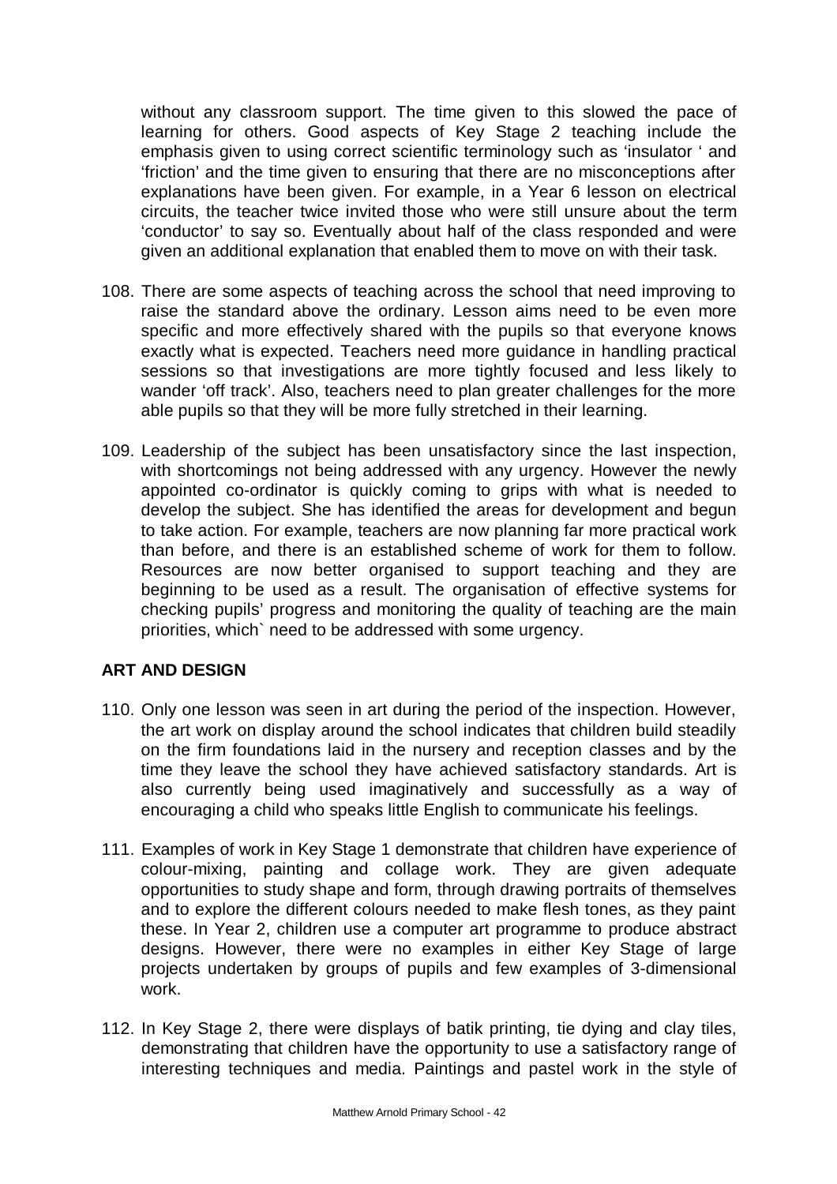without any classroom support. The time given to this slowed the pace of learning for others. Good aspects of Key Stage 2 teaching include the emphasis given to using correct scientific terminology such as 'insulator ' and 'friction' and the time given to ensuring that there are no misconceptions after explanations have been given. For example, in a Year 6 lesson on electrical circuits, the teacher twice invited those who were still unsure about the term 'conductor' to say so. Eventually about half of the class responded and were given an additional explanation that enabled them to move on with their task.

108. There are some aspects of teaching across the school that need improving to raise the standard above the ordinary. Lesson aims need to be even more specific and more effectively shared with the pupils so that everyone knows exactly what is expected. Teachers need more guidance in handling practical sessions so that investigations are more tightly focused and less likely to wander 'off track'. Also, teachers need to plan greater challenges for the more able pupils so that they will be more fully stretched in their learning.

109. Leadership of the subject has been unsatisfactory since the last inspection, with shortcomings not being addressed with any urgency. However the newly appointed co-ordinator is quickly coming to grips with what is needed to develop the subject. She has identified the areas for development and begun to take action. For example, teachers are now planning far more practical work than before, and there is an established scheme of work for them to follow. Resources are now better organised to support teaching and they are beginning to be used as a result. The organisation of effective systems for checking pupils' progress and monitoring the quality of teaching are the main priorities, which` need to be addressed with some urgency.

## ART AND DESIGN

110. Only one lesson was seen in art during the period of the inspection. However, the art work on display around the school indicates that children build steadily on the firm foundations laid in the nursery and reception classes and by the time they leave the school they have achieved satisfactory standards. Art is also currently being used imaginatively and successfully as a way of encouraging a child who speaks little English to communicate his feelings.

111. Examples of work in Key Stage 1 demonstrate that children have experience of colour-mixing, painting and collage work. They are given adequate opportunities to study shape and form, through drawing portraits of themselves and to explore the different colours needed to make flesh tones, as they paint these. In Year 2, children use a computer art programme to produce abstract designs. However, there were no examples in either Key Stage of large projects undertaken by groups of pupils and few examples of 3-dimensional work.

112. In Key Stage 2, there were displays of batik printing, tie dying and clay tiles, demonstrating that children have the opportunity to use a satisfactory range of interesting techniques and media. Paintings and pastel work in the style of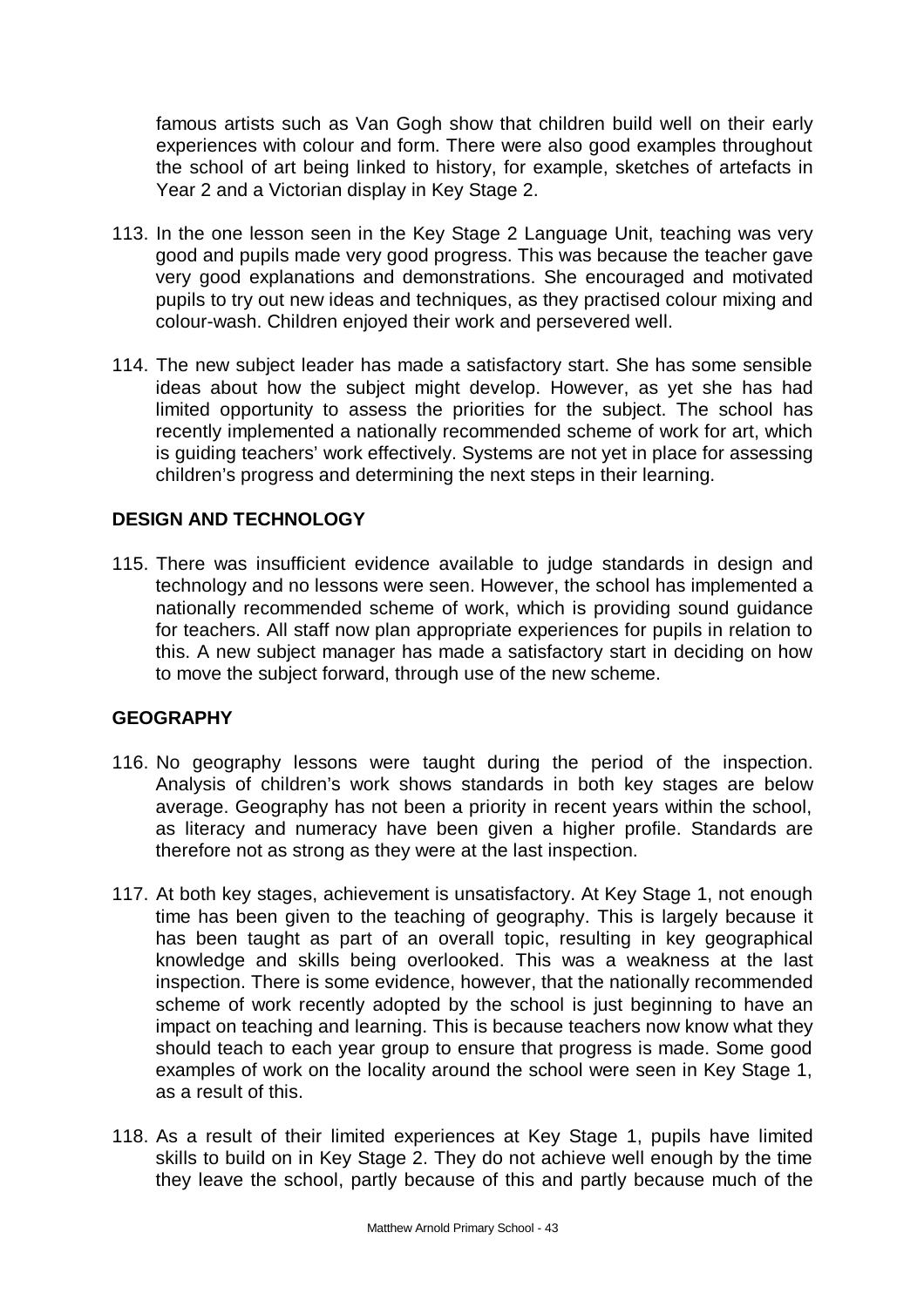famous artists such as Van Gogh show that children build well on their early experiences with colour and form. There were also good examples throughout the school of art being linked to history, for example, sketches of artefacts in Year 2 and a Victorian display in Key Stage 2.

113. In the one lesson seen in the Key Stage 2 Language Unit, teaching was very good and pupils made very good progress. This was because the teacher gave very good explanations and demonstrations. She encouraged and motivated pupils to try out new ideas and techniques, as they practised colour mixing and colour-wash. Children enjoyed their work and persevered well.

114. The new subject leader has made a satisfactory start. She has some sensible ideas about how the subject might develop. However, as yet she has had limited opportunity to assess the priorities for the subject. The school has recently implemented a nationally recommended scheme of work for art, which is guiding teachers' work effectively. Systems are not yet in place for assessing children's progress and determining the next steps in their learning.

## DESIGN AND TECHNOLOGY

115. There was insufficient evidence available to judge standards in design and technology and no lessons were seen. However, the school has implemented a nationally recommended scheme of work, which is providing sound guidance for teachers. All staff now plan appropriate experiences for pupils in relation to this. A new subject manager has made a satisfactory start in deciding on how to move the subject forward, through use of the new scheme.

## GEOGRAPHY

116. No geography lessons were taught during the period of the inspection. Analysis of children's work shows standards in both key stages are below average. Geography has not been a priority in recent years within the school, as literacy and numeracy have been given a higher profile. Standards are therefore not as strong as they were at the last inspection.

117. At both key stages, achievement is unsatisfactory. At Key Stage 1, not enough time has been given to the teaching of geography. This is largely because it has been taught as part of an overall topic, resulting in key geographical knowledge and skills being overlooked. This was a weakness at the last inspection. There is some evidence, however, that the nationally recommended scheme of work recently adopted by the school is just beginning to have an impact on teaching and learning. This is because teachers now know what they should teach to each year group to ensure that progress is made. Some good examples of work on the locality around the school were seen in Key Stage 1, as a result of this.

118. As a result of their limited experiences at Key Stage 1, pupils have limited skills to build on in Key Stage 2. They do not achieve well enough by the time they leave the school, partly because of this and partly because much of the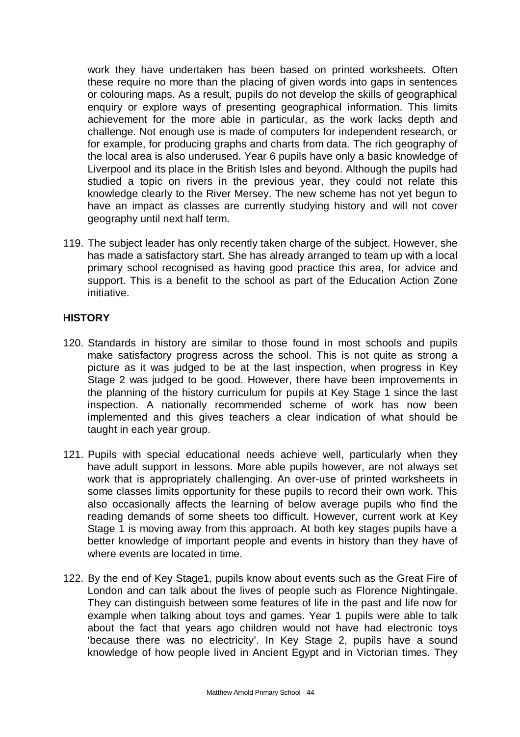work they have undertaken has been based on printed worksheets. Often these require no more than the placing of given words into gaps in sentences or colouring maps. As a result, pupils do not develop the skills of geographical enquiry or explore ways of presenting geographical information. This limits achievement for the more able in particular, as the work lacks depth and challenge. Not enough use is made of computers for independent research, or for example, for producing graphs and charts from data. The rich geography of the local area is also underused. Year 6 pupils have only a basic knowledge of Liverpool and its place in the British Isles and beyond. Although the pupils had studied a topic on rivers in the previous year, they could not relate this knowledge clearly to the River Mersey. The new scheme has not yet begun to have an impact as classes are currently studying history and will not cover geography until next half term.

119. The subject leader has only recently taken charge of the subject. However, she has made a satisfactory start. She has already arranged to team up with a local primary school recognised as having good practice this area, for advice and support. This is a benefit to the school as part of the Education Action Zone initiative.

**HISTORY**

120. Standards in history are similar to those found in most schools and pupils make satisfactory progress across the school. This is not quite as strong a picture as it was judged to be at the last inspection, when progress in Key Stage 2 was judged to be good. However, there have been improvements in the planning of the history curriculum for pupils at Key Stage 1 since the last inspection. A nationally recommended scheme of work has now been implemented and this gives teachers a clear indication of what should be taught in each year group.

121. Pupils with special educational needs achieve well, particularly when they have adult support in lessons. More able pupils however, are not always set work that is appropriately challenging. An over-use of printed worksheets in some classes limits opportunity for these pupils to record their own work. This also occasionally affects the learning of below average pupils who find the reading demands of some sheets too difficult. However, current work at Key Stage 1 is moving away from this approach. At both key stages pupils have a better knowledge of important people and events in history than they have of where events are located in time.

122. By the end of Key Stage1, pupils know about events such as the Great Fire of London and can talk about the lives of people such as Florence Nightingale. They can distinguish between some features of life in the past and life now for example when talking about toys and games. Year 1 pupils were able to talk about the fact that years ago children would not have had electronic toys 'because there was no electricity'. In Key Stage 2, pupils have a sound knowledge of how people lived in Ancient Egypt and in Victorian times. They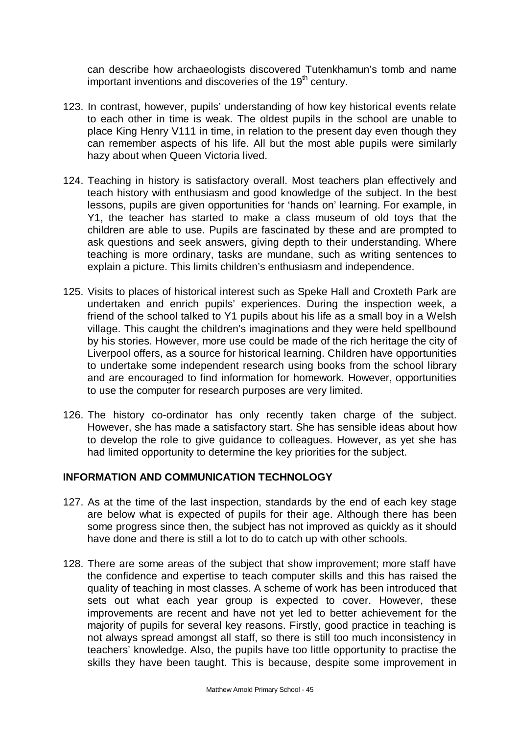can describe how archaeologists discovered Tutenkhamun's tomb and name important inventions and discoveries of the 19th century.

123. In contrast, however, pupils' understanding of how key historical events relate to each other in time is weak. The oldest pupils in the school are unable to place King Henry V111 in time, in relation to the present day even though they can remember aspects of his life. All but the most able pupils were similarly hazy about when Queen Victoria lived.

124. Teaching in history is satisfactory overall. Most teachers plan effectively and teach history with enthusiasm and good knowledge of the subject. In the best lessons, pupils are given opportunities for 'hands on' learning. For example, in Y1, the teacher has started to make a class museum of old toys that the children are able to use. Pupils are fascinated by these and are prompted to ask questions and seek answers, giving depth to their understanding. Where teaching is more ordinary, tasks are mundane, such as writing sentences to explain a picture. This limits children's enthusiasm and independence.

125. Visits to places of historical interest such as Speke Hall and Croxteth Park are undertaken and enrich pupils' experiences. During the inspection week, a friend of the school talked to Y1 pupils about his life as a small boy in a Welsh village. This caught the children's imaginations and they were held spellbound by his stories. However, more use could be made of the rich heritage the city of Liverpool offers, as a source for historical learning. Children have opportunities to undertake some independent research using books from the school library and are encouraged to find information for homework. However, opportunities to use the computer for research purposes are very limited.

126. The history co-ordinator has only recently taken charge of the subject. However, she has made a satisfactory start. She has sensible ideas about how to develop the role to give guidance to colleagues. However, as yet she has had limited opportunity to determine the key priorities for the subject.

## INFORMATION AND COMMUNICATION TECHNOLOGY

127. As at the time of the last inspection, standards by the end of each key stage are below what is expected of pupils for their age. Although there has been some progress since then, the subject has not improved as quickly as it should have done and there is still a lot to do to catch up with other schools.

128. There are some areas of the subject that show improvement; more staff have the confidence and expertise to teach computer skills and this has raised the quality of teaching in most classes. A scheme of work has been introduced that sets out what each year group is expected to cover. However, these improvements are recent and have not yet led to better achievement for the majority of pupils for several key reasons. Firstly, good practice in teaching is not always spread amongst all staff, so there is still too much inconsistency in teachers' knowledge. Also, the pupils have too little opportunity to practise the skills they have been taught. This is because, despite some improvement in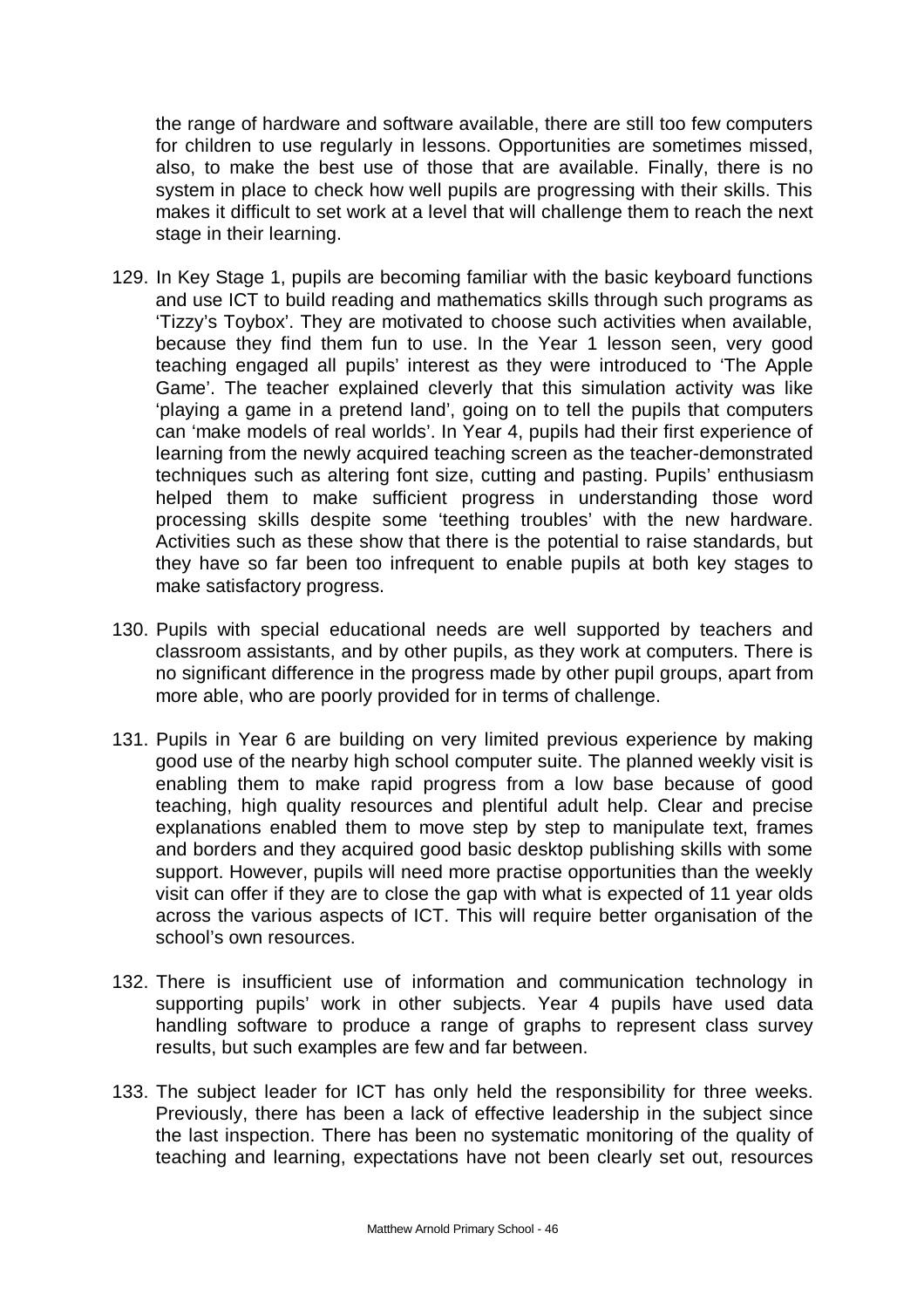the range of hardware and software available, there are still too few computers for children to use regularly in lessons. Opportunities are sometimes missed, also, to make the best use of those that are available. Finally, there is no system in place to check how well pupils are progressing with their skills. This makes it difficult to set work at a level that will challenge them to reach the next stage in their learning.

129. In Key Stage 1, pupils are becoming familiar with the basic keyboard functions and use ICT to build reading and mathematics skills through such programs as 'Tizzy's Toybox'. They are motivated to choose such activities when available, because they find them fun to use. In the Year 1 lesson seen, very good teaching engaged all pupils' interest as they were introduced to 'The Apple Game'. The teacher explained cleverly that this simulation activity was like 'playing a game in a pretend land', going on to tell the pupils that computers can 'make models of real worlds'. In Year 4, pupils had their first experience of learning from the newly acquired teaching screen as the teacher-demonstrated techniques such as altering font size, cutting and pasting. Pupils' enthusiasm helped them to make sufficient progress in understanding those word processing skills despite some 'teething troubles' with the new hardware. Activities such as these show that there is the potential to raise standards, but they have so far been too infrequent to enable pupils at both key stages to make satisfactory progress.

130. Pupils with special educational needs are well supported by teachers and classroom assistants, and by other pupils, as they work at computers. There is no significant difference in the progress made by other pupil groups, apart from more able, who are poorly provided for in terms of challenge.

131. Pupils in Year 6 are building on very limited previous experience by making good use of the nearby high school computer suite. The planned weekly visit is enabling them to make rapid progress from a low base because of good teaching, high quality resources and plentiful adult help. Clear and precise explanations enabled them to move step by step to manipulate text, frames and borders and they acquired good basic desktop publishing skills with some support. However, pupils will need more practise opportunities than the weekly visit can offer if they are to close the gap with what is expected of 11 year olds across the various aspects of ICT. This will require better organisation of the school's own resources.

132. There is insufficient use of information and communication technology in supporting pupils' work in other subjects. Year 4 pupils have used data handling software to produce a range of graphs to represent class survey results, but such examples are few and far between.

133. The subject leader for ICT has only held the responsibility for three weeks. Previously, there has been a lack of effective leadership in the subject since the last inspection. There has been no systematic monitoring of the quality of teaching and learning, expectations have not been clearly set out, resources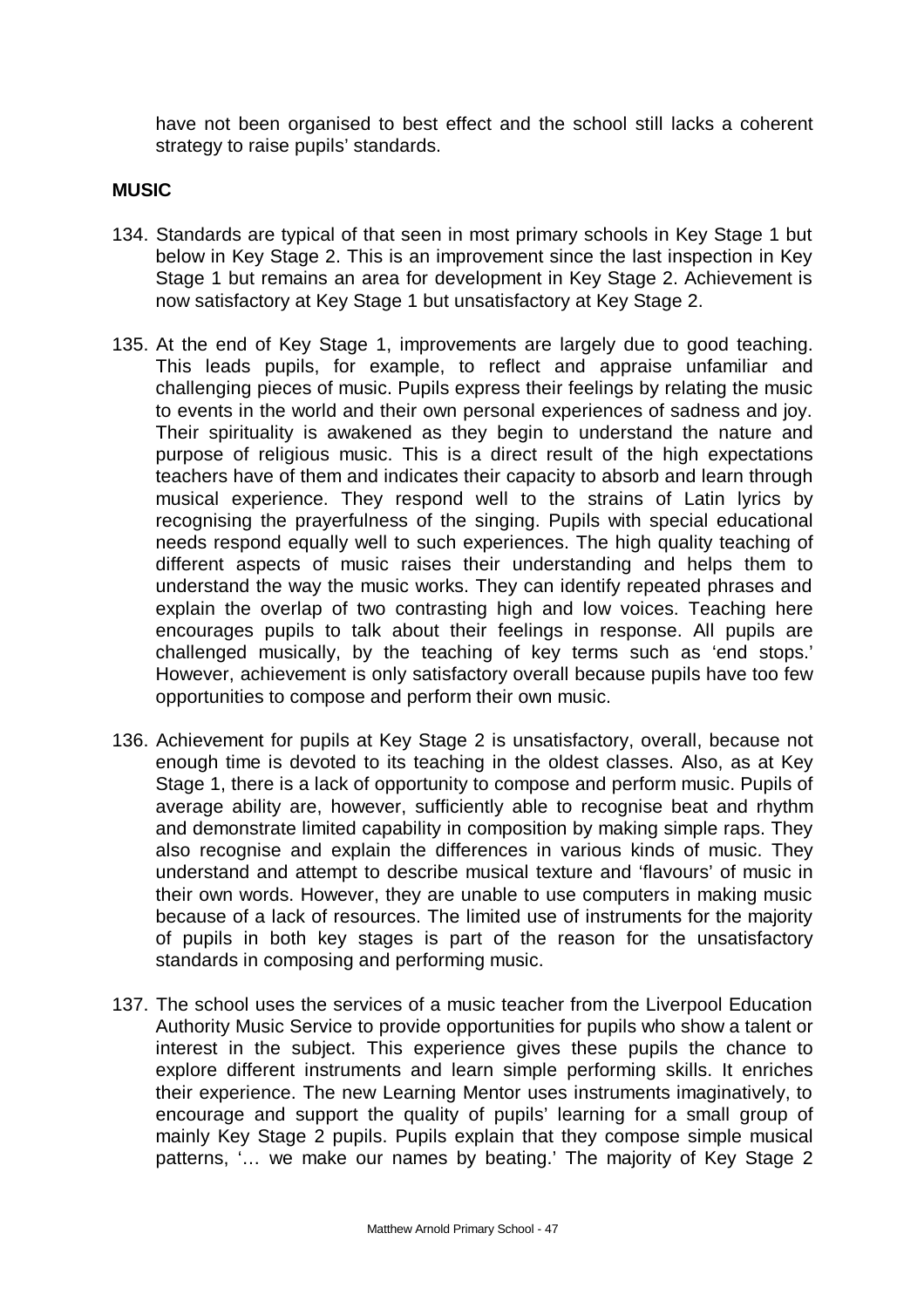have not been organised to best effect and the school still lacks a coherent strategy to raise pupils' standards.

**MUSIC**

134. Standards are typical of that seen in most primary schools in Key Stage 1 but below in Key Stage 2. This is an improvement since the last inspection in Key Stage 1 but remains an area for development in Key Stage 2. Achievement is now satisfactory at Key Stage 1 but unsatisfactory at Key Stage 2.

135. At the end of Key Stage 1, improvements are largely due to good teaching. This leads pupils, for example, to reflect and appraise unfamiliar and challenging pieces of music. Pupils express their feelings by relating the music to events in the world and their own personal experiences of sadness and joy. Their spirituality is awakened as they begin to understand the nature and purpose of religious music. This is a direct result of the high expectations teachers have of them and indicates their capacity to absorb and learn through musical experience. They respond well to the strains of Latin lyrics by recognising the prayerfulness of the singing. Pupils with special educational needs respond equally well to such experiences. The high quality teaching of different aspects of music raises their understanding and helps them to understand the way the music works. They can identify repeated phrases and explain the overlap of two contrasting high and low voices. Teaching here encourages pupils to talk about their feelings in response. All pupils are challenged musically, by the teaching of key terms such as 'end stops.' However, achievement is only satisfactory overall because pupils have too few opportunities to compose and perform their own music.

136. Achievement for pupils at Key Stage 2 is unsatisfactory, overall, because not enough time is devoted to its teaching in the oldest classes. Also, as at Key Stage 1, there is a lack of opportunity to compose and perform music. Pupils of average ability are, however, sufficiently able to recognise beat and rhythm and demonstrate limited capability in composition by making simple raps. They also recognise and explain the differences in various kinds of music. They understand and attempt to describe musical texture and 'flavours' of music in their own words. However, they are unable to use computers in making music because of a lack of resources. The limited use of instruments for the majority of pupils in both key stages is part of the reason for the unsatisfactory standards in composing and performing music.

137. The school uses the services of a music teacher from the Liverpool Education Authority Music Service to provide opportunities for pupils who show a talent or interest in the subject. This experience gives these pupils the chance to explore different instruments and learn simple performing skills. It enriches their experience. The new Learning Mentor uses instruments imaginatively, to encourage and support the quality of pupils' learning for a small group of mainly Key Stage 2 pupils. Pupils explain that they compose simple musical patterns, '… we make our names by beating.' The majority of Key Stage 2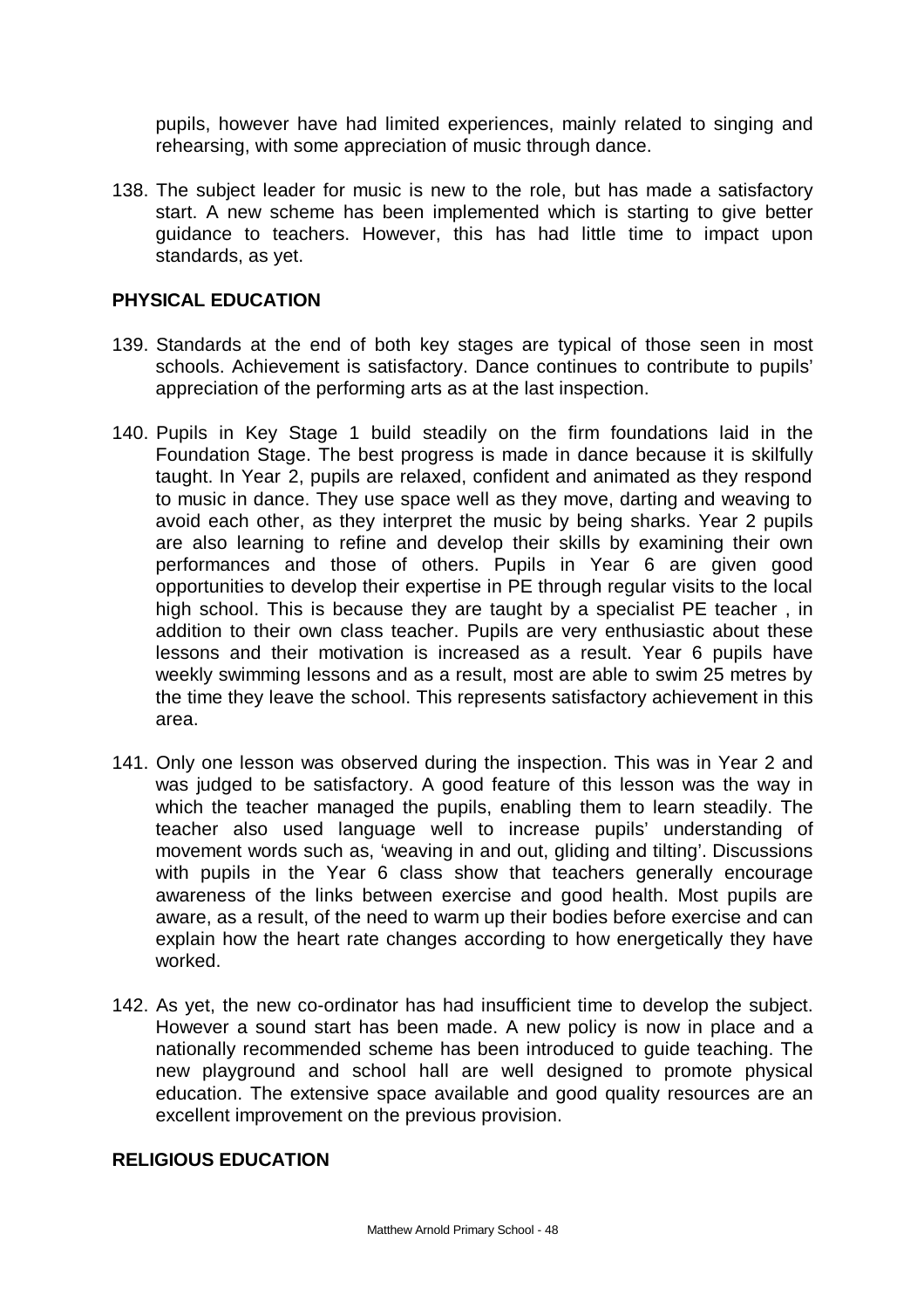pupils, however have had limited experiences, mainly related to singing and rehearsing, with some appreciation of music through dance.

138. The subject leader for music is new to the role, but has made a satisfactory start. A new scheme has been implemented which is starting to give better guidance to teachers. However, this has had little time to impact upon standards, as yet.

## PHYSICAL EDUCATION

139. Standards at the end of both key stages are typical of those seen in most schools. Achievement is satisfactory. Dance continues to contribute to pupils' appreciation of the performing arts as at the last inspection.

140. Pupils in Key Stage 1 build steadily on the firm foundations laid in the Foundation Stage. The best progress is made in dance because it is skilfully taught. In Year 2, pupils are relaxed, confident and animated as they respond to music in dance. They use space well as they move, darting and weaving to avoid each other, as they interpret the music by being sharks. Year 2 pupils are also learning to refine and develop their skills by examining their own performances and those of others. Pupils in Year 6 are given good opportunities to develop their expertise in PE through regular visits to the local high school. This is because they are taught by a specialist PE teacher , in addition to their own class teacher. Pupils are very enthusiastic about these lessons and their motivation is increased as a result. Year 6 pupils have weekly swimming lessons and as a result, most are able to swim 25 metres by the time they leave the school. This represents satisfactory achievement in this area.

141. Only one lesson was observed during the inspection. This was in Year 2 and was judged to be satisfactory. A good feature of this lesson was the way in which the teacher managed the pupils, enabling them to learn steadily. The teacher also used language well to increase pupils' understanding of movement words such as, 'weaving in and out, gliding and tilting'. Discussions with pupils in the Year 6 class show that teachers generally encourage awareness of the links between exercise and good health. Most pupils are aware, as a result, of the need to warm up their bodies before exercise and can explain how the heart rate changes according to how energetically they have worked.

142. As yet, the new co-ordinator has had insufficient time to develop the subject. However a sound start has been made. A new policy is now in place and a nationally recommended scheme has been introduced to guide teaching. The new playground and school hall are well designed to promote physical education. The extensive space available and good quality resources are an excellent improvement on the previous provision.

## RELIGIOUS EDUCATION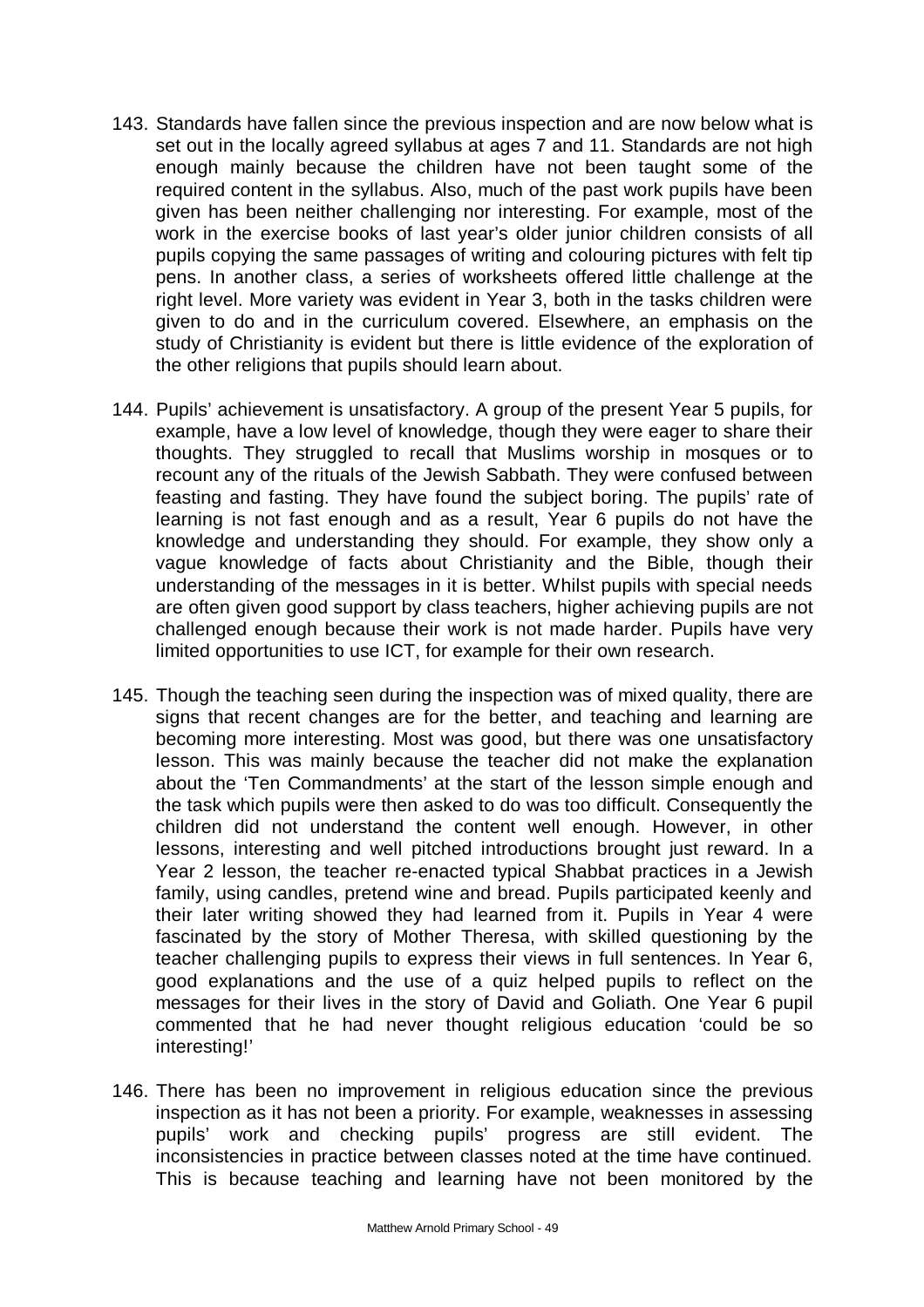143. Standards have fallen since the previous inspection and are now below what is set out in the locally agreed syllabus at ages 7 and 11. Standards are not high enough mainly because the children have not been taught some of the required content in the syllabus. Also, much of the past work pupils have been given has been neither challenging nor interesting. For example, most of the work in the exercise books of last year's older junior children consists of all pupils copying the same passages of writing and colouring pictures with felt tip pens. In another class, a series of worksheets offered little challenge at the right level. More variety was evident in Year 3, both in the tasks children were given to do and in the curriculum covered. Elsewhere, an emphasis on the study of Christianity is evident but there is little evidence of the exploration of the other religions that pupils should learn about.

144. Pupils' achievement is unsatisfactory. A group of the present Year 5 pupils, for example, have a low level of knowledge, though they were eager to share their thoughts. They struggled to recall that Muslims worship in mosques or to recount any of the rituals of the Jewish Sabbath. They were confused between feasting and fasting. They have found the subject boring. The pupils' rate of learning is not fast enough and as a result, Year 6 pupils do not have the knowledge and understanding they should. For example, they show only a vague knowledge of facts about Christianity and the Bible, though their understanding of the messages in it is better. Whilst pupils with special needs are often given good support by class teachers, higher achieving pupils are not challenged enough because their work is not made harder. Pupils have very limited opportunities to use ICT, for example for their own research.

145. Though the teaching seen during the inspection was of mixed quality, there are signs that recent changes are for the better, and teaching and learning are becoming more interesting. Most was good, but there was one unsatisfactory lesson. This was mainly because the teacher did not make the explanation about the 'Ten Commandments' at the start of the lesson simple enough and the task which pupils were then asked to do was too difficult. Consequently the children did not understand the content well enough. However, in other lessons, interesting and well pitched introductions brought just reward. In a Year 2 lesson, the teacher re-enacted typical Shabbat practices in a Jewish family, using candles, pretend wine and bread. Pupils participated keenly and their later writing showed they had learned from it. Pupils in Year 4 were fascinated by the story of Mother Theresa, with skilled questioning by the teacher challenging pupils to express their views in full sentences. In Year 6, good explanations and the use of a quiz helped pupils to reflect on the messages for their lives in the story of David and Goliath. One Year 6 pupil commented that he had never thought religious education 'could be so interesting!'

146. There has been no improvement in religious education since the previous inspection as it has not been a priority. For example, weaknesses in assessing pupils' work and checking pupils' progress are still evident. The inconsistencies in practice between classes noted at the time have continued. This is because teaching and learning have not been monitored by the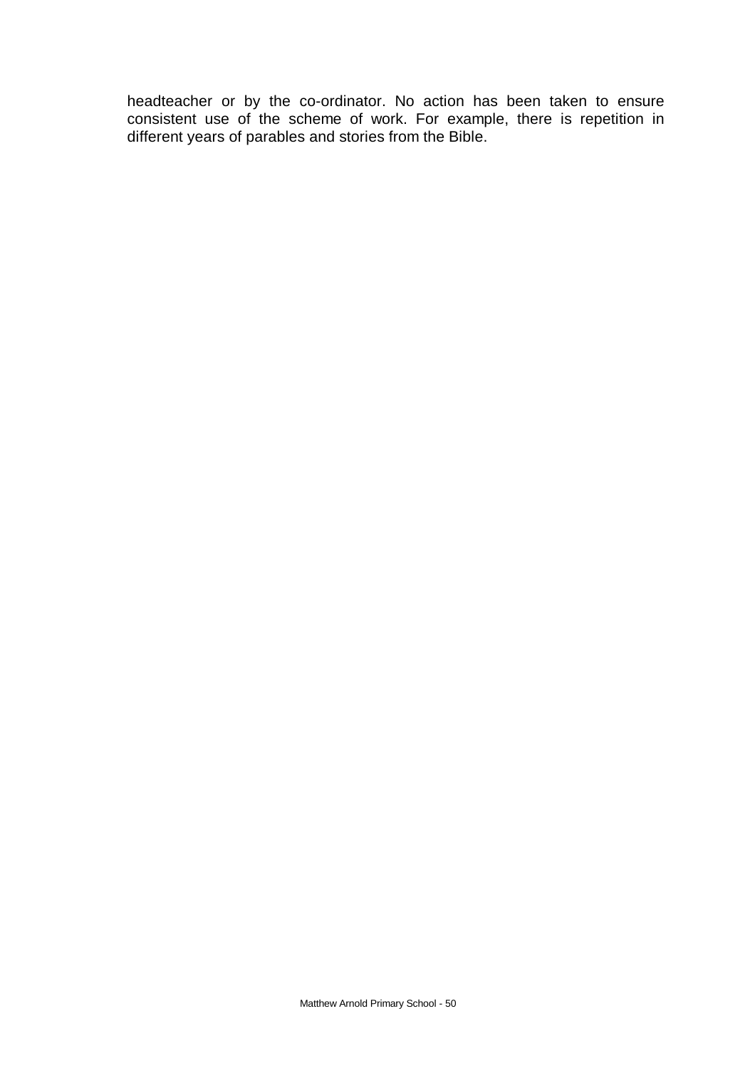headteacher or by the co-ordinator. No action has been taken to ensure consistent use of the scheme of work. For example, there is repetition in different years of parables and stories from the Bible.